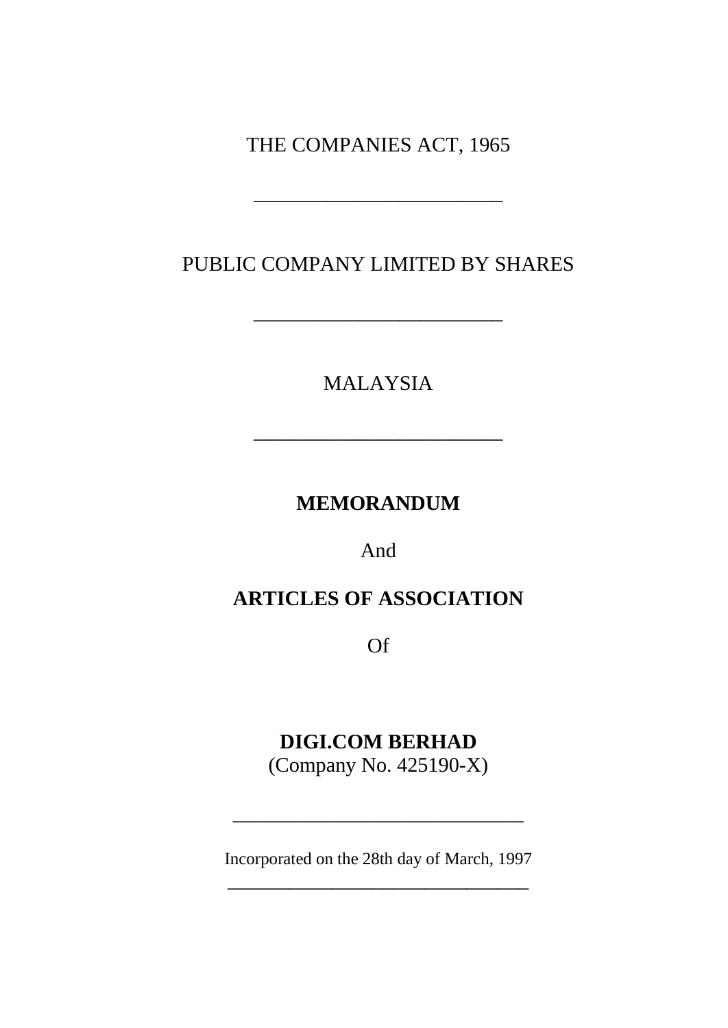THE COMPANIES ACT, 1965

---

PUBLIC COMPANY LIMITED BY SHARES

---

MALAYSIA

---

**MEMORANDUM**

And

**ARTICLES OF ASSOCIATION**

Of

**DIGI.COM BERHAD**
(Company No. 425190-X)

---

Incorporated on the 28th day of March, 1997

---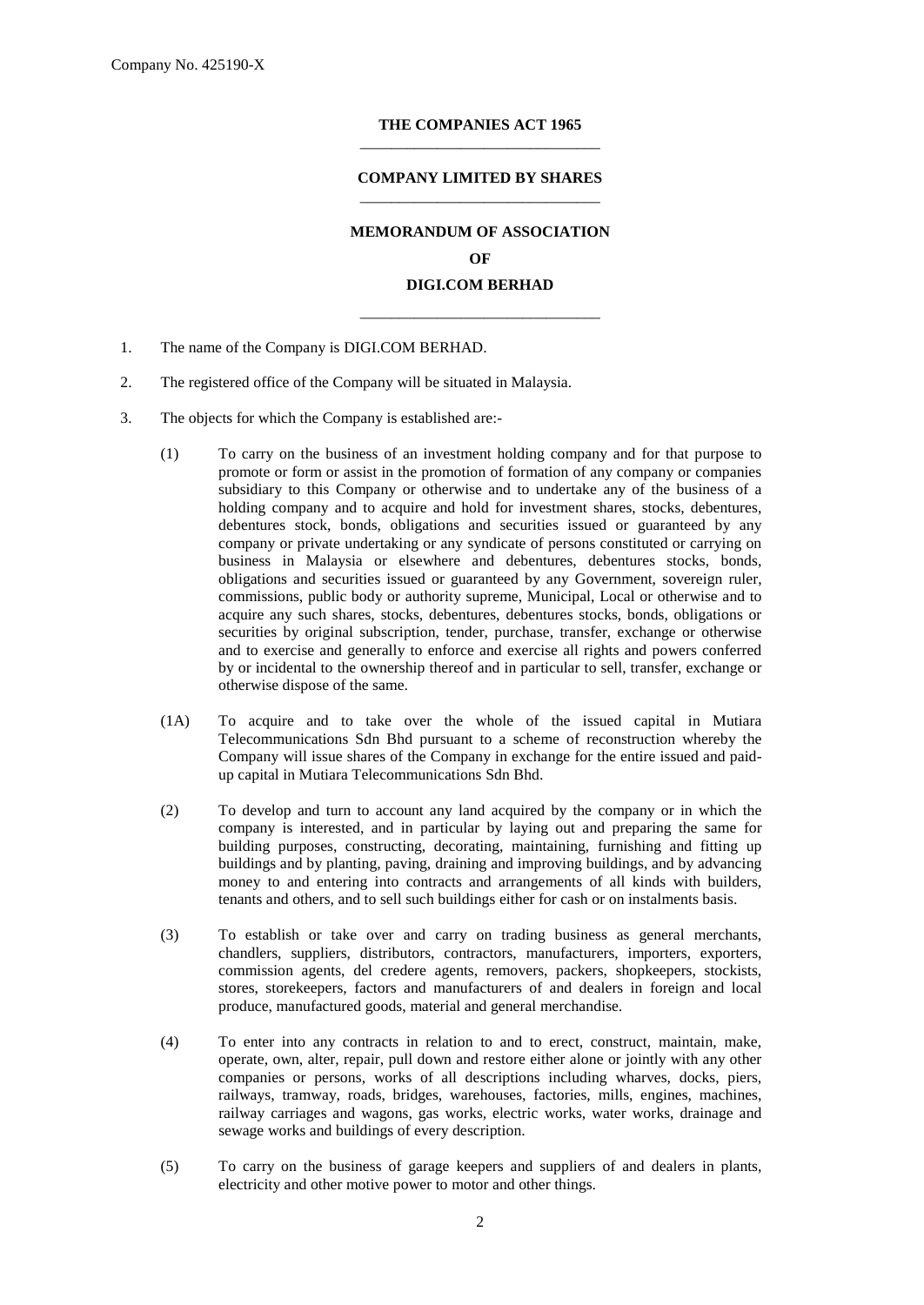Company No. 425190-X

**THE COMPANIES ACT 1965**

**COMPANY LIMITED BY SHARES**

**MEMORANDUM OF ASSOCIATION**

**OF**

**DIGI.COM BERHAD**

1. The name of the Company is DIGI.COM BERHAD.

2. The registered office of the Company will be situated in Malaysia.

3. The objects for which the Company is established are:-

   (1) To carry on the business of an investment holding company and for that purpose to promote or form or assist in the promotion of formation of any company or companies subsidiary to this Company or otherwise and to undertake any of the business of a holding company and to acquire and hold for investment shares, stocks, debentures, debentures stock, bonds, obligations and securities issued or guaranteed by any company or private undertaking or any syndicate of persons constituted or carrying on business in Malaysia or elsewhere and debentures, debentures stocks, bonds, obligations and securities issued or guaranteed by any Government, sovereign ruler, commissions, public body or authority supreme, Municipal, Local or otherwise and to acquire any such shares, stocks, debentures, debentures stocks, bonds, obligations or securities by original subscription, tender, purchase, transfer, exchange or otherwise and to exercise and generally to enforce and exercise all rights and powers conferred by or incidental to the ownership thereof and in particular to sell, transfer, exchange or otherwise dispose of the same.

   (1A) To acquire and to take over the whole of the issued capital in Mutiara Telecommunications Sdn Bhd pursuant to a scheme of reconstruction whereby the Company will issue shares of the Company in exchange for the entire issued and paid-up capital in Mutiara Telecommunications Sdn Bhd.

   (2) To develop and turn to account any land acquired by the company or in which the company is interested, and in particular by laying out and preparing the same for building purposes, constructing, decorating, maintaining, furnishing and fitting up buildings and by planting, paving, draining and improving buildings, and by advancing money to and entering into contracts and arrangements of all kinds with builders, tenants and others, and to sell such buildings either for cash or on instalments basis.

   (3) To establish or take over and carry on trading business as general merchants, chandlers, suppliers, distributors, contractors, manufacturers, importers, exporters, commission agents, del credere agents, removers, packers, shopkeepers, stockists, stores, storekeepers, factors and manufacturers of and dealers in foreign and local produce, manufactured goods, material and general merchandise.

   (4) To enter into any contracts in relation to and to erect, construct, maintain, make, operate, own, alter, repair, pull down and restore either alone or jointly with any other companies or persons, works of all descriptions including wharves, docks, piers, railways, tramway, roads, bridges, warehouses, factories, mills, engines, machines, railway carriages and wagons, gas works, electric works, water works, drainage and sewage works and buildings of every description.

   (5) To carry on the business of garage keepers and suppliers of and dealers in plants, electricity and other motive power to motor and other things.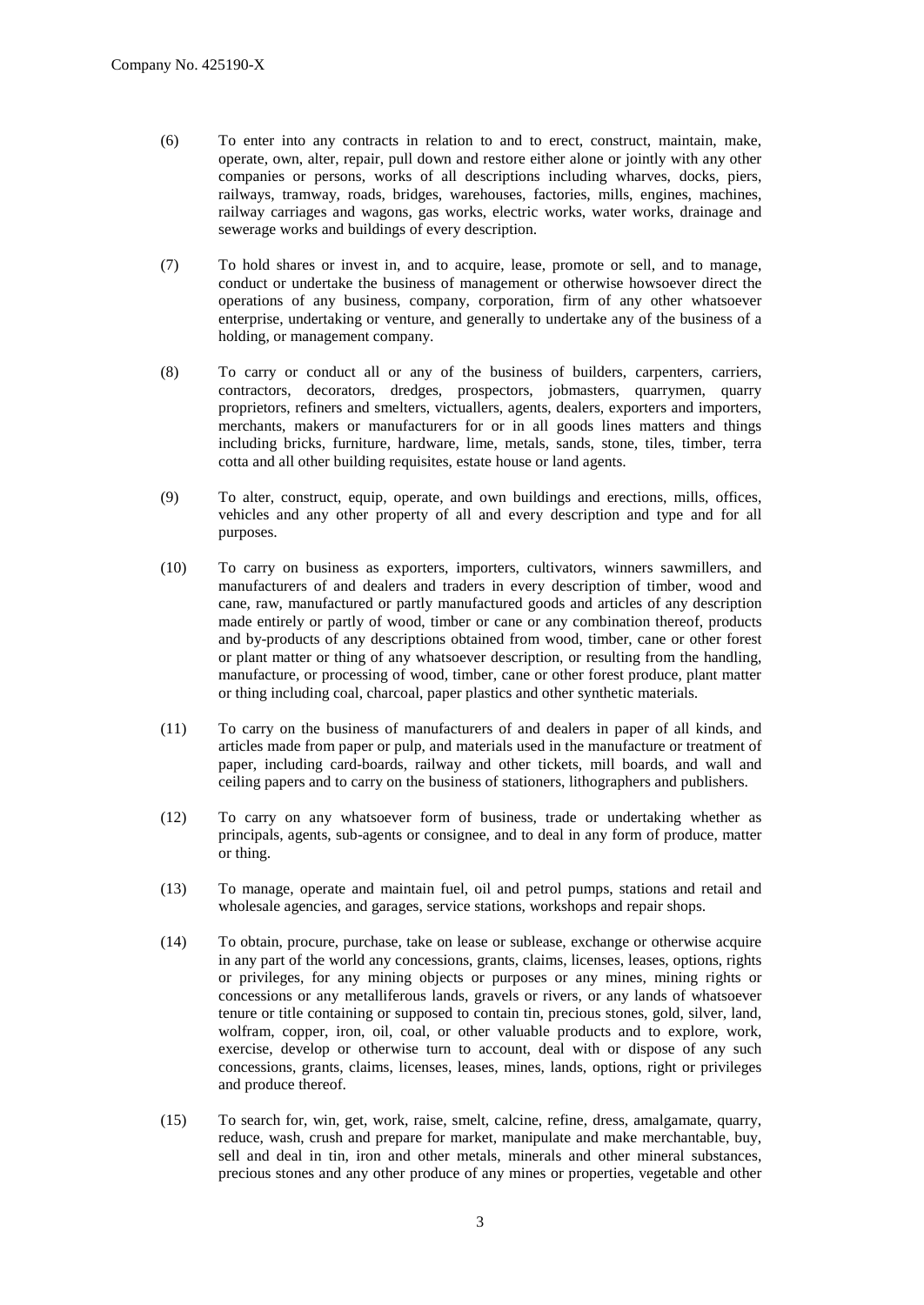(6) To enter into any contracts in relation to and to erect, construct, maintain, make, operate, own, alter, repair, pull down and restore either alone or jointly with any other companies or persons, works of all descriptions including wharves, docks, piers, railways, tramway, roads, bridges, warehouses, factories, mills, engines, machines, railway carriages and wagons, gas works, electric works, water works, drainage and sewerage works and buildings of every description.

(7) To hold shares or invest in, and to acquire, lease, promote or sell, and to manage, conduct or undertake the business of management or otherwise howsoever direct the operations of any business, company, corporation, firm of any other whatsoever enterprise, undertaking or venture, and generally to undertake any of the business of a holding, or management company.

(8) To carry or conduct all or any of the business of builders, carpenters, carriers, contractors, decorators, dredges, prospectors, jobmasters, quarrymen, quarry proprietors, refiners and smelters, victuallers, agents, dealers, exporters and importers, merchants, makers or manufacturers for or in all goods lines matters and things including bricks, furniture, hardware, lime, metals, sands, stone, tiles, timber, terra cotta and all other building requisites, estate house or land agents.

(9) To alter, construct, equip, operate, and own buildings and erections, mills, offices, vehicles and any other property of all and every description and type and for all purposes.

(10) To carry on business as exporters, importers, cultivators, winners sawmillers, and manufacturers of and dealers and traders in every description of timber, wood and cane, raw, manufactured or partly manufactured goods and articles of any description made entirely or partly of wood, timber or cane or any combination thereof, products and by-products of any descriptions obtained from wood, timber, cane or other forest or plant matter or thing of any whatsoever description, or resulting from the handling, manufacture, or processing of wood, timber, cane or other forest produce, plant matter or thing including coal, charcoal, paper plastics and other synthetic materials.

(11) To carry on the business of manufacturers of and dealers in paper of all kinds, and articles made from paper or pulp, and materials used in the manufacture or treatment of paper, including card-boards, railway and other tickets, mill boards, and wall and ceiling papers and to carry on the business of stationers, lithographers and publishers.

(12) To carry on any whatsoever form of business, trade or undertaking whether as principals, agents, sub-agents or consignee, and to deal in any form of produce, matter or thing.

(13) To manage, operate and maintain fuel, oil and petrol pumps, stations and retail and wholesale agencies, and garages, service stations, workshops and repair shops.

(14) To obtain, procure, purchase, take on lease or sublease, exchange or otherwise acquire in any part of the world any concessions, grants, claims, licenses, leases, options, rights or privileges, for any mining objects or purposes or any mines, mining rights or concessions or any metalliferous lands, gravels or rivers, or any lands of whatsoever tenure or title containing or supposed to contain tin, precious stones, gold, silver, land, wolfram, copper, iron, oil, coal, or other valuable products and to explore, work, exercise, develop or otherwise turn to account, deal with or dispose of any such concessions, grants, claims, licenses, leases, mines, lands, options, right or privileges and produce thereof.

(15) To search for, win, get, work, raise, smelt, calcine, refine, dress, amalgamate, quarry, reduce, wash, crush and prepare for market, manipulate and make merchantable, buy, sell and deal in tin, iron and other metals, minerals and other mineral substances, precious stones and any other produce of any mines or properties, vegetable and other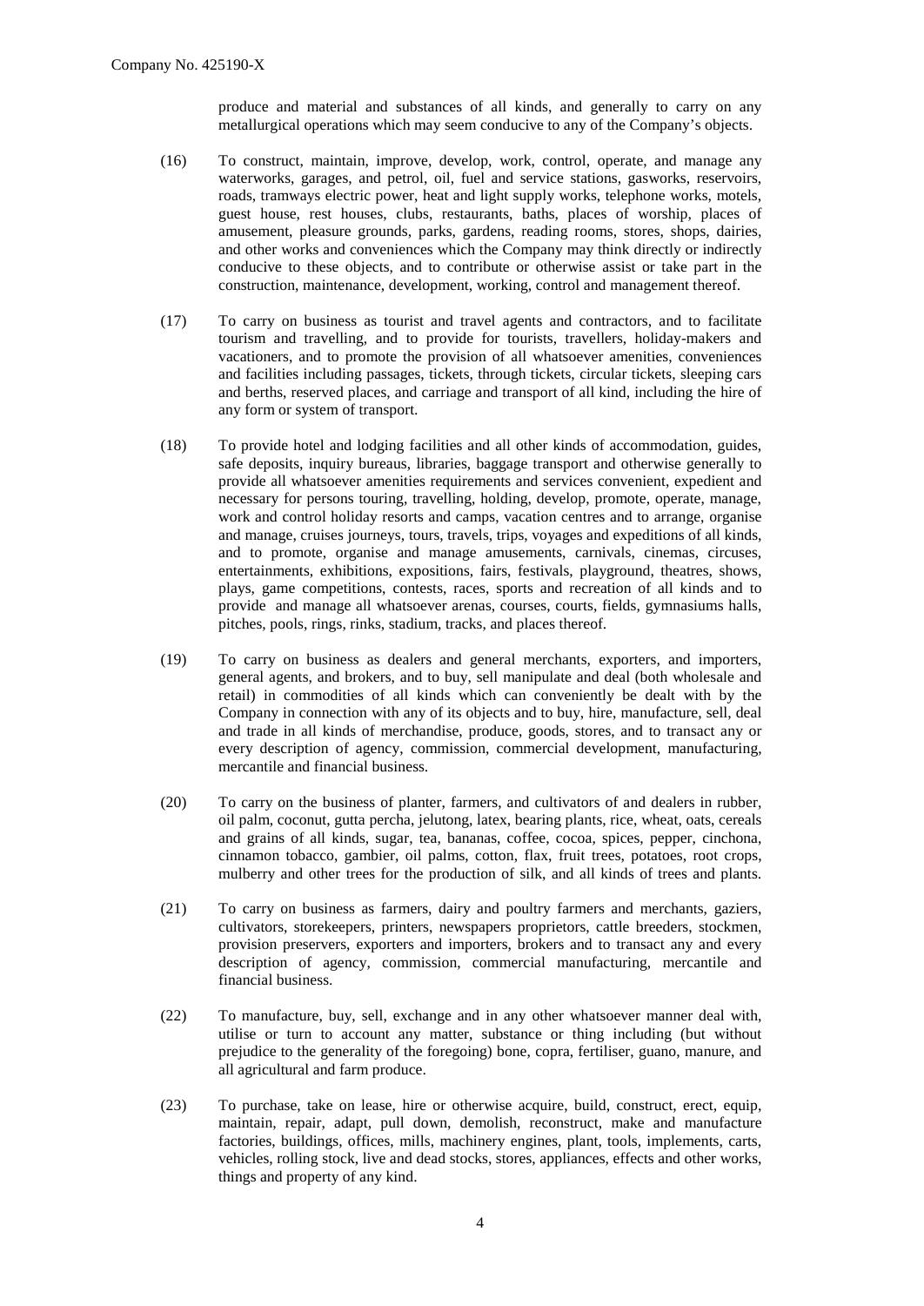produce and material and substances of all kinds, and generally to carry on any metallurgical operations which may seem conducive to any of the Company's objects.

(16) To construct, maintain, improve, develop, work, control, operate, and manage any waterworks, garages, and petrol, oil, fuel and service stations, gasworks, reservoirs, roads, tramways electric power, heat and light supply works, telephone works, motels, guest house, rest houses, clubs, restaurants, baths, places of worship, places of amusement, pleasure grounds, parks, gardens, reading rooms, stores, shops, dairies, and other works and conveniences which the Company may think directly or indirectly conducive to these objects, and to contribute or otherwise assist or take part in the construction, maintenance, development, working, control and management thereof.

(17) To carry on business as tourist and travel agents and contractors, and to facilitate tourism and travelling, and to provide for tourists, travellers, holiday-makers and vacationers, and to promote the provision of all whatsoever amenities, conveniences and facilities including passages, tickets, through tickets, circular tickets, sleeping cars and berths, reserved places, and carriage and transport of all kind, including the hire of any form or system of transport.

(18) To provide hotel and lodging facilities and all other kinds of accommodation, guides, safe deposits, inquiry bureaus, libraries, baggage transport and otherwise generally to provide all whatsoever amenities requirements and services convenient, expedient and necessary for persons touring, travelling, holding, develop, promote, operate, manage, work and control holiday resorts and camps, vacation centres and to arrange, organise and manage, cruises journeys, tours, travels, trips, voyages and expeditions of all kinds, and to promote, organise and manage amusements, carnivals, cinemas, circuses, entertainments, exhibitions, expositions, fairs, festivals, playground, theatres, shows, plays, game competitions, contests, races, sports and recreation of all kinds and to provide and manage all whatsoever arenas, courses, courts, fields, gymnasiums halls, pitches, pools, rings, rinks, stadium, tracks, and places thereof.

(19) To carry on business as dealers and general merchants, exporters, and importers, general agents, and brokers, and to buy, sell manipulate and deal (both wholesale and retail) in commodities of all kinds which can conveniently be dealt with by the Company in connection with any of its objects and to buy, hire, manufacture, sell, deal and trade in all kinds of merchandise, produce, goods, stores, and to transact any or every description of agency, commission, commercial development, manufacturing, mercantile and financial business.

(20) To carry on the business of planter, farmers, and cultivators of and dealers in rubber, oil palm, coconut, gutta percha, jelutong, latex, bearing plants, rice, wheat, oats, cereals and grains of all kinds, sugar, tea, bananas, coffee, cocoa, spices, pepper, cinchona, cinnamon tobacco, gambier, oil palms, cotton, flax, fruit trees, potatoes, root crops, mulberry and other trees for the production of silk, and all kinds of trees and plants.

(21) To carry on business as farmers, dairy and poultry farmers and merchants, gaziers, cultivators, storekeepers, printers, newspapers proprietors, cattle breeders, stockmen, provision preservers, exporters and importers, brokers and to transact any and every description of agency, commission, commercial manufacturing, mercantile and financial business.

(22) To manufacture, buy, sell, exchange and in any other whatsoever manner deal with, utilise or turn to account any matter, substance or thing including (but without prejudice to the generality of the foregoing) bone, copra, fertiliser, guano, manure, and all agricultural and farm produce.

(23) To purchase, take on lease, hire or otherwise acquire, build, construct, erect, equip, maintain, repair, adapt, pull down, demolish, reconstruct, make and manufacture factories, buildings, offices, mills, machinery engines, plant, tools, implements, carts, vehicles, rolling stock, live and dead stocks, stores, appliances, effects and other works, things and property of any kind.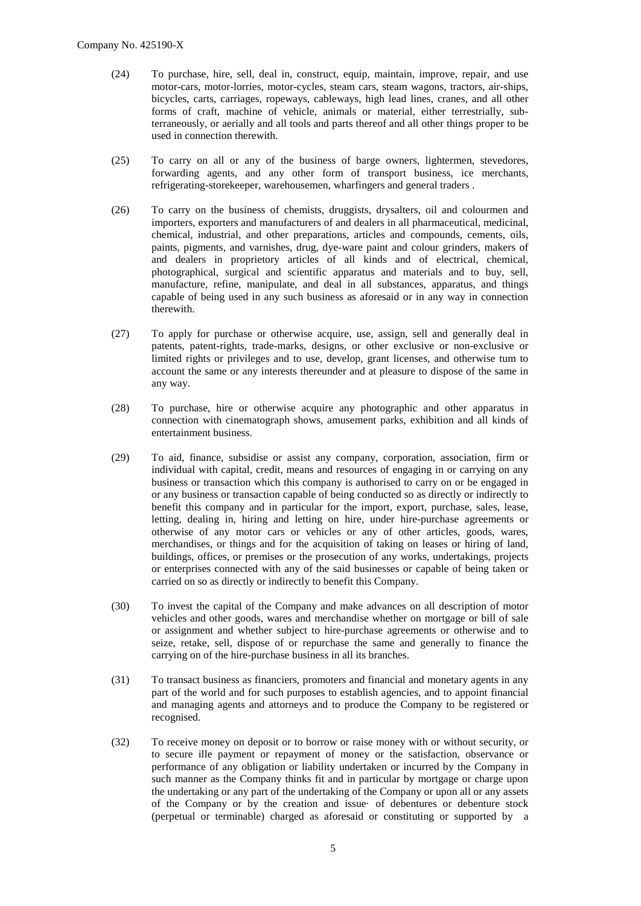(24) To purchase, hire, sell, deal in, construct, equip, maintain, improve, repair, and use motor-cars, motor-lorries, motor-cycles, steam cars, steam wagons, tractors, air-ships, bicycles, carts, carriages, ropeways, cableways, high lead lines, cranes, and all other forms of craft, machine of vehicle, animals or material, either terrestrially, sub-terraneously, or aerially and all tools and parts thereof and all other things proper to be used in connection therewith.

(25) To carry on all or any of the business of barge owners, lightermen, stevedores, forwarding agents, and any other form of transport business, ice merchants, refrigerating-storekeeper, warehousemen, wharfingers and general traders .

(26) To carry on the business of chemists, druggists, drysalters, oil and colourmen and importers, exporters and manufacturers of and dealers in all pharmaceutical, medicinal, chemical, industrial, and other preparations, articles and compounds, cements, oils, paints, pigments, and varnishes, drug, dye-ware paint and colour grinders, makers of and dealers in proprietory articles of all kinds and of electrical, chemical, photographical, surgical and scientific apparatus and materials and to buy, sell, manufacture, refine, manipulate, and deal in all substances, apparatus, and things capable of being used in any such business as aforesaid or in any way in connection therewith.

(27) To apply for purchase or otherwise acquire, use, assign, sell and generally deal in patents, patent-rights, trade-marks, designs, or other exclusive or non-exclusive or limited rights or privileges and to use, develop, grant licenses, and otherwise tum to account the same or any interests thereunder and at pleasure to dispose of the same in any way.

(28) To purchase, hire or otherwise acquire any photographic and other apparatus in connection with cinematograph shows, amusement parks, exhibition and all kinds of entertainment business.

(29) To aid, finance, subsidise or assist any company, corporation, association, firm or individual with capital, credit, means and resources of engaging in or carrying on any business or transaction which this company is authorised to carry on or be engaged in or any business or transaction capable of being conducted so as directly or indirectly to benefit this company and in particular for the import, export, purchase, sales, lease, letting, dealing in, hiring and letting on hire, under hire-purchase agreements or otherwise of any motor cars or vehicles or any of other articles, goods, wares, merchandises, or things and for the acquisition of taking on leases or hiring of land, buildings, offices, or premises or the prosecution of any works, undertakings, projects or enterprises connected with any of the said businesses or capable of being taken or carried on so as directly or indirectly to benefit this Company.

(30) To invest the capital of the Company and make advances on all description of motor vehicles and other goods, wares and merchandise whether on mortgage or bill of sale or assignment and whether subject to hire-purchase agreements or otherwise and to seize, retake, sell, dispose of or repurchase the same and generally to finance the carrying on of the hire-purchase business in all its branches.

(31) To transact business as financiers, promoters and financial and monetary agents in any part of the world and for such purposes to establish agencies, and to appoint financial and managing agents and attorneys and to produce the Company to be registered or recognised.

(32) To receive money on deposit or to borrow or raise money with or without security, or to secure ille payment or repayment of money or the satisfaction, observance or performance of any obligation or liability undertaken or incurred by the Company in such manner as the Company thinks fit and in particular by mortgage or charge upon the undertaking or any part of the undertaking of the Company or upon all or any assets of the Company or by the creation and issue· of debentures or debenture stock (perpetual or terminable) charged as aforesaid or constituting or supported by a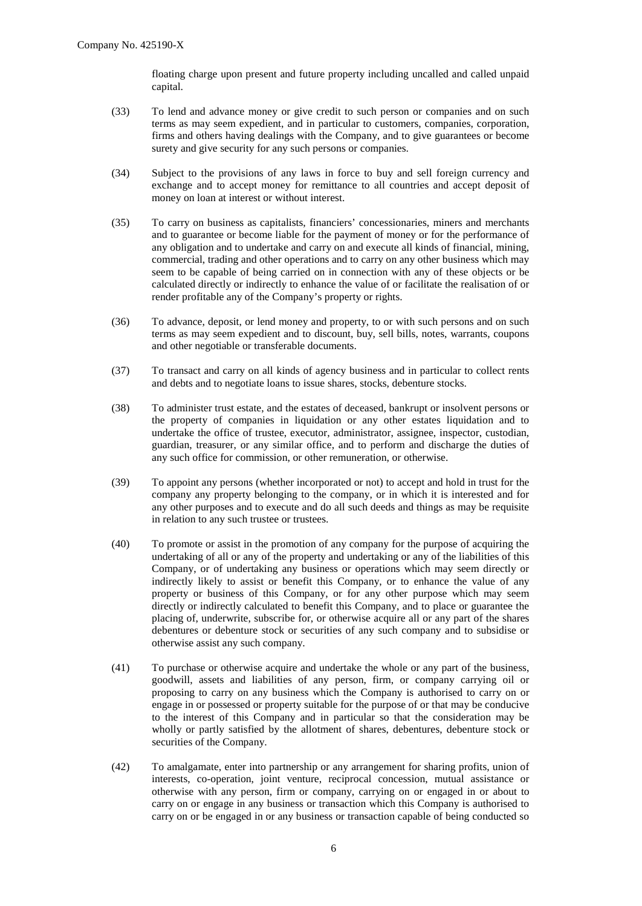floating charge upon present and future property including uncalled and called unpaid capital.

(33) To lend and advance money or give credit to such person or companies and on such terms as may seem expedient, and in particular to customers, companies, corporation, firms and others having dealings with the Company, and to give guarantees or become surety and give security for any such persons or companies.

(34) Subject to the provisions of any laws in force to buy and sell foreign currency and exchange and to accept money for remittance to all countries and accept deposit of money on loan at interest or without interest.

(35) To carry on business as capitalists, financiers' concessionaries, miners and merchants and to guarantee or become liable for the payment of money or for the performance of any obligation and to undertake and carry on and execute all kinds of financial, mining, commercial, trading and other operations and to carry on any other business which may seem to be capable of being carried on in connection with any of these objects or be calculated directly or indirectly to enhance the value of or facilitate the realisation of or render profitable any of the Company's property or rights.

(36) To advance, deposit, or lend money and property, to or with such persons and on such terms as may seem expedient and to discount, buy, sell bills, notes, warrants, coupons and other negotiable or transferable documents.

(37) To transact and carry on all kinds of agency business and in particular to collect rents and debts and to negotiate loans to issue shares, stocks, debenture stocks.

(38) To administer trust estate, and the estates of deceased, bankrupt or insolvent persons or the property of companies in liquidation or any other estates liquidation and to undertake the office of trustee, executor, administrator, assignee, inspector, custodian, guardian, treasurer, or any similar office, and to perform and discharge the duties of any such office for commission, or other remuneration, or otherwise.

(39) To appoint any persons (whether incorporated or not) to accept and hold in trust for the company any property belonging to the company, or in which it is interested and for any other purposes and to execute and do all such deeds and things as may be requisite in relation to any such trustee or trustees.

(40) To promote or assist in the promotion of any company for the purpose of acquiring the undertaking of all or any of the property and undertaking or any of the liabilities of this Company, or of undertaking any business or operations which may seem directly or indirectly likely to assist or benefit this Company, or to enhance the value of any property or business of this Company, or for any other purpose which may seem directly or indirectly calculated to benefit this Company, and to place or guarantee the placing of, underwrite, subscribe for, or otherwise acquire all or any part of the shares debentures or debenture stock or securities of any such company and to subsidise or otherwise assist any such company.

(41) To purchase or otherwise acquire and undertake the whole or any part of the business, goodwill, assets and liabilities of any person, firm, or company carrying oil or proposing to carry on any business which the Company is authorised to carry on or engage in or possessed or property suitable for the purpose of or that may be conducive to the interest of this Company and in particular so that the consideration may be wholly or partly satisfied by the allotment of shares, debentures, debenture stock or securities of the Company.

(42) To amalgamate, enter into partnership or any arrangement for sharing profits, union of interests, co-operation, joint venture, reciprocal concession, mutual assistance or otherwise with any person, firm or company, carrying on or engaged in or about to carry on or engage in any business or transaction which this Company is authorised to carry on or be engaged in or any business or transaction capable of being conducted so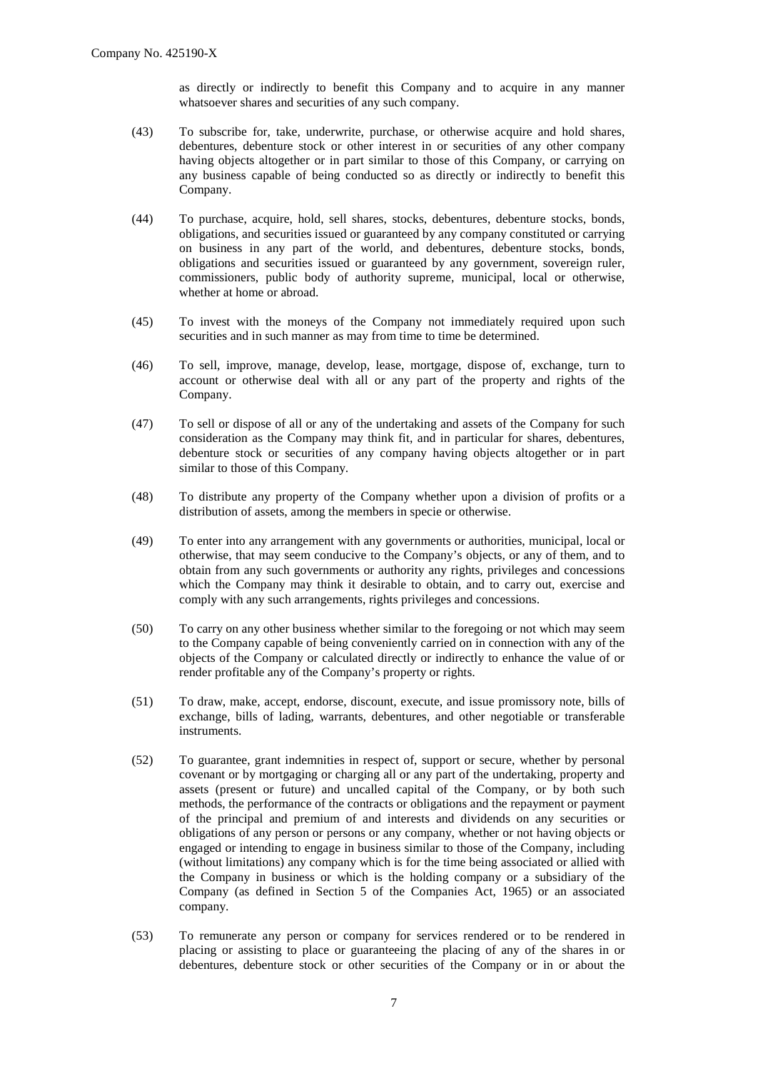as directly or indirectly to benefit this Company and to acquire in any manner whatsoever shares and securities of any such company.

(43) To subscribe for, take, underwrite, purchase, or otherwise acquire and hold shares, debentures, debenture stock or other interest in or securities of any other company having objects altogether or in part similar to those of this Company, or carrying on any business capable of being conducted so as directly or indirectly to benefit this Company.

(44) To purchase, acquire, hold, sell shares, stocks, debentures, debenture stocks, bonds, obligations, and securities issued or guaranteed by any company constituted or carrying on business in any part of the world, and debentures, debenture stocks, bonds, obligations and securities issued or guaranteed by any government, sovereign ruler, commissioners, public body of authority supreme, municipal, local or otherwise, whether at home or abroad.

(45) To invest with the moneys of the Company not immediately required upon such securities and in such manner as may from time to time be determined.

(46) To sell, improve, manage, develop, lease, mortgage, dispose of, exchange, turn to account or otherwise deal with all or any part of the property and rights of the Company.

(47) To sell or dispose of all or any of the undertaking and assets of the Company for such consideration as the Company may think fit, and in particular for shares, debentures, debenture stock or securities of any company having objects altogether or in part similar to those of this Company.

(48) To distribute any property of the Company whether upon a division of profits or a distribution of assets, among the members in specie or otherwise.

(49) To enter into any arrangement with any governments or authorities, municipal, local or otherwise, that may seem conducive to the Company's objects, or any of them, and to obtain from any such governments or authority any rights, privileges and concessions which the Company may think it desirable to obtain, and to carry out, exercise and comply with any such arrangements, rights privileges and concessions.

(50) To carry on any other business whether similar to the foregoing or not which may seem to the Company capable of being conveniently carried on in connection with any of the objects of the Company or calculated directly or indirectly to enhance the value of or render profitable any of the Company's property or rights.

(51) To draw, make, accept, endorse, discount, execute, and issue promissory note, bills of exchange, bills of lading, warrants, debentures, and other negotiable or transferable instruments.

(52) To guarantee, grant indemnities in respect of, support or secure, whether by personal covenant or by mortgaging or charging all or any part of the undertaking, property and assets (present or future) and uncalled capital of the Company, or by both such methods, the performance of the contracts or obligations and the repayment or payment of the principal and premium of and interests and dividends on any securities or obligations of any person or persons or any company, whether or not having objects or engaged or intending to engage in business similar to those of the Company, including (without limitations) any company which is for the time being associated or allied with the Company in business or which is the holding company or a subsidiary of the Company (as defined in Section 5 of the Companies Act, 1965) or an associated company.

(53) To remunerate any person or company for services rendered or to be rendered in placing or assisting to place or guaranteeing the placing of any of the shares in or debentures, debenture stock or other securities of the Company or in or about the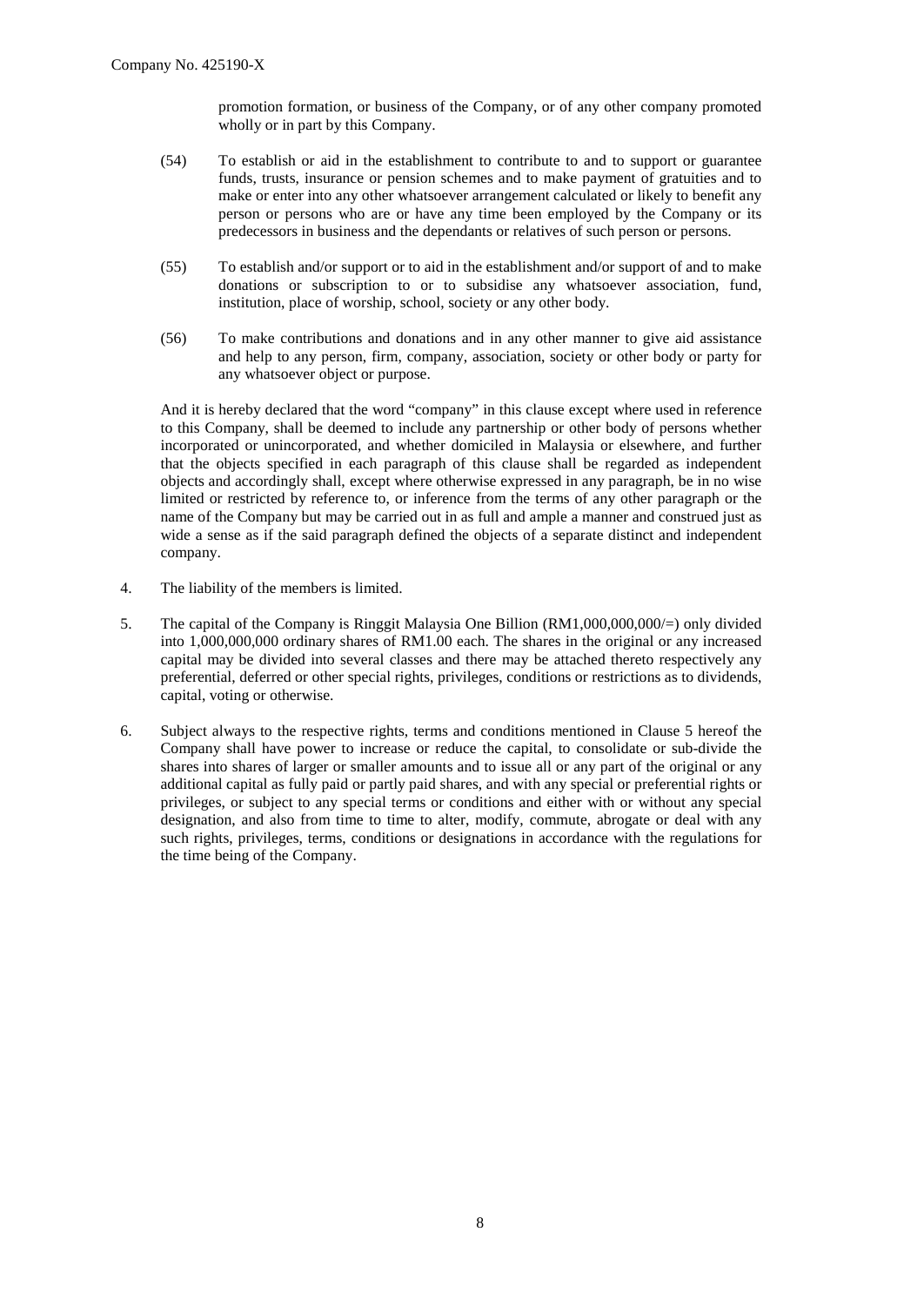promotion formation, or business of the Company, or of any other company promoted wholly or in part by this Company.

(54) To establish or aid in the establishment to contribute to and to support or guarantee funds, trusts, insurance or pension schemes and to make payment of gratuities and to make or enter into any other whatsoever arrangement calculated or likely to benefit any person or persons who are or have any time been employed by the Company or its predecessors in business and the dependants or relatives of such person or persons.

(55) To establish and/or support or to aid in the establishment and/or support of and to make donations or subscription to or to subsidise any whatsoever association, fund, institution, place of worship, school, society or any other body.

(56) To make contributions and donations and in any other manner to give aid assistance and help to any person, firm, company, association, society or other body or party for any whatsoever object or purpose.

And it is hereby declared that the word "company" in this clause except where used in reference to this Company, shall be deemed to include any partnership or other body of persons whether incorporated or unincorporated, and whether domiciled in Malaysia or elsewhere, and further that the objects specified in each paragraph of this clause shall be regarded as independent objects and accordingly shall, except where otherwise expressed in any paragraph, be in no wise limited or restricted by reference to, or inference from the terms of any other paragraph or the name of the Company but may be carried out in as full and ample a manner and construed just as wide a sense as if the said paragraph defined the objects of a separate distinct and independent company.

4. The liability of the members is limited.

5. The capital of the Company is Ringgit Malaysia One Billion (RM1,000,000,000/=) only divided into 1,000,000,000 ordinary shares of RM1.00 each. The shares in the original or any increased capital may be divided into several classes and there may be attached thereto respectively any preferential, deferred or other special rights, privileges, conditions or restrictions as to dividends, capital, voting or otherwise.

6. Subject always to the respective rights, terms and conditions mentioned in Clause 5 hereof the Company shall have power to increase or reduce the capital, to consolidate or sub-divide the shares into shares of larger or smaller amounts and to issue all or any part of the original or any additional capital as fully paid or partly paid shares, and with any special or preferential rights or privileges, or subject to any special terms or conditions and either with or without any special designation, and also from time to time to alter, modify, commute, abrogate or deal with any such rights, privileges, terms, conditions or designations in accordance with the regulations for the time being of the Company.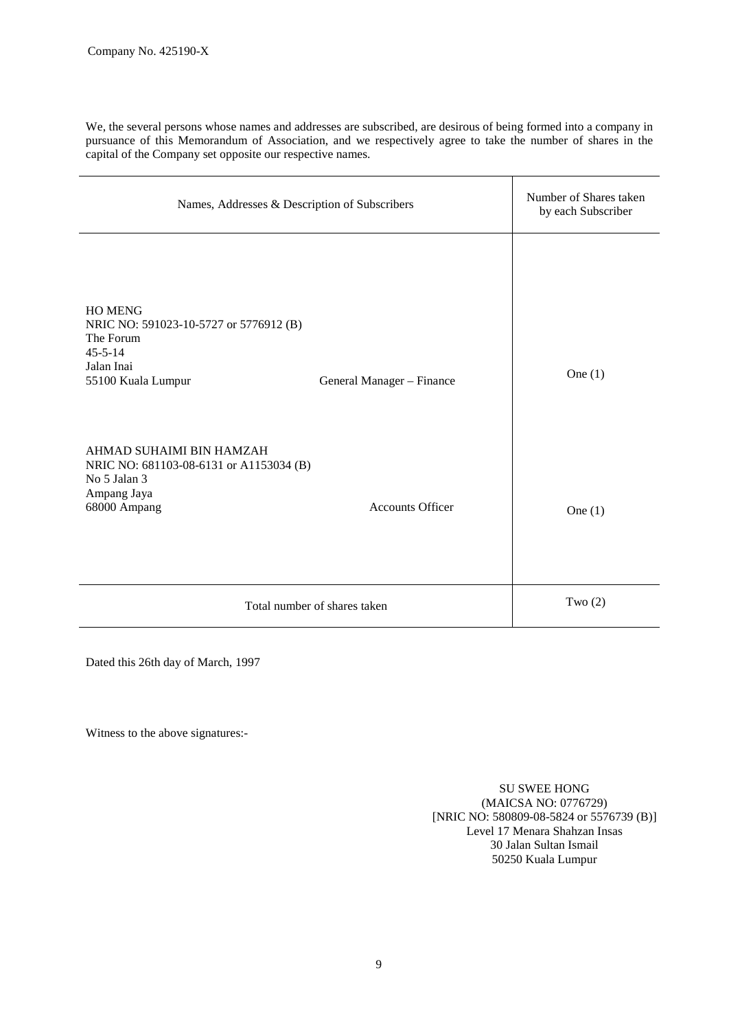Company No. 425190-X

We, the several persons whose names and addresses are subscribed, are desirous of being formed into a company in pursuance of this Memorandum of Association, and we respectively agree to take the number of shares in the capital of the Company set opposite our respective names.

| Names, Addresses & Description of Subscribers | | Number of Shares taken by each Subscriber |
|---|---|---|
| HO MENG<br>NRIC NO: 591023-10-5727 or 5776912 (B)<br>The Forum<br>45-5-14<br>Jalan Inai<br>55100 Kuala Lumpur | General Manager – Finance | One (1) |
| AHMAD SUHAIMI BIN HAMZAH<br>NRIC NO: 681103-08-6131 or A1153034 (B)<br>No 5 Jalan 3<br>Ampang Jaya<br>68000 Ampang | Accounts Officer | One (1) |
| Total number of shares taken | | Two (2) |

Dated this 26th day of March, 1997

Witness to the above signatures:-

SU SWEE HONG
(MAICSA NO: 0776729)
[NRIC NO: 580809-08-5824 or 5576739 (B)]
Level 17 Menara Shahzan Insas
30 Jalan Sultan Ismail
50250 Kuala Lumpur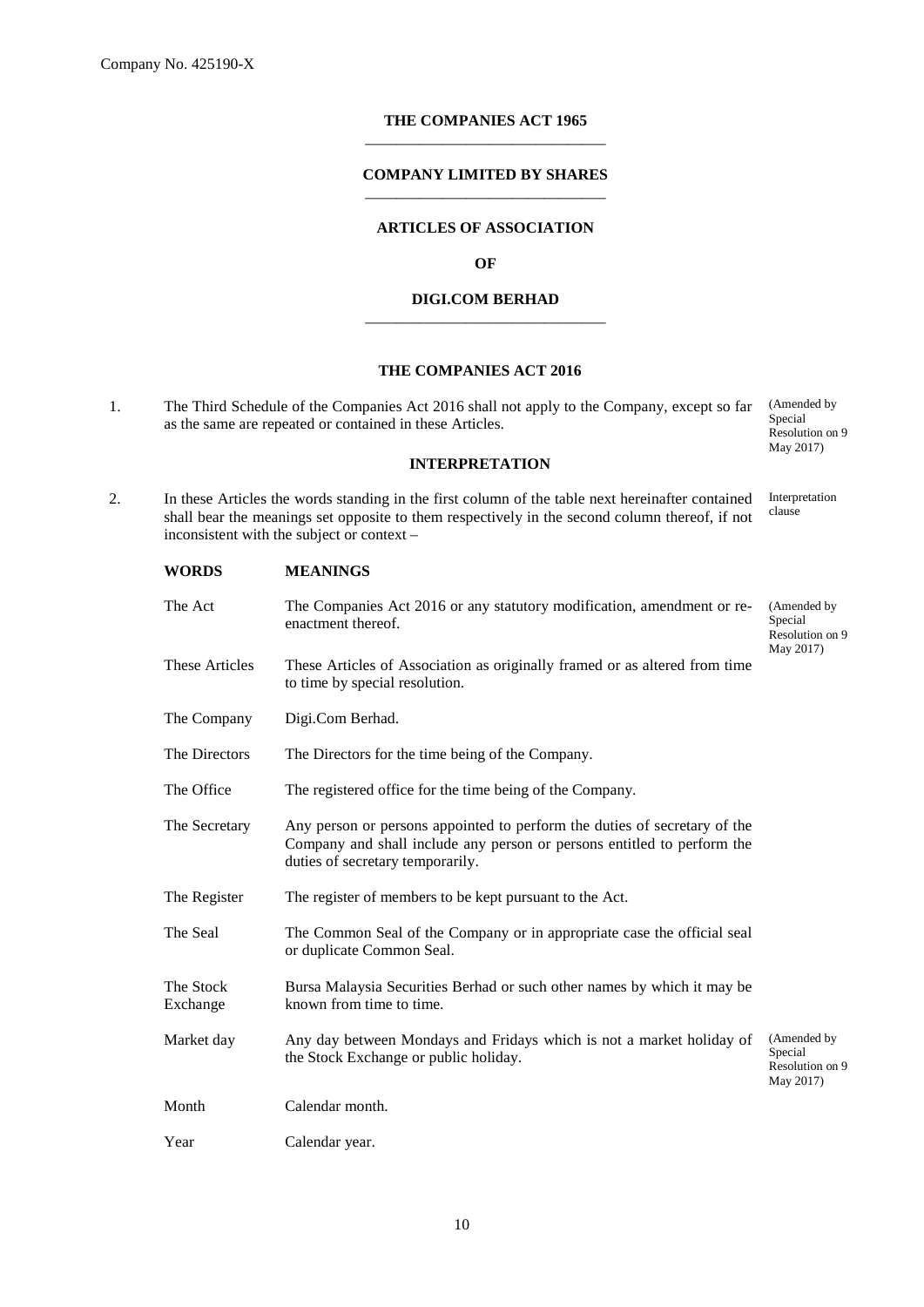Company No. 425190-X

**THE COMPANIES ACT 1965**

**COMPANY LIMITED BY SHARES**

**ARTICLES OF ASSOCIATION**

**OF**

**DIGI.COM BERHAD**

**THE COMPANIES ACT 2016**

1. The Third Schedule of the Companies Act 2016 shall not apply to the Company, except so far as the same are repeated or contained in these Articles. (Amended by Special Resolution on 9 May 2017)

**INTERPRETATION**

2. In these Articles the words standing in the first column of the table next hereinafter contained shall bear the meanings set opposite to them respectively in the second column thereof, if not inconsistent with the subject or context – *Interpretation clause*

| WORDS | MEANINGS | |
|---|---|---|
| The Act | The Companies Act 2016 or any statutory modification, amendment or re-enactment thereof. | (Amended by Special Resolution on 9 May 2017) |
| These Articles | These Articles of Association as originally framed or as altered from time to time by special resolution. | |
| The Company | Digi.Com Berhad. | |
| The Directors | The Directors for the time being of the Company. | |
| The Office | The registered office for the time being of the Company. | |
| The Secretary | Any person or persons appointed to perform the duties of secretary of the Company and shall include any person or persons entitled to perform the duties of secretary temporarily. | |
| The Register | The register of members to be kept pursuant to the Act. | |
| The Seal | The Common Seal of the Company or in appropriate case the official seal or duplicate Common Seal. | |
| The Stock Exchange | Bursa Malaysia Securities Berhad or such other names by which it may be known from time to time. | |
| Market day | Any day between Mondays and Fridays which is not a market holiday of the Stock Exchange or public holiday. | (Amended by Special Resolution on 9 May 2017) |
| Month | Calendar month. | |
| Year | Calendar year. | |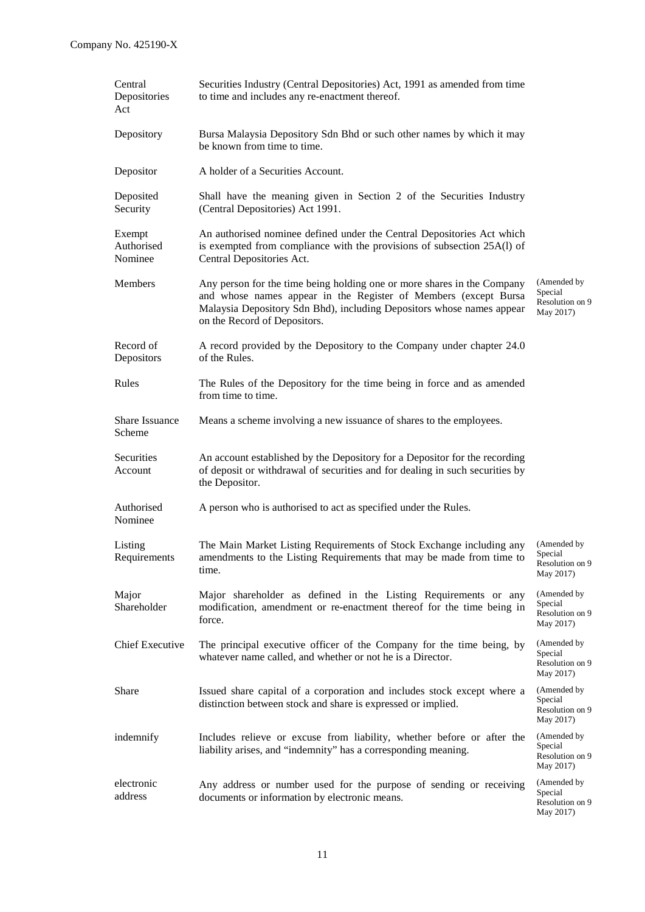| | | |
|---|---|---|
| Central Depositories Act | Securities Industry (Central Depositories) Act, 1991 as amended from time to time and includes any re-enactment thereof. | |
| Depository | Bursa Malaysia Depository Sdn Bhd or such other names by which it may be known from time to time. | |
| Depositor | A holder of a Securities Account. | |
| Deposited Security | Shall have the meaning given in Section 2 of the Securities Industry (Central Depositories) Act 1991. | |
| Exempt Authorised Nominee | An authorised nominee defined under the Central Depositories Act which is exempted from compliance with the provisions of subsection 25A(l) of Central Depositories Act. | |
| Members | Any person for the time being holding one or more shares in the Company and whose names appear in the Register of Members (except Bursa Malaysia Depository Sdn Bhd), including Depositors whose names appear on the Record of Depositors. | (Amended by Special Resolution on 9 May 2017) |
| Record of Depositors | A record provided by the Depository to the Company under chapter 24.0 of the Rules. | |
| Rules | The Rules of the Depository for the time being in force and as amended from time to time. | |
| Share Issuance Scheme | Means a scheme involving a new issuance of shares to the employees. | |
| Securities Account | An account established by the Depository for a Depositor for the recording of deposit or withdrawal of securities and for dealing in such securities by the Depositor. | |
| Authorised Nominee | A person who is authorised to act as specified under the Rules. | |
| Listing Requirements | The Main Market Listing Requirements of Stock Exchange including any amendments to the Listing Requirements that may be made from time to time. | (Amended by Special Resolution on 9 May 2017) |
| Major Shareholder | Major shareholder as defined in the Listing Requirements or any modification, amendment or re-enactment thereof for the time being in force. | (Amended by Special Resolution on 9 May 2017) |
| Chief Executive | The principal executive officer of the Company for the time being, by whatever name called, and whether or not he is a Director. | (Amended by Special Resolution on 9 May 2017) |
| Share | Issued share capital of a corporation and includes stock except where a distinction between stock and share is expressed or implied. | (Amended by Special Resolution on 9 May 2017) |
| indemnify | Includes relieve or excuse from liability, whether before or after the liability arises, and "indemnity" has a corresponding meaning. | (Amended by Special Resolution on 9 May 2017) |
| electronic address | Any address or number used for the purpose of sending or receiving documents or information by electronic means. | (Amended by Special Resolution on 9 May 2017) |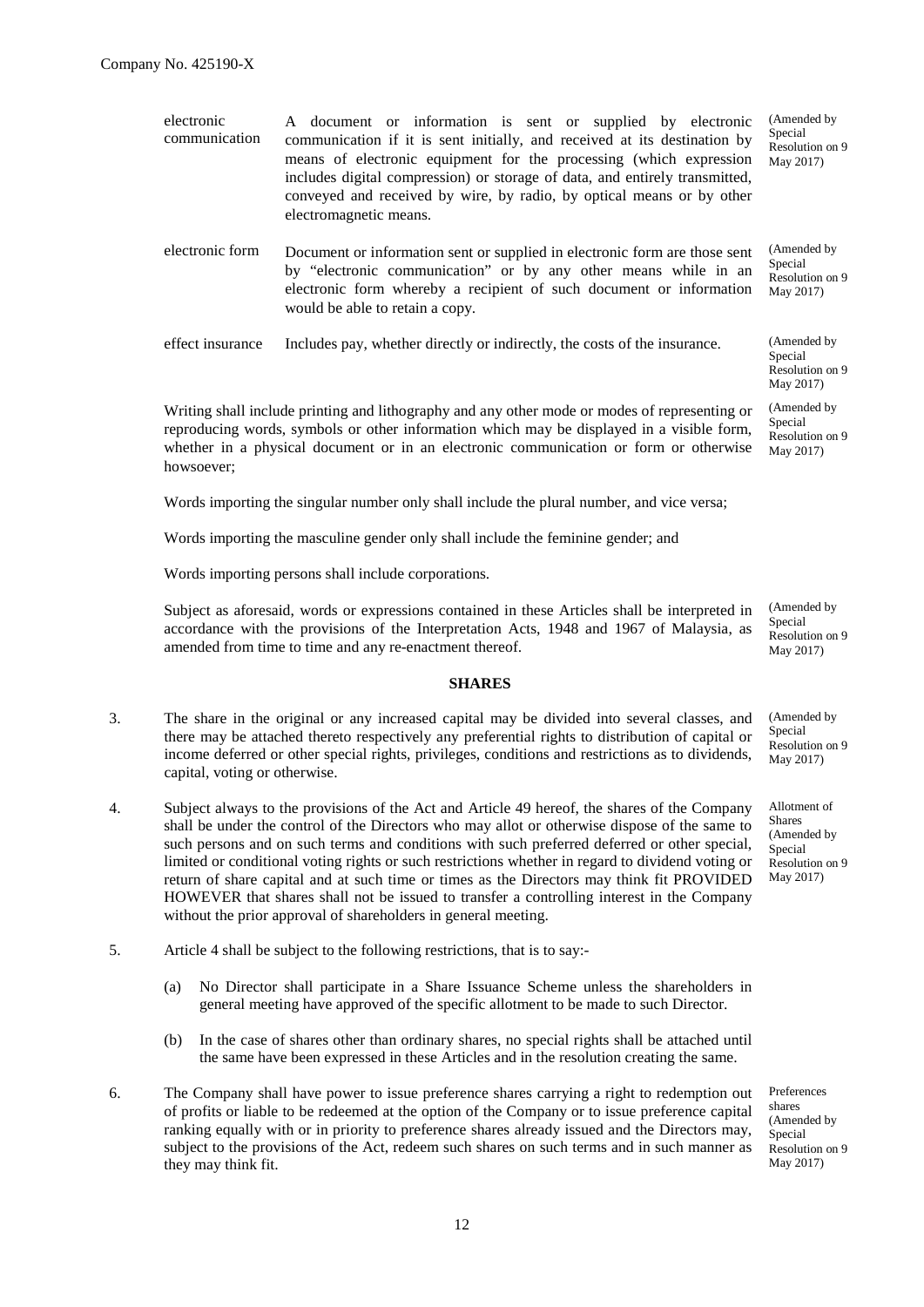| | | |
|---|---|---|
| electronic communication | A document or information is sent or supplied by electronic communication if it is sent initially, and received at its destination by means of electronic equipment for the processing (which expression includes digital compression) or storage of data, and entirely transmitted, conveyed and received by wire, by radio, by optical means or by other electromagnetic means. | (Amended by Special Resolution on 9 May 2017) |
| electronic form | Document or information sent or supplied in electronic form are those sent by "electronic communication" or by any other means while in an electronic form whereby a recipient of such document or information would be able to retain a copy. | (Amended by Special Resolution on 9 May 2017) |
| effect insurance | Includes pay, whether directly or indirectly, the costs of the insurance. | (Amended by Special Resolution on 9 May 2017) |

Writing shall include printing and lithography and any other mode or modes of representing or reproducing words, symbols or other information which may be displayed in a visible form, whether in a physical document or in an electronic communication or form or otherwise howsoever; (Amended by Special Resolution on 9 May 2017)

Words importing the singular number only shall include the plural number, and vice versa;

Words importing the masculine gender only shall include the feminine gender; and

Words importing persons shall include corporations.

Subject as aforesaid, words or expressions contained in these Articles shall be interpreted in accordance with the provisions of the Interpretation Acts, 1948 and 1967 of Malaysia, as amended from time to time and any re-enactment thereof. (Amended by Special Resolution on 9 May 2017)

## SHARES

3. The share in the original or any increased capital may be divided into several classes, and there may be attached thereto respectively any preferential rights to distribution of capital or income deferred or other special rights, privileges, conditions and restrictions as to dividends, capital, voting or otherwise. (Amended by Special Resolution on 9 May 2017)

4. Subject always to the provisions of the Act and Article 49 hereof, the shares of the Company shall be under the control of the Directors who may allot or otherwise dispose of the same to such persons and on such terms and conditions with such preferred deferred or other special, limited or conditional voting rights or such restrictions whether in regard to dividend voting or return of share capital and at such time or times as the Directors may think fit PROVIDED HOWEVER that shares shall not be issued to transfer a controlling interest in the Company without the prior approval of shareholders in general meeting. (Allotment of Shares (Amended by Special Resolution on 9 May 2017))

5. Article 4 shall be subject to the following restrictions, that is to say:-

   (a) No Director shall participate in a Share Issuance Scheme unless the shareholders in general meeting have approved of the specific allotment to be made to such Director.

   (b) In the case of shares other than ordinary shares, no special rights shall be attached until the same have been expressed in these Articles and in the resolution creating the same.

6. The Company shall have power to issue preference shares carrying a right to redemption out of profits or liable to be redeemed at the option of the Company or to issue preference capital ranking equally with or in priority to preference shares already issued and the Directors may, subject to the provisions of the Act, redeem such shares on such terms and in such manner as they may think fit. (Preferences shares (Amended by Special Resolution on 9 May 2017))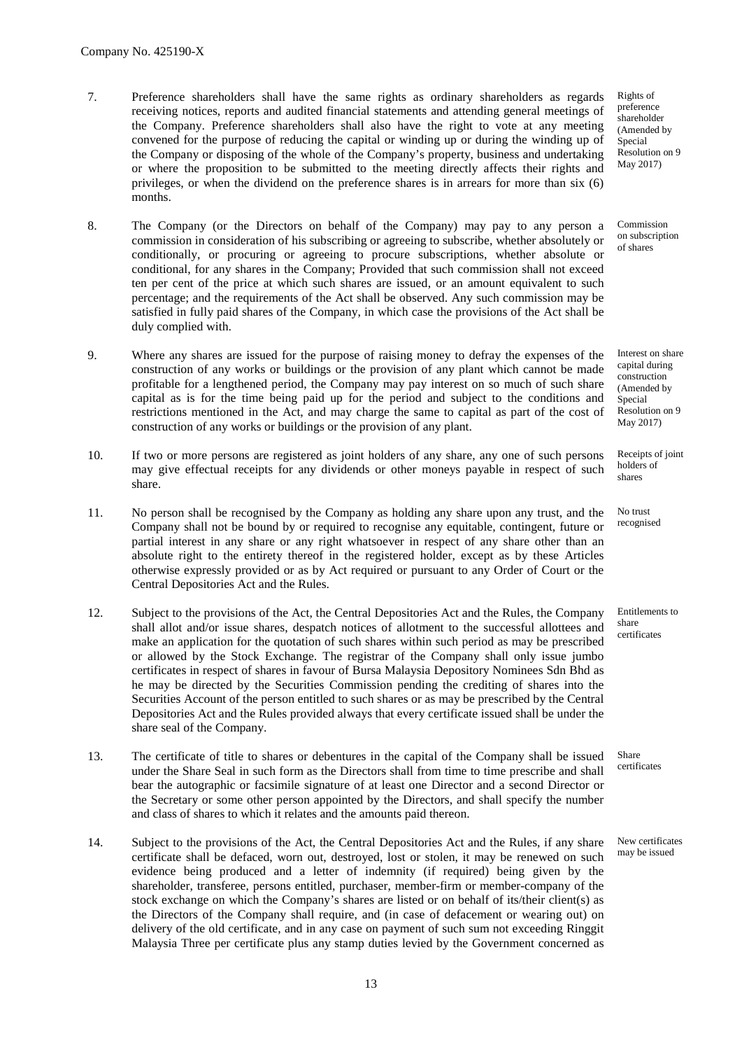Company No. 425190-X

7. Preference shareholders shall have the same rights as ordinary shareholders as regards receiving notices, reports and audited financial statements and attending general meetings of the Company. Preference shareholders shall also have the right to vote at any meeting convened for the purpose of reducing the capital or winding up or during the winding up of the Company or disposing of the whole of the Company's property, business and undertaking or where the proposition to be submitted to the meeting directly affects their rights and privileges, or when the dividend on the preference shares is in arrears for more than six (6) months.

*Rights of preference shareholder (Amended by Special Resolution on 9 May 2017)*

8. The Company (or the Directors on behalf of the Company) may pay to any person a commission in consideration of his subscribing or agreeing to subscribe, whether absolutely or conditionally, or procuring or agreeing to procure subscriptions, whether absolute or conditional, for any shares in the Company; Provided that such commission shall not exceed ten per cent of the price at which such shares are issued, or an amount equivalent to such percentage; and the requirements of the Act shall be observed. Any such commission may be satisfied in fully paid shares of the Company, in which case the provisions of the Act shall be duly complied with.

*Commission on subscription of shares*

9. Where any shares are issued for the purpose of raising money to defray the expenses of the construction of any works or buildings or the provision of any plant which cannot be made profitable for a lengthened period, the Company may pay interest on so much of such share capital as is for the time being paid up for the period and subject to the conditions and restrictions mentioned in the Act, and may charge the same to capital as part of the cost of construction of any works or buildings or the provision of any plant.

*Interest on share capital during construction (Amended by Special Resolution on 9 May 2017)*

10. If two or more persons are registered as joint holders of any share, any one of such persons may give effectual receipts for any dividends or other moneys payable in respect of such share.

*Receipts of joint holders of shares*

11. No person shall be recognised by the Company as holding any share upon any trust, and the Company shall not be bound by or required to recognise any equitable, contingent, future or partial interest in any share or any right whatsoever in respect of any share other than an absolute right to the entirety thereof in the registered holder, except as by these Articles otherwise expressly provided or as by Act required or pursuant to any Order of Court or the Central Depositories Act and the Rules.

*No trust recognised*

12. Subject to the provisions of the Act, the Central Depositories Act and the Rules, the Company shall allot and/or issue shares, despatch notices of allotment to the successful allottees and make an application for the quotation of such shares within such period as may be prescribed or allowed by the Stock Exchange. The registrar of the Company shall only issue jumbo certificates in respect of shares in favour of Bursa Malaysia Depository Nominees Sdn Bhd as he may be directed by the Securities Commission pending the crediting of shares into the Securities Account of the person entitled to such shares or as may be prescribed by the Central Depositories Act and the Rules provided always that every certificate issued shall be under the share seal of the Company.

*Entitlements to share certificates*

13. The certificate of title to shares or debentures in the capital of the Company shall be issued under the Share Seal in such form as the Directors shall from time to time prescribe and shall bear the autographic or facsimile signature of at least one Director and a second Director or the Secretary or some other person appointed by the Directors, and shall specify the number and class of shares to which it relates and the amounts paid thereon.

*Share certificates*

14. Subject to the provisions of the Act, the Central Depositories Act and the Rules, if any share certificate shall be defaced, worn out, destroyed, lost or stolen, it may be renewed on such evidence being produced and a letter of indemnity (if required) being given by the shareholder, transferee, persons entitled, purchaser, member-firm or member-company of the stock exchange on which the Company's shares are listed or on behalf of its/their client(s) as the Directors of the Company shall require, and (in case of defacement or wearing out) on delivery of the old certificate, and in any case on payment of such sum not exceeding Ringgit Malaysia Three per certificate plus any stamp duties levied by the Government concerned as

*New certificates may be issued*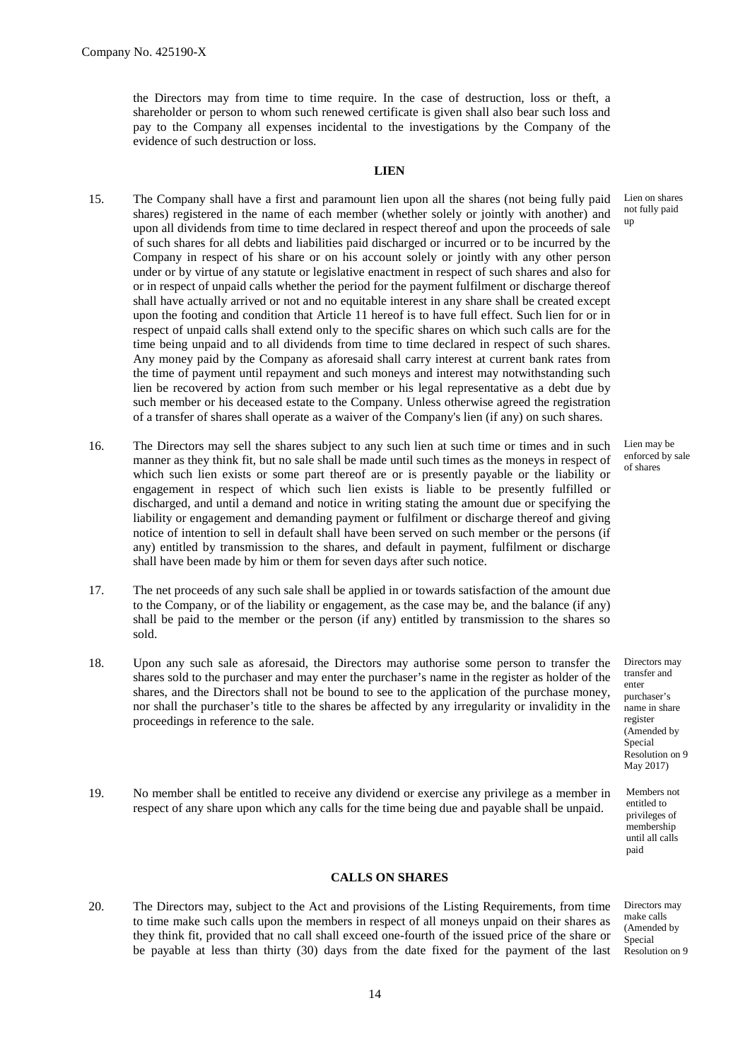the Directors may from time to time require. In the case of destruction, loss or theft, a shareholder or person to whom such renewed certificate is given shall also bear such loss and pay to the Company all expenses incidental to the investigations by the Company of the evidence of such destruction or loss.

**LIEN**

15. The Company shall have a first and paramount lien upon all the shares (not being fully paid shares) registered in the name of each member (whether solely or jointly with another) and upon all dividends from time to time declared in respect thereof and upon the proceeds of sale of such shares for all debts and liabilities paid discharged or incurred or to be incurred by the Company in respect of his share or on his account solely or jointly with any other person under or by virtue of any statute or legislative enactment in respect of such shares and also for or in respect of unpaid calls whether the period for the payment fulfilment or discharge thereof shall have actually arrived or not and no equitable interest in any share shall be created except upon the footing and condition that Article 11 hereof is to have full effect. Such lien for or in respect of unpaid calls shall extend only to the specific shares on which such calls are for the time being unpaid and to all dividends from time to time declared in respect of such shares. Any money paid by the Company as aforesaid shall carry interest at current bank rates from the time of payment until repayment and such moneys and interest may notwithstanding such lien be recovered by action from such member or his legal representative as a debt due by such member or his deceased estate to the Company. Unless otherwise agreed the registration of a transfer of shares shall operate as a waiver of the Company's lien (if any) on such shares.

*Lien on shares not fully paid up*

16. The Directors may sell the shares subject to any such lien at such time or times and in such manner as they think fit, but no sale shall be made until such times as the moneys in respect of which such lien exists or some part thereof are or is presently payable or the liability or engagement in respect of which such lien exists is liable to be presently fulfilled or discharged, and until a demand and notice in writing stating the amount due or specifying the liability or engagement and demanding payment or fulfilment or discharge thereof and giving notice of intention to sell in default shall have been served on such member or the persons (if any) entitled by transmission to the shares, and default in payment, fulfilment or discharge shall have been made by him or them for seven days after such notice.

*Lien may be enforced by sale of shares*

17. The net proceeds of any such sale shall be applied in or towards satisfaction of the amount due to the Company, or of the liability or engagement, as the case may be, and the balance (if any) shall be paid to the member or the person (if any) entitled by transmission to the shares so sold.

18. Upon any such sale as aforesaid, the Directors may authorise some person to transfer the shares sold to the purchaser and may enter the purchaser's name in the register as holder of the shares, and the Directors shall not be bound to see to the application of the purchase money, nor shall the purchaser's title to the shares be affected by any irregularity or invalidity in the proceedings in reference to the sale.

*Directors may transfer and enter purchaser's name in share register (Amended by Special Resolution on 9 May 2017)*

19. No member shall be entitled to receive any dividend or exercise any privilege as a member in respect of any share upon which any calls for the time being due and payable shall be unpaid.

*Members not entitled to privileges of membership until all calls paid*

**CALLS ON SHARES**

20. The Directors may, subject to the Act and provisions of the Listing Requirements, from time to time make such calls upon the members in respect of all moneys unpaid on their shares as they think fit, provided that no call shall exceed one-fourth of the issued price of the share or be payable at less than thirty (30) days from the date fixed for the payment of the last

*Directors may make calls (Amended by Special Resolution on 9*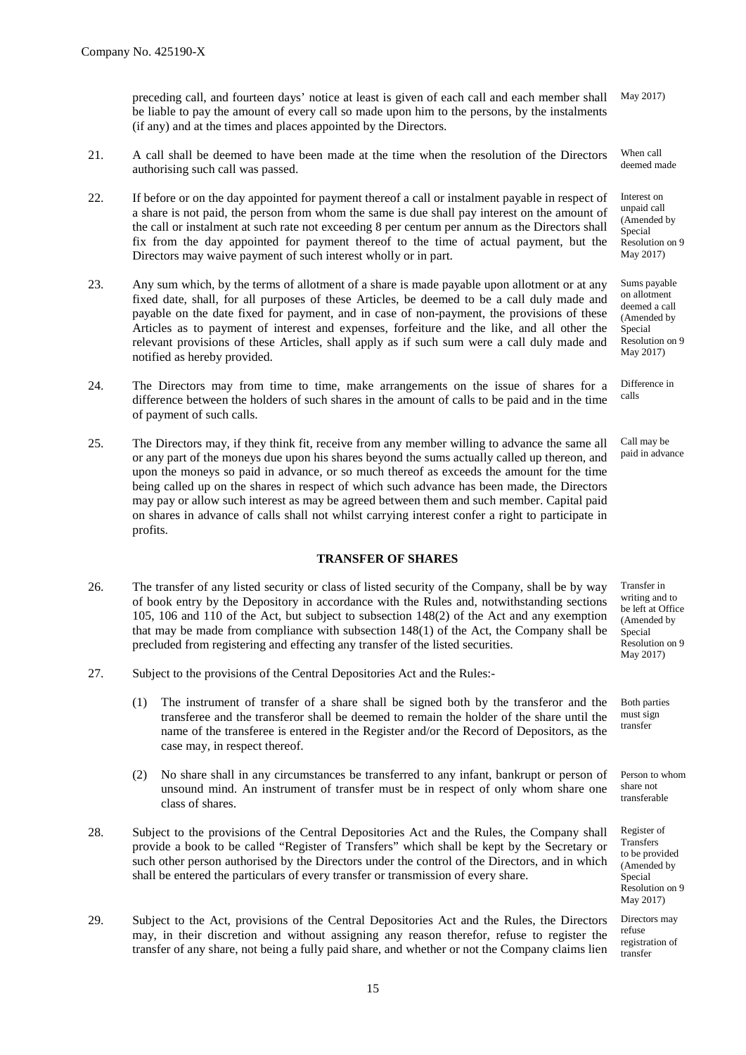preceding call, and fourteen days' notice at least is given of each call and each member shall be liable to pay the amount of every call so made upon him to the persons, by the instalments (if any) and at the times and places appointed by the Directors. May 2017)

21. A call shall be deemed to have been made at the time when the resolution of the Directors authorising such call was passed. *When call deemed made*

22. If before or on the day appointed for payment thereof a call or instalment payable in respect of a share is not paid, the person from whom the same is due shall pay interest on the amount of the call or instalment at such rate not exceeding 8 per centum per annum as the Directors shall fix from the day appointed for payment thereof to the time of actual payment, but the Directors may waive payment of such interest wholly or in part. *Interest on unpaid call (Amended by Special Resolution on 9 May 2017)*

23. Any sum which, by the terms of allotment of a share is made payable upon allotment or at any fixed date, shall, for all purposes of these Articles, be deemed to be a call duly made and payable on the date fixed for payment, and in case of non-payment, the provisions of these Articles as to payment of interest and expenses, forfeiture and the like, and all other the relevant provisions of these Articles, shall apply as if such sum were a call duly made and notified as hereby provided. *Sums payable on allotment deemed a call (Amended by Special Resolution on 9 May 2017)*

24. The Directors may from time to time, make arrangements on the issue of shares for a difference between the holders of such shares in the amount of calls to be paid and in the time of payment of such calls. *Difference in calls*

25. The Directors may, if they think fit, receive from any member willing to advance the same all or any part of the moneys due upon his shares beyond the sums actually called up thereon, and upon the moneys so paid in advance, or so much thereof as exceeds the amount for the time being called up on the shares in respect of which such advance has been made, the Directors may pay or allow such interest as may be agreed between them and such member. Capital paid on shares in advance of calls shall not whilst carrying interest confer a right to participate in profits. *Call may be paid in advance*

## TRANSFER OF SHARES

26. The transfer of any listed security or class of listed security of the Company, shall be by way of book entry by the Depository in accordance with the Rules and, notwithstanding sections 105, 106 and 110 of the Act, but subject to subsection 148(2) of the Act and any exemption that may be made from compliance with subsection 148(1) of the Act, the Company shall be precluded from registering and effecting any transfer of the listed securities. *Transfer in writing and to be left at Office (Amended by Special Resolution on 9 May 2017)*

27. Subject to the provisions of the Central Depositories Act and the Rules:-

    (1) The instrument of transfer of a share shall be signed both by the transferor and the transferee and the transferor shall be deemed to remain the holder of the share until the name of the transferee is entered in the Register and/or the Record of Depositors, as the case may, in respect thereof. *Both parties must sign transfer*

    (2) No share shall in any circumstances be transferred to any infant, bankrupt or person of unsound mind. An instrument of transfer must be in respect of only whom share one class of shares. *Person to whom share not transferable*

28. Subject to the provisions of the Central Depositories Act and the Rules, the Company shall provide a book to be called "Register of Transfers" which shall be kept by the Secretary or such other person authorised by the Directors under the control of the Directors, and in which shall be entered the particulars of every transfer or transmission of every share. *Register of Transfers to be provided (Amended by Special Resolution on 9 May 2017)*

29. Subject to the Act, provisions of the Central Depositories Act and the Rules, the Directors may, in their discretion and without assigning any reason therefor, refuse to register the transfer of any share, not being a fully paid share, and whether or not the Company claims lien *Directors may refuse registration of transfer*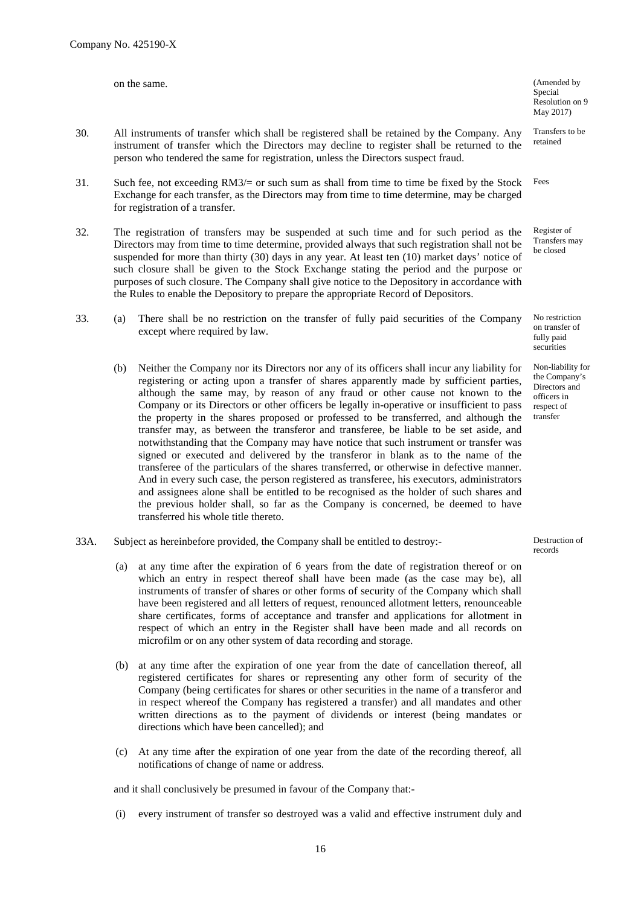on the same. (Amended by Special Resolution on 9 May 2017)

30. All instruments of transfer which shall be registered shall be retained by the Company. Any instrument of transfer which the Directors may decline to register shall be returned to the person who tendered the same for registration, unless the Directors suspect fraud. *Transfers to be retained*

31. Such fee, not exceeding RM3/= or such sum as shall from time to time be fixed by the Stock Exchange for each transfer, as the Directors may from time to time determine, may be charged for registration of a transfer. *Fees*

32. The registration of transfers may be suspended at such time and for such period as the Directors may from time to time determine, provided always that such registration shall not be suspended for more than thirty (30) days in any year. At least ten (10) market days' notice of such closure shall be given to the Stock Exchange stating the period and the purpose or purposes of such closure. The Company shall give notice to the Depository in accordance with the Rules to enable the Depository to prepare the appropriate Record of Depositors. *Register of Transfers may be closed*

33. (a) There shall be no restriction on the transfer of fully paid securities of the Company except where required by law. *No restriction on transfer of fully paid securities*

(b) Neither the Company nor its Directors nor any of its officers shall incur any liability for registering or acting upon a transfer of shares apparently made by sufficient parties, although the same may, by reason of any fraud or other cause not known to the Company or its Directors or other officers be legally in-operative or insufficient to pass the property in the shares proposed or professed to be transferred, and although the transfer may, as between the transferor and transferee, be liable to be set aside, and notwithstanding that the Company may have notice that such instrument or transfer was signed or executed and delivered by the transferor in blank as to the name of the transferee of the particulars of the shares transferred, or otherwise in defective manner. And in every such case, the person registered as transferee, his executors, administrators and assignees alone shall be entitled to be recognised as the holder of such shares and the previous holder shall, so far as the Company is concerned, be deemed to have transferred his whole title thereto. *Non-liability for the Company's Directors and officers in respect of transfer*

33A. Subject as hereinbefore provided, the Company shall be entitled to destroy:- *Destruction of records*

(a) at any time after the expiration of 6 years from the date of registration thereof or on which an entry in respect thereof shall have been made (as the case may be), all instruments of transfer of shares or other forms of security of the Company which shall have been registered and all letters of request, renounced allotment letters, renounceable share certificates, forms of acceptance and transfer and applications for allotment in respect of which an entry in the Register shall have been made and all records on microfilm or on any other system of data recording and storage.

(b) at any time after the expiration of one year from the date of cancellation thereof, all registered certificates for shares or representing any other form of security of the Company (being certificates for shares or other securities in the name of a transferor and in respect whereof the Company has registered a transfer) and all mandates and other written directions as to the payment of dividends or interest (being mandates or directions which have been cancelled); and

(c) At any time after the expiration of one year from the date of the recording thereof, all notifications of change of name or address.

and it shall conclusively be presumed in favour of the Company that:-

(i) every instrument of transfer so destroyed was a valid and effective instrument duly and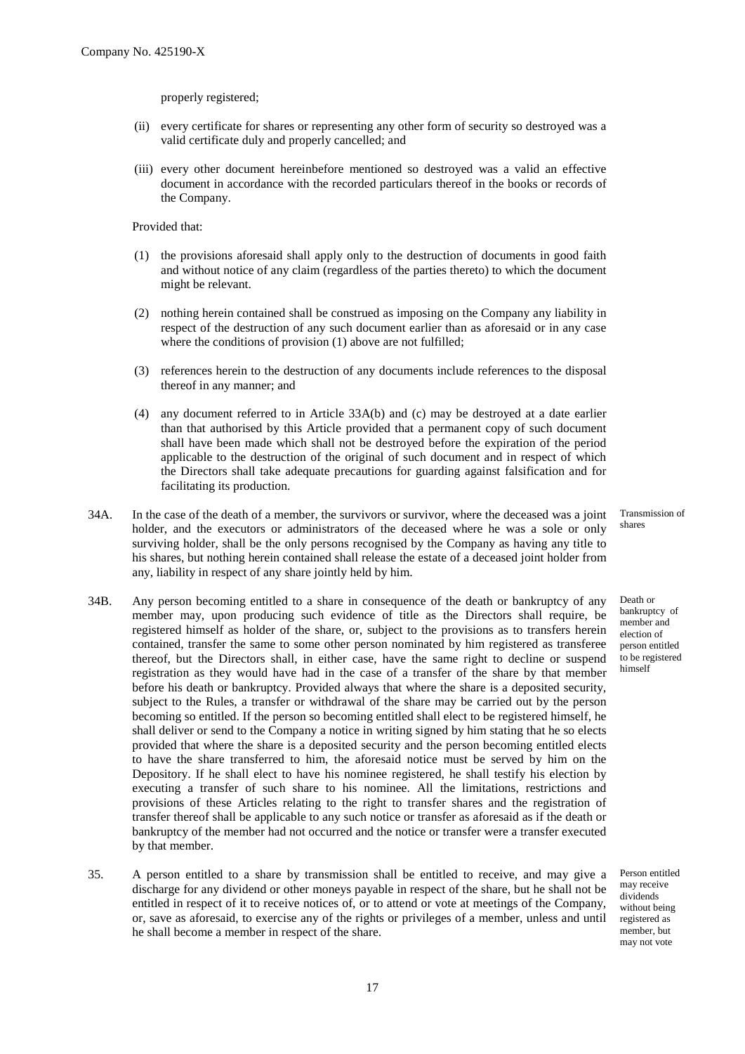properly registered;

(ii) every certificate for shares or representing any other form of security so destroyed was a valid certificate duly and properly cancelled; and

(iii) every other document hereinbefore mentioned so destroyed was a valid an effective document in accordance with the recorded particulars thereof in the books or records of the Company.

Provided that:

(1) the provisions aforesaid shall apply only to the destruction of documents in good faith and without notice of any claim (regardless of the parties thereto) to which the document might be relevant.

(2) nothing herein contained shall be construed as imposing on the Company any liability in respect of the destruction of any such document earlier than as aforesaid or in any case where the conditions of provision (1) above are not fulfilled;

(3) references herein to the destruction of any documents include references to the disposal thereof in any manner; and

(4) any document referred to in Article 33A(b) and (c) may be destroyed at a date earlier than that authorised by this Article provided that a permanent copy of such document shall have been made which shall not be destroyed before the expiration of the period applicable to the destruction of the original of such document and in respect of which the Directors shall take adequate precautions for guarding against falsification and for facilitating its production.

34A. *Transmission of shares* In the case of the death of a member, the survivors or survivor, where the deceased was a joint holder, and the executors or administrators of the deceased where he was a sole or only surviving holder, shall be the only persons recognised by the Company as having any title to his shares, but nothing herein contained shall release the estate of a deceased joint holder from any, liability in respect of any share jointly held by him.

34B. *Death or bankruptcy of member and election of person entitled to be registered himself* Any person becoming entitled to a share in consequence of the death or bankruptcy of any member may, upon producing such evidence of title as the Directors shall require, be registered himself as holder of the share, or, subject to the provisions as to transfers herein contained, transfer the same to some other person nominated by him registered as transferee thereof, but the Directors shall, in either case, have the same right to decline or suspend registration as they would have had in the case of a transfer of the share by that member before his death or bankruptcy. Provided always that where the share is a deposited security, subject to the Rules, a transfer or withdrawal of the share may be carried out by the person becoming so entitled. If the person so becoming entitled shall elect to be registered himself, he shall deliver or send to the Company a notice in writing signed by him stating that he so elects provided that where the share is a deposited security and the person becoming entitled elects to have the share transferred to him, the aforesaid notice must be served by him on the Depository. If he shall elect to have his nominee registered, he shall testify his election by executing a transfer of such share to his nominee. All the limitations, restrictions and provisions of these Articles relating to the right to transfer shares and the registration of transfer thereof shall be applicable to any such notice or transfer as aforesaid as if the death or bankruptcy of the member had not occurred and the notice or transfer were a transfer executed by that member.

35. *Person entitled may receive dividends without being registered as member, but may not vote* A person entitled to a share by transmission shall be entitled to receive, and may give a discharge for any dividend or other moneys payable in respect of the share, but he shall not be entitled in respect of it to receive notices of, or to attend or vote at meetings of the Company, or, save as aforesaid, to exercise any of the rights or privileges of a member, unless and until he shall become a member in respect of the share.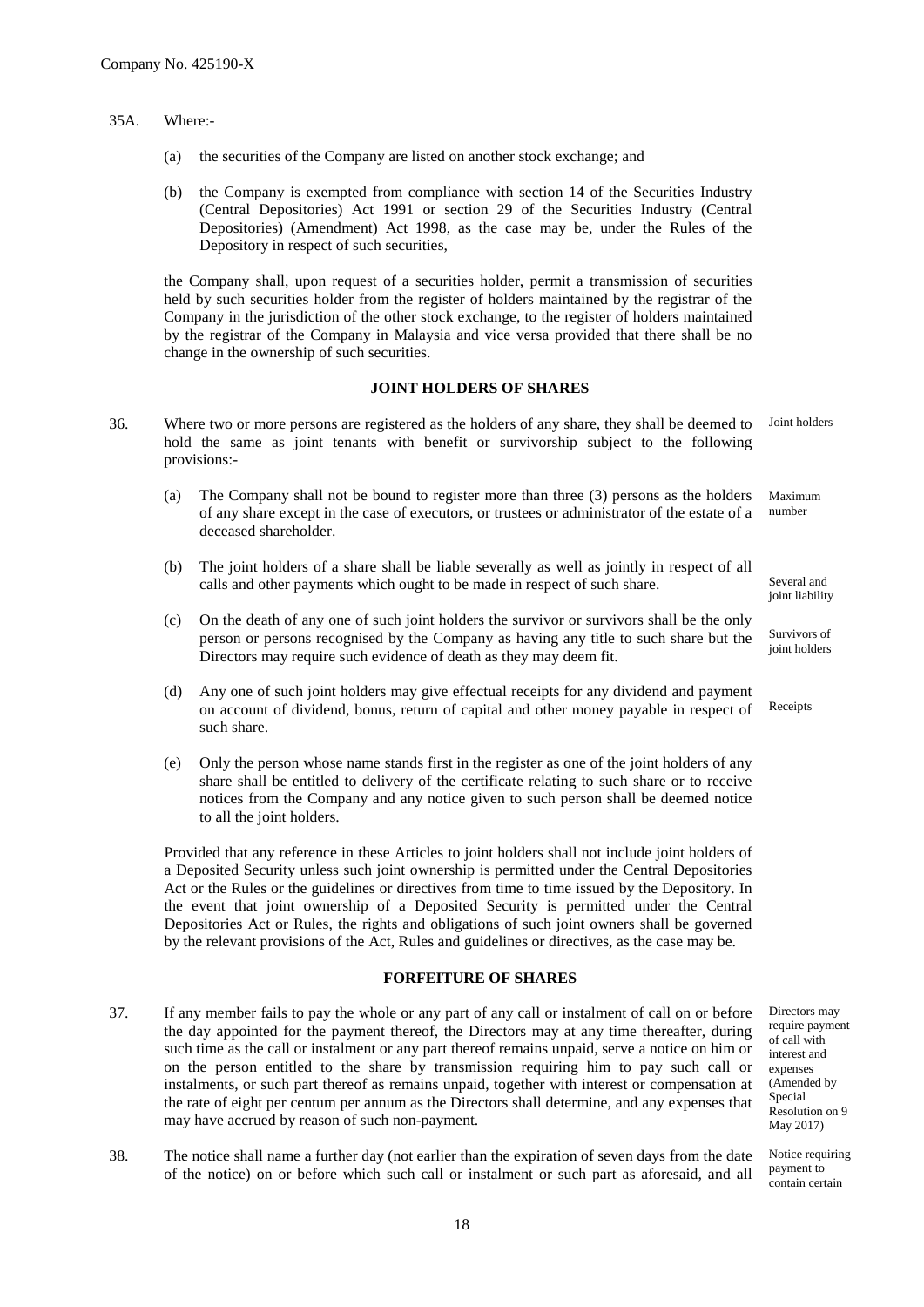35A. Where:-

(a) the securities of the Company are listed on another stock exchange; and

(b) the Company is exempted from compliance with section 14 of the Securities Industry (Central Depositories) Act 1991 or section 29 of the Securities Industry (Central Depositories) (Amendment) Act 1998, as the case may be, under the Rules of the Depository in respect of such securities,

the Company shall, upon request of a securities holder, permit a transmission of securities held by such securities holder from the register of holders maintained by the registrar of the Company in the jurisdiction of the other stock exchange, to the register of holders maintained by the registrar of the Company in Malaysia and vice versa provided that there shall be no change in the ownership of such securities.

## JOINT HOLDERS OF SHARES

36. *Joint holders* — Where two or more persons are registered as the holders of any share, they shall be deemed to hold the same as joint tenants with benefit or survivorship subject to the following provisions:-

(a) *Maximum number* — The Company shall not be bound to register more than three (3) persons as the holders of any share except in the case of executors, or trustees or administrator of the estate of a deceased shareholder.

(b) *Several and joint liability* — The joint holders of a share shall be liable severally as well as jointly in respect of all calls and other payments which ought to be made in respect of such share.

(c) *Survivors of joint holders* — On the death of any one of such joint holders the survivor or survivors shall be the only person or persons recognised by the Company as having any title to such share but the Directors may require such evidence of death as they may deem fit.

(d) *Receipts* — Any one of such joint holders may give effectual receipts for any dividend and payment on account of dividend, bonus, return of capital and other money payable in respect of such share.

(e) Only the person whose name stands first in the register as one of the joint holders of any share shall be entitled to delivery of the certificate relating to such share or to receive notices from the Company and any notice given to such person shall be deemed notice to all the joint holders.

Provided that any reference in these Articles to joint holders shall not include joint holders of a Deposited Security unless such joint ownership is permitted under the Central Depositories Act or the Rules or the guidelines or directives from time to time issued by the Depository. In the event that joint ownership of a Deposited Security is permitted under the Central Depositories Act or Rules, the rights and obligations of such joint owners shall be governed by the relevant provisions of the Act, Rules and guidelines or directives, as the case may be.

## FORFEITURE OF SHARES

37. *Directors may require payment of call with interest and expenses (Amended by Special Resolution on 9 May 2017)* — If any member fails to pay the whole or any part of any call or instalment of call on or before the day appointed for the payment thereof, the Directors may at any time thereafter, during such time as the call or instalment or any part thereof remains unpaid, serve a notice on him or on the person entitled to the share by transmission requiring him to pay such call or instalments, or such part thereof as remains unpaid, together with interest or compensation at the rate of eight per centum per annum as the Directors shall determine, and any expenses that may have accrued by reason of such non-payment.

38. *Notice requiring payment to contain certain* — The notice shall name a further day (not earlier than the expiration of seven days from the date of the notice) on or before which such call or instalment or such part as aforesaid, and all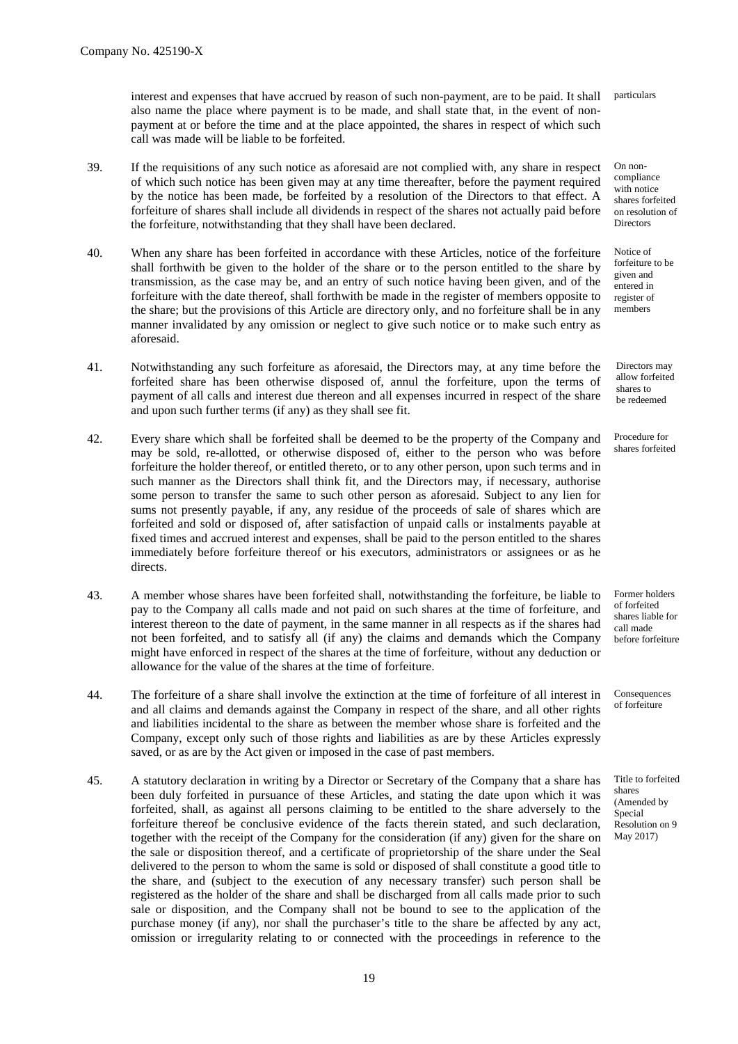interest and expenses that have accrued by reason of such non-payment, are to be paid. It shall also name the place where payment is to be made, and shall state that, in the event of non-payment at or before the time and at the place appointed, the shares in respect of which such call was made will be liable to be forfeited.

*particulars*

39. If the requisitions of any such notice as aforesaid are not complied with, any share in respect of which such notice has been given may at any time thereafter, before the payment required by the notice has been made, be forfeited by a resolution of the Directors to that effect. A forfeiture of shares shall include all dividends in respect of the shares not actually paid before the forfeiture, notwithstanding that they shall have been declared.

*On non-compliance with notice shares forfeited on resolution of Directors*

40. When any share has been forfeited in accordance with these Articles, notice of the forfeiture shall forthwith be given to the holder of the share or to the person entitled to the share by transmission, as the case may be, and an entry of such notice having been given, and of the forfeiture with the date thereof, shall forthwith be made in the register of members opposite to the share; but the provisions of this Article are directory only, and no forfeiture shall be in any manner invalidated by any omission or neglect to give such notice or to make such entry as aforesaid.

*Notice of forfeiture to be given and entered in register of members*

41. Notwithstanding any such forfeiture as aforesaid, the Directors may, at any time before the forfeited share has been otherwise disposed of, annul the forfeiture, upon the terms of payment of all calls and interest due thereon and all expenses incurred in respect of the share and upon such further terms (if any) as they shall see fit.

*Directors may allow forfeited shares to be redeemed*

42. Every share which shall be forfeited shall be deemed to be the property of the Company and may be sold, re-allotted, or otherwise disposed of, either to the person who was before forfeiture the holder thereof, or entitled thereto, or to any other person, upon such terms and in such manner as the Directors shall think fit, and the Directors may, if necessary, authorise some person to transfer the same to such other person as aforesaid. Subject to any lien for sums not presently payable, if any, any residue of the proceeds of sale of shares which are forfeited and sold or disposed of, after satisfaction of unpaid calls or instalments payable at fixed times and accrued interest and expenses, shall be paid to the person entitled to the shares immediately before forfeiture thereof or his executors, administrators or assignees or as he directs.

*Procedure for shares forfeited*

43. A member whose shares have been forfeited shall, notwithstanding the forfeiture, be liable to pay to the Company all calls made and not paid on such shares at the time of forfeiture, and interest thereon to the date of payment, in the same manner in all respects as if the shares had not been forfeited, and to satisfy all (if any) the claims and demands which the Company might have enforced in respect of the shares at the time of forfeiture, without any deduction or allowance for the value of the shares at the time of forfeiture.

*Former holders of forfeited shares liable for call made before forfeiture*

44. The forfeiture of a share shall involve the extinction at the time of forfeiture of all interest in and all claims and demands against the Company in respect of the share, and all other rights and liabilities incidental to the share as between the member whose share is forfeited and the Company, except only such of those rights and liabilities as are by these Articles expressly saved, or as are by the Act given or imposed in the case of past members.

*Consequences of forfeiture*

45. A statutory declaration in writing by a Director or Secretary of the Company that a share has been duly forfeited in pursuance of these Articles, and stating the date upon which it was forfeited, shall, as against all persons claiming to be entitled to the share adversely to the forfeiture thereof be conclusive evidence of the facts therein stated, and such declaration, together with the receipt of the Company for the consideration (if any) given for the share on the sale or disposition thereof, and a certificate of proprietorship of the share under the Seal delivered to the person to whom the same is sold or disposed of shall constitute a good title to the share, and (subject to the execution of any necessary transfer) such person shall be registered as the holder of the share and shall be discharged from all calls made prior to such sale or disposition, and the Company shall not be bound to see to the application of the purchase money (if any), nor shall the purchaser's title to the share be affected by any act, omission or irregularity relating to or connected with the proceedings in reference to the

*Title to forfeited shares (Amended by Special Resolution on 9 May 2017)*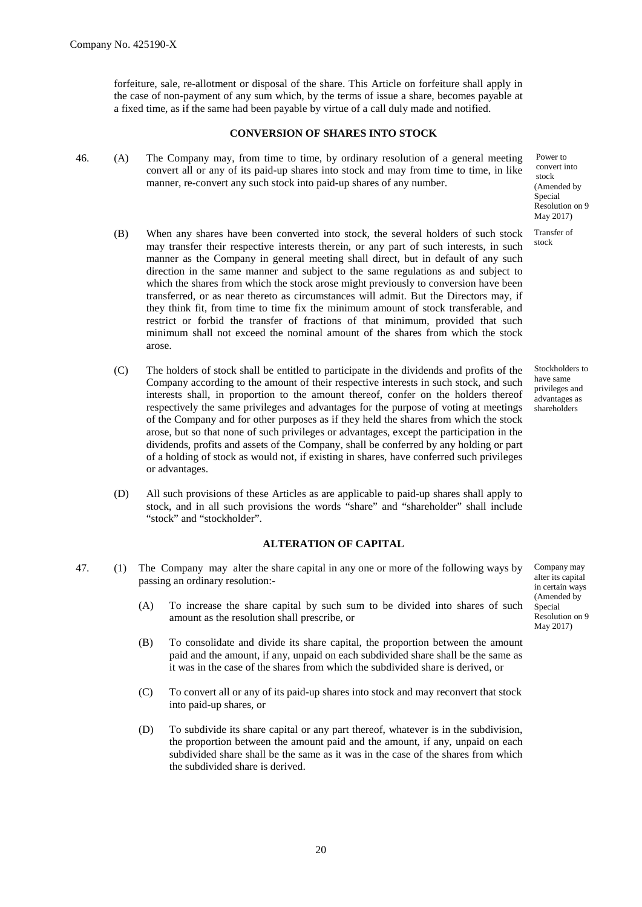forfeiture, sale, re-allotment or disposal of the share. This Article on forfeiture shall apply in the case of non-payment of any sum which, by the terms of issue a share, becomes payable at a fixed time, as if the same had been payable by virtue of a call duly made and notified.

## CONVERSION OF SHARES INTO STOCK

46. (A) The Company may, from time to time, by ordinary resolution of a general meeting convert all or any of its paid-up shares into stock and may from time to time, in like manner, re-convert any such stock into paid-up shares of any number.

*Power to convert into stock (Amended by Special Resolution on 9 May 2017)*

(B) When any shares have been converted into stock, the several holders of such stock may transfer their respective interests therein, or any part of such interests, in such manner as the Company in general meeting shall direct, but in default of any such direction in the same manner and subject to the same regulations as and subject to which the shares from which the stock arose might previously to conversion have been transferred, or as near thereto as circumstances will admit. But the Directors may, if they think fit, from time to time fix the minimum amount of stock transferable, and restrict or forbid the transfer of fractions of that minimum, provided that such minimum shall not exceed the nominal amount of the shares from which the stock arose.

*Transfer of stock*

(C) The holders of stock shall be entitled to participate in the dividends and profits of the Company according to the amount of their respective interests in such stock, and such interests shall, in proportion to the amount thereof, confer on the holders thereof respectively the same privileges and advantages for the purpose of voting at meetings of the Company and for other purposes as if they held the shares from which the stock arose, but so that none of such privileges or advantages, except the participation in the dividends, profits and assets of the Company, shall be conferred by any holding or part of a holding of stock as would not, if existing in shares, have conferred such privileges or advantages.

*Stockholders to have same privileges and advantages as shareholders*

(D) All such provisions of these Articles as are applicable to paid-up shares shall apply to stock, and in all such provisions the words "share" and "shareholder" shall include "stock" and "stockholder".

## ALTERATION OF CAPITAL

47. (1) The Company may alter the share capital in any one or more of the following ways by passing an ordinary resolution:-

*Company may alter its capital in certain ways (Amended by Special Resolution on 9 May 2017)*

(A) To increase the share capital by such sum to be divided into shares of such amount as the resolution shall prescribe, or

(B) To consolidate and divide its share capital, the proportion between the amount paid and the amount, if any, unpaid on each subdivided share shall be the same as it was in the case of the shares from which the subdivided share is derived, or

(C) To convert all or any of its paid-up shares into stock and may reconvert that stock into paid-up shares, or

(D) To subdivide its share capital or any part thereof, whatever is in the subdivision, the proportion between the amount paid and the amount, if any, unpaid on each subdivided share shall be the same as it was in the case of the shares from which the subdivided share is derived.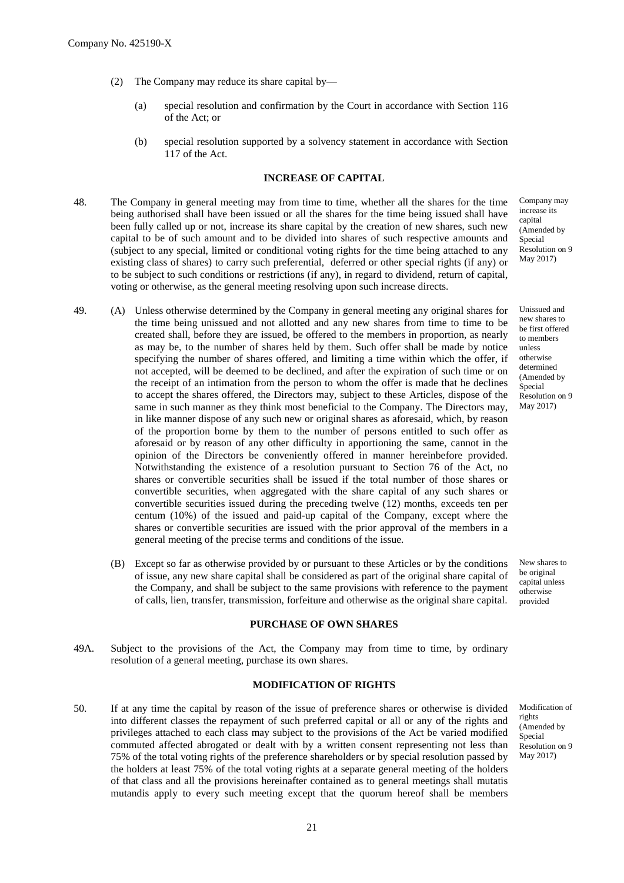(2) The Company may reduce its share capital by—

(a) special resolution and confirmation by the Court in accordance with Section 116 of the Act; or

(b) special resolution supported by a solvency statement in accordance with Section 117 of the Act.

**INCREASE OF CAPITAL**

48. The Company in general meeting may from time to time, whether all the shares for the time being authorised shall have been issued or all the shares for the time being issued shall have been fully called up or not, increase its share capital by the creation of new shares, such new capital to be of such amount and to be divided into shares of such respective amounts and (subject to any special, limited or conditional voting rights for the time being attached to any existing class of shares) to carry such preferential, deferred or other special rights (if any) or to be subject to such conditions or restrictions (if any), in regard to dividend, return of capital, voting or otherwise, as the general meeting resolving upon such increase directs.

*Company may increase its capital (Amended by Special Resolution on 9 May 2017)*

49. (A) Unless otherwise determined by the Company in general meeting any original shares for the time being unissued and not allotted and any new shares from time to time to be created shall, before they are issued, be offered to the members in proportion, as nearly as may be, to the number of shares held by them. Such offer shall be made by notice specifying the number of shares offered, and limiting a time within which the offer, if not accepted, will be deemed to be declined, and after the expiration of such time or on the receipt of an intimation from the person to whom the offer is made that he declines to accept the shares offered, the Directors may, subject to these Articles, dispose of the same in such manner as they think most beneficial to the Company. The Directors may, in like manner dispose of any such new or original shares as aforesaid, which, by reason of the proportion borne by them to the number of persons entitled to such offer as aforesaid or by reason of any other difficulty in apportioning the same, cannot in the opinion of the Directors be conveniently offered in manner hereinbefore provided. Notwithstanding the existence of a resolution pursuant to Section 76 of the Act, no shares or convertible securities shall be issued if the total number of those shares or convertible securities, when aggregated with the share capital of any such shares or convertible securities issued during the preceding twelve (12) months, exceeds ten per centum (10%) of the issued and paid-up capital of the Company, except where the shares or convertible securities are issued with the prior approval of the members in a general meeting of the precise terms and conditions of the issue.

*Unissued and new shares to be first offered to members unless otherwise determined (Amended by Special Resolution on 9 May 2017)*

(B) Except so far as otherwise provided by or pursuant to these Articles or by the conditions of issue, any new share capital shall be considered as part of the original share capital of the Company, and shall be subject to the same provisions with reference to the payment of calls, lien, transfer, transmission, forfeiture and otherwise as the original share capital.

*New shares to be original capital unless otherwise provided*

**PURCHASE OF OWN SHARES**

49A. Subject to the provisions of the Act, the Company may from time to time, by ordinary resolution of a general meeting, purchase its own shares.

**MODIFICATION OF RIGHTS**

50. If at any time the capital by reason of the issue of preference shares or otherwise is divided into different classes the repayment of such preferred capital or all or any of the rights and privileges attached to each class may subject to the provisions of the Act be varied modified commuted affected abrogated or dealt with by a written consent representing not less than 75% of the total voting rights of the preference shareholders or by special resolution passed by the holders at least 75% of the total voting rights at a separate general meeting of the holders of that class and all the provisions hereinafter contained as to general meetings shall mutatis mutandis apply to every such meeting except that the quorum hereof shall be members

*Modification of rights (Amended by Special Resolution on 9 May 2017)*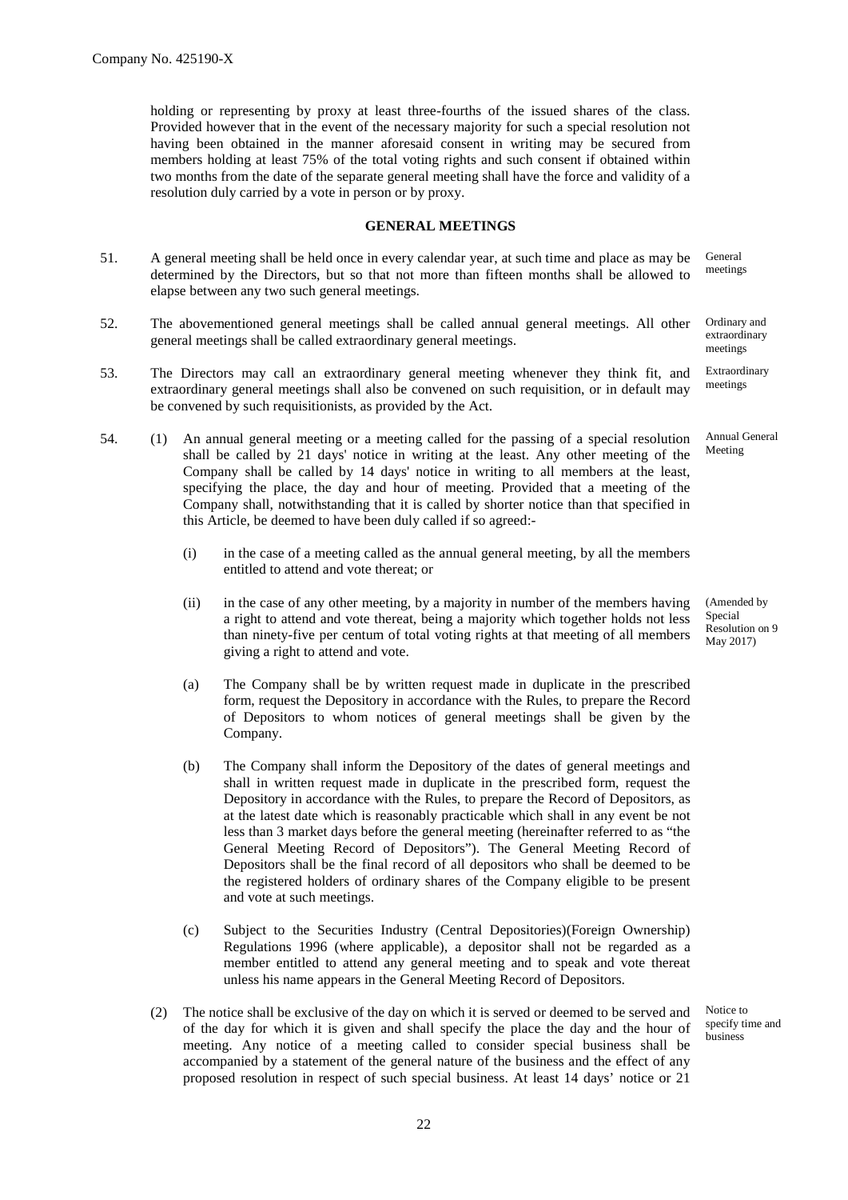holding or representing by proxy at least three-fourths of the issued shares of the class. Provided however that in the event of the necessary majority for such a special resolution not having been obtained in the manner aforesaid consent in writing may be secured from members holding at least 75% of the total voting rights and such consent if obtained within two months from the date of the separate general meeting shall have the force and validity of a resolution duly carried by a vote in person or by proxy.

## GENERAL MEETINGS

51. A general meeting shall be held once in every calendar year, at such time and place as may be determined by the Directors, but so that not more than fifteen months shall be allowed to elapse between any two such general meetings. *General meetings*

52. The abovementioned general meetings shall be called annual general meetings. All other general meetings shall be called extraordinary general meetings. *Ordinary and extraordinary meetings*

53. The Directors may call an extraordinary general meeting whenever they think fit, and extraordinary general meetings shall also be convened on such requisition, or in default may be convened by such requisitionists, as provided by the Act. *Extraordinary meetings*

54. (1) An annual general meeting or a meeting called for the passing of a special resolution shall be called by 21 days' notice in writing at the least. Any other meeting of the Company shall be called by 14 days' notice in writing to all members at the least, specifying the place, the day and hour of meeting. Provided that a meeting of the Company shall, notwithstanding that it is called by shorter notice than that specified in this Article, be deemed to have been duly called if so agreed:- *Annual General Meeting*

    (i) in the case of a meeting called as the annual general meeting, by all the members entitled to attend and vote thereat; or

    (ii) in the case of any other meeting, by a majority in number of the members having a right to attend and vote thereat, being a majority which together holds not less than ninety-five per centum of total voting rights at that meeting of all members giving a right to attend and vote. *(Amended by Special Resolution on 9 May 2017)*

    (a) The Company shall be by written request made in duplicate in the prescribed form, request the Depository in accordance with the Rules, to prepare the Record of Depositors to whom notices of general meetings shall be given by the Company.

    (b) The Company shall inform the Depository of the dates of general meetings and shall in written request made in duplicate in the prescribed form, request the Depository in accordance with the Rules, to prepare the Record of Depositors, as at the latest date which is reasonably practicable which shall in any event be not less than 3 market days before the general meeting (hereinafter referred to as "the General Meeting Record of Depositors"). The General Meeting Record of Depositors shall be the final record of all depositors who shall be deemed to be the registered holders of ordinary shares of the Company eligible to be present and vote at such meetings.

    (c) Subject to the Securities Industry (Central Depositories)(Foreign Ownership) Regulations 1996 (where applicable), a depositor shall not be regarded as a member entitled to attend any general meeting and to speak and vote thereat unless his name appears in the General Meeting Record of Depositors.

    (2) The notice shall be exclusive of the day on which it is served or deemed to be served and of the day for which it is given and shall specify the place the day and the hour of meeting. Any notice of a meeting called to consider special business shall be accompanied by a statement of the general nature of the business and the effect of any proposed resolution in respect of such special business. At least 14 days' notice or 21 *Notice to specify time and business*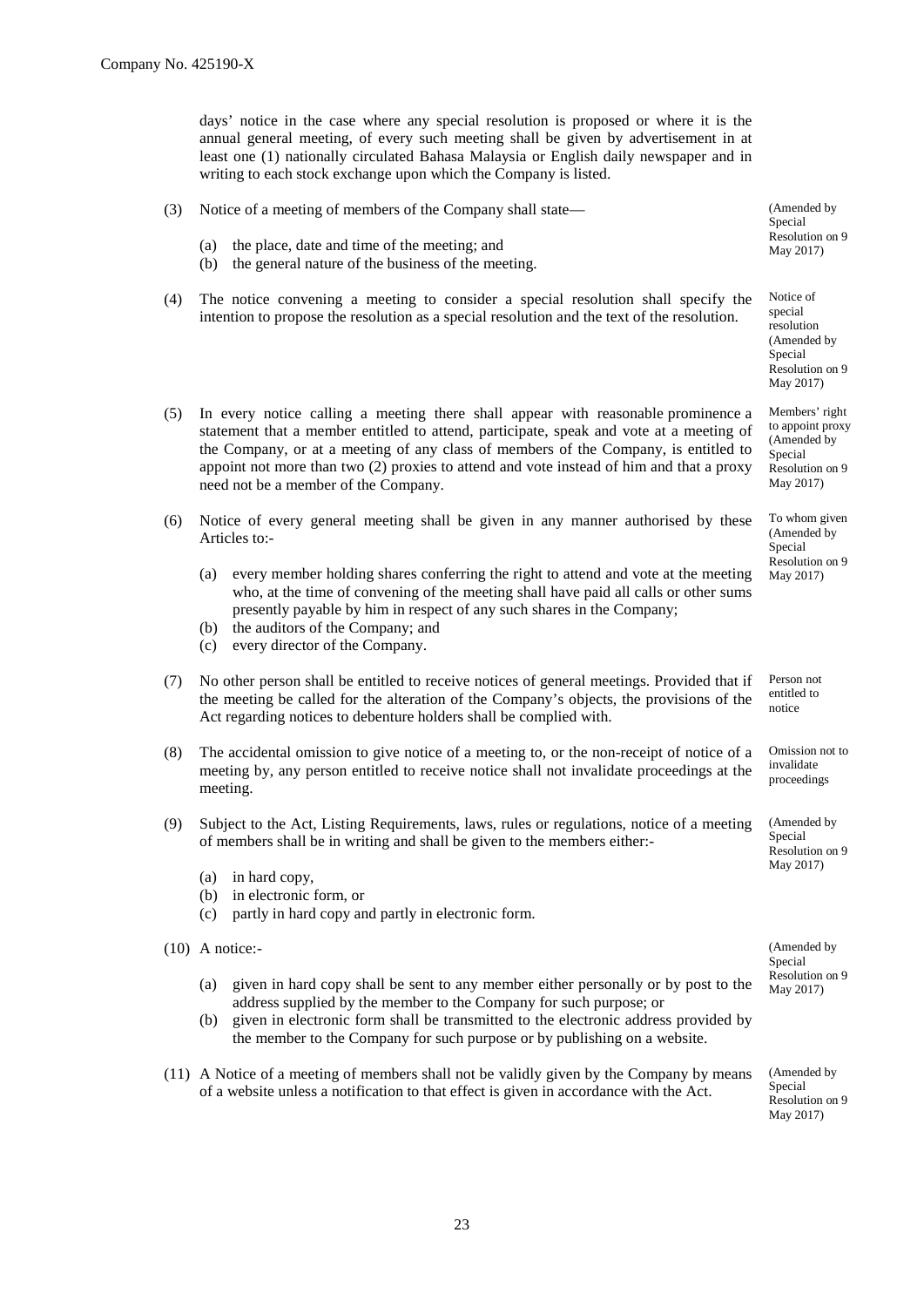days' notice in the case where any special resolution is proposed or where it is the annual general meeting, of every such meeting shall be given by advertisement in at least one (1) nationally circulated Bahasa Malaysia or English daily newspaper and in writing to each stock exchange upon which the Company is listed.

(3) Notice of a meeting of members of the Company shall state— *(Amended by Special Resolution on 9 May 2017)*

(a) the place, date and time of the meeting; and
(b) the general nature of the business of the meeting.

(4) The notice convening a meeting to consider a special resolution shall specify the intention to propose the resolution as a special resolution and the text of the resolution. *Notice of special resolution (Amended by Special Resolution on 9 May 2017)*

(5) In every notice calling a meeting there shall appear with reasonable prominence a statement that a member entitled to attend, participate, speak and vote at a meeting of the Company, or at a meeting of any class of members of the Company, is entitled to appoint not more than two (2) proxies to attend and vote instead of him and that a proxy need not be a member of the Company. *Members' right to appoint proxy (Amended by Special Resolution on 9 May 2017)*

(6) Notice of every general meeting shall be given in any manner authorised by these Articles to:- *To whom given (Amended by Special Resolution on 9 May 2017)*

(a) every member holding shares conferring the right to attend and vote at the meeting who, at the time of convening of the meeting shall have paid all calls or other sums presently payable by him in respect of any such shares in the Company;
(b) the auditors of the Company; and
(c) every director of the Company.

(7) No other person shall be entitled to receive notices of general meetings. Provided that if the meeting be called for the alteration of the Company's objects, the provisions of the Act regarding notices to debenture holders shall be complied with. *Person not entitled to notice*

(8) The accidental omission to give notice of a meeting to, or the non-receipt of notice of a meeting by, any person entitled to receive notice shall not invalidate proceedings at the meeting. *Omission not to invalidate proceedings*

(9) Subject to the Act, Listing Requirements, laws, rules or regulations, notice of a meeting of members shall be in writing and shall be given to the members either:- *(Amended by Special Resolution on 9 May 2017)*

(a) in hard copy,
(b) in electronic form, or
(c) partly in hard copy and partly in electronic form.

(10) A notice:- *(Amended by Special Resolution on 9 May 2017)*

(a) given in hard copy shall be sent to any member either personally or by post to the address supplied by the member to the Company for such purpose; or
(b) given in electronic form shall be transmitted to the electronic address provided by the member to the Company for such purpose or by publishing on a website.

(11) A Notice of a meeting of members shall not be validly given by the Company by means of a website unless a notification to that effect is given in accordance with the Act. *(Amended by Special Resolution on 9 May 2017)*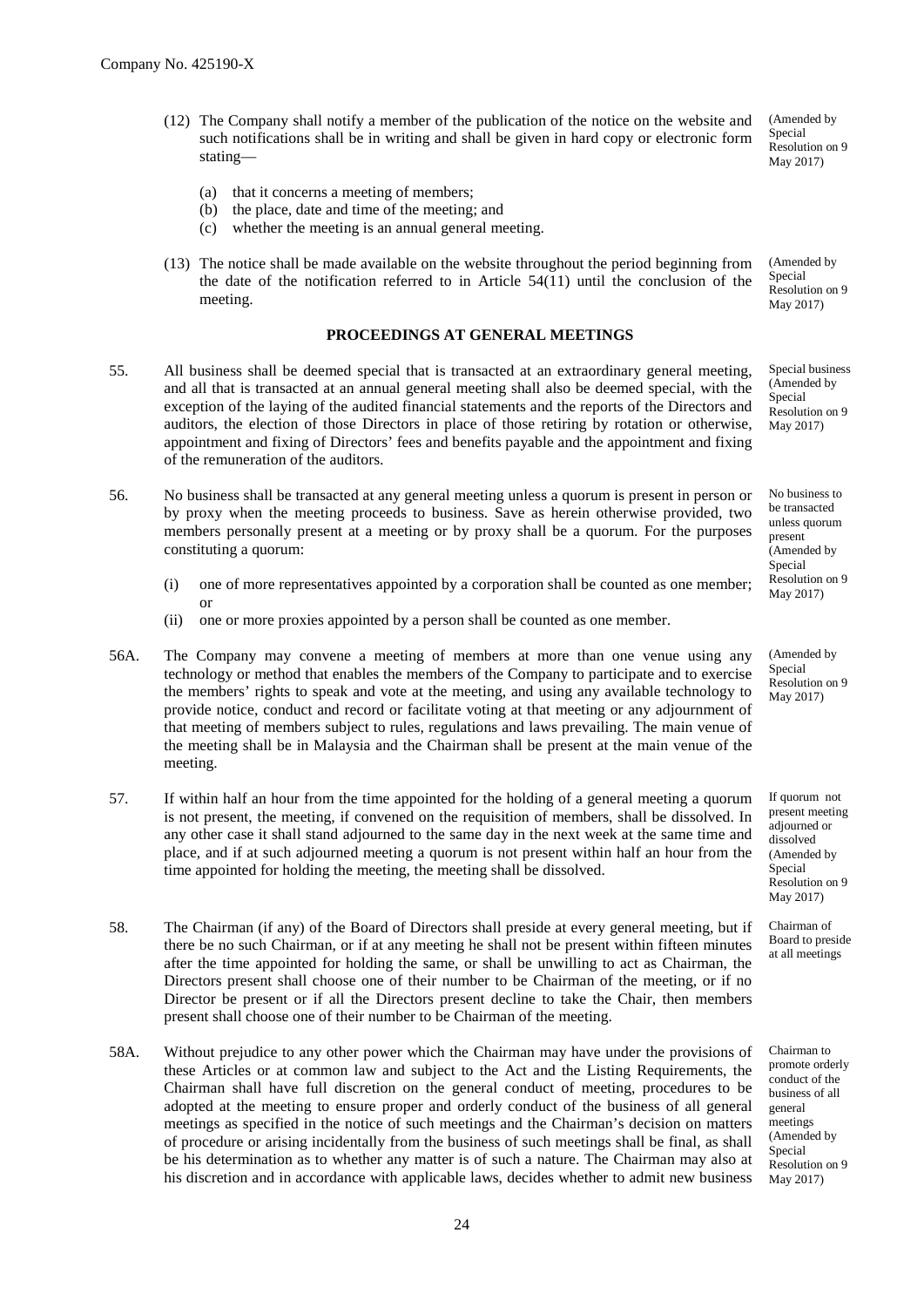(12) The Company shall notify a member of the publication of the notice on the website and such notifications shall be in writing and shall be given in hard copy or electronic form stating—

(Amended by Special Resolution on 9 May 2017)

(a) that it concerns a meeting of members;
(b) the place, date and time of the meeting; and
(c) whether the meeting is an annual general meeting.

(13) The notice shall be made available on the website throughout the period beginning from the date of the notification referred to in Article 54(11) until the conclusion of the meeting.

(Amended by Special Resolution on 9 May 2017)

**PROCEEDINGS AT GENERAL MEETINGS**

55. All business shall be deemed special that is transacted at an extraordinary general meeting, and all that is transacted at an annual general meeting shall also be deemed special, with the exception of the laying of the audited financial statements and the reports of the Directors and auditors, the election of those Directors in place of those retiring by rotation or otherwise, appointment and fixing of Directors' fees and benefits payable and the appointment and fixing of the remuneration of the auditors.

Special business (Amended by Special Resolution on 9 May 2017)

56. No business shall be transacted at any general meeting unless a quorum is present in person or by proxy when the meeting proceeds to business. Save as herein otherwise provided, two members personally present at a meeting or by proxy shall be a quorum. For the purposes constituting a quorum:

(i) one of more representatives appointed by a corporation shall be counted as one member; or
(ii) one or more proxies appointed by a person shall be counted as one member.

No business to be transacted unless quorum present (Amended by Special Resolution on 9 May 2017)

56A. The Company may convene a meeting of members at more than one venue using any technology or method that enables the members of the Company to participate and to exercise the members' rights to speak and vote at the meeting, and using any available technology to provide notice, conduct and record or facilitate voting at that meeting or any adjournment of that meeting of members subject to rules, regulations and laws prevailing. The main venue of the meeting shall be in Malaysia and the Chairman shall be present at the main venue of the meeting.

(Amended by Special Resolution on 9 May 2017)

57. If within half an hour from the time appointed for the holding of a general meeting a quorum is not present, the meeting, if convened on the requisition of members, shall be dissolved. In any other case it shall stand adjourned to the same day in the next week at the same time and place, and if at such adjourned meeting a quorum is not present within half an hour from the time appointed for holding the meeting, the meeting shall be dissolved.

If quorum not present meeting adjourned or dissolved (Amended by Special Resolution on 9 May 2017)

58. The Chairman (if any) of the Board of Directors shall preside at every general meeting, but if there be no such Chairman, or if at any meeting he shall not be present within fifteen minutes after the time appointed for holding the same, or shall be unwilling to act as Chairman, the Directors present shall choose one of their number to be Chairman of the meeting, or if no Director be present or if all the Directors present decline to take the Chair, then members present shall choose one of their number to be Chairman of the meeting.

Chairman of Board to preside at all meetings

58A. Without prejudice to any other power which the Chairman may have under the provisions of these Articles or at common law and subject to the Act and the Listing Requirements, the Chairman shall have full discretion on the general conduct of meeting, procedures to be adopted at the meeting to ensure proper and orderly conduct of the business of all general meetings as specified in the notice of such meetings and the Chairman's decision on matters of procedure or arising incidentally from the business of such meetings shall be final, as shall be his determination as to whether any matter is of such a nature. The Chairman may also at his discretion and in accordance with applicable laws, decides whether to admit new business

Chairman to promote orderly conduct of the business of all general meetings (Amended by Special Resolution on 9 May 2017)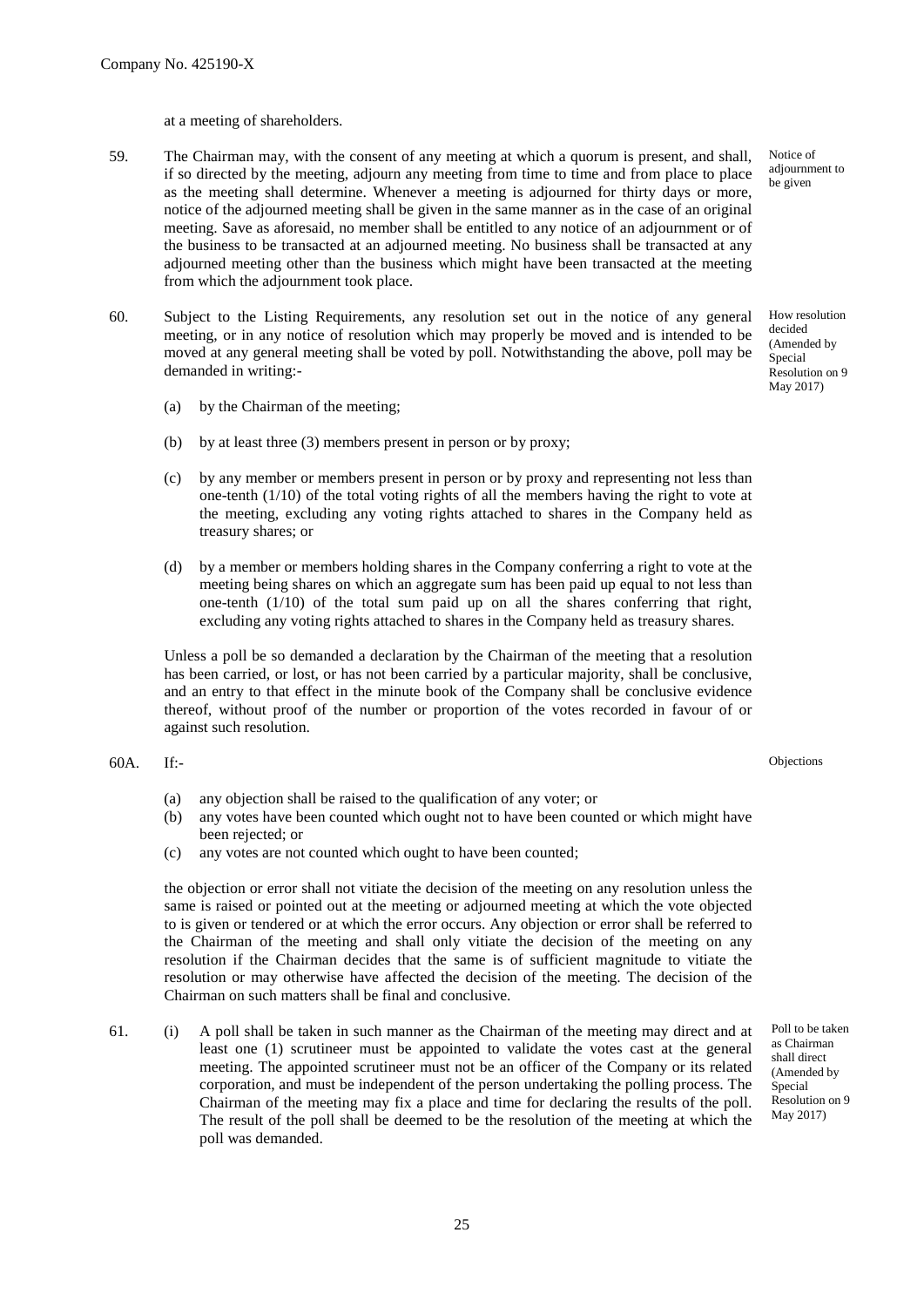at a meeting of shareholders.

59. The Chairman may, with the consent of any meeting at which a quorum is present, and shall, if so directed by the meeting, adjourn any meeting from time to time and from place to place as the meeting shall determine. Whenever a meeting is adjourned for thirty days or more, notice of the adjourned meeting shall be given in the same manner as in the case of an original meeting. Save as aforesaid, no member shall be entitled to any notice of an adjournment or of the business to be transacted at an adjourned meeting. No business shall be transacted at any adjourned meeting other than the business which might have been transacted at the meeting from which the adjournment took place.

*Notice of adjournment to be given*

60. Subject to the Listing Requirements, any resolution set out in the notice of any general meeting, or in any notice of resolution which may properly be moved and is intended to be moved at any general meeting shall be voted by poll. Notwithstanding the above, poll may be demanded in writing:-

*How resolution decided (Amended by Special Resolution on 9 May 2017)*

(a) by the Chairman of the meeting;

(b) by at least three (3) members present in person or by proxy;

(c) by any member or members present in person or by proxy and representing not less than one-tenth (1/10) of the total voting rights of all the members having the right to vote at the meeting, excluding any voting rights attached to shares in the Company held as treasury shares; or

(d) by a member or members holding shares in the Company conferring a right to vote at the meeting being shares on which an aggregate sum has been paid up equal to not less than one-tenth (1/10) of the total sum paid up on all the shares conferring that right, excluding any voting rights attached to shares in the Company held as treasury shares.

Unless a poll be so demanded a declaration by the Chairman of the meeting that a resolution has been carried, or lost, or has not been carried by a particular majority, shall be conclusive, and an entry to that effect in the minute book of the Company shall be conclusive evidence thereof, without proof of the number or proportion of the votes recorded in favour of or against such resolution.

60A. If:-

*Objections*

(a) any objection shall be raised to the qualification of any voter; or
(b) any votes have been counted which ought not to have been counted or which might have been rejected; or
(c) any votes are not counted which ought to have been counted;

the objection or error shall not vitiate the decision of the meeting on any resolution unless the same is raised or pointed out at the meeting or adjourned meeting at which the vote objected to is given or tendered or at which the error occurs. Any objection or error shall be referred to the Chairman of the meeting and shall only vitiate the decision of the meeting on any resolution if the Chairman decides that the same is of sufficient magnitude to vitiate the resolution or may otherwise have affected the decision of the meeting. The decision of the Chairman on such matters shall be final and conclusive.

61. (i) A poll shall be taken in such manner as the Chairman of the meeting may direct and at least one (1) scrutineer must be appointed to validate the votes cast at the general meeting. The appointed scrutineer must not be an officer of the Company or its related corporation, and must be independent of the person undertaking the polling process. The Chairman of the meeting may fix a place and time for declaring the results of the poll. The result of the poll shall be deemed to be the resolution of the meeting at which the poll was demanded.

*Poll to be taken as Chairman shall direct (Amended by Special Resolution on 9 May 2017)*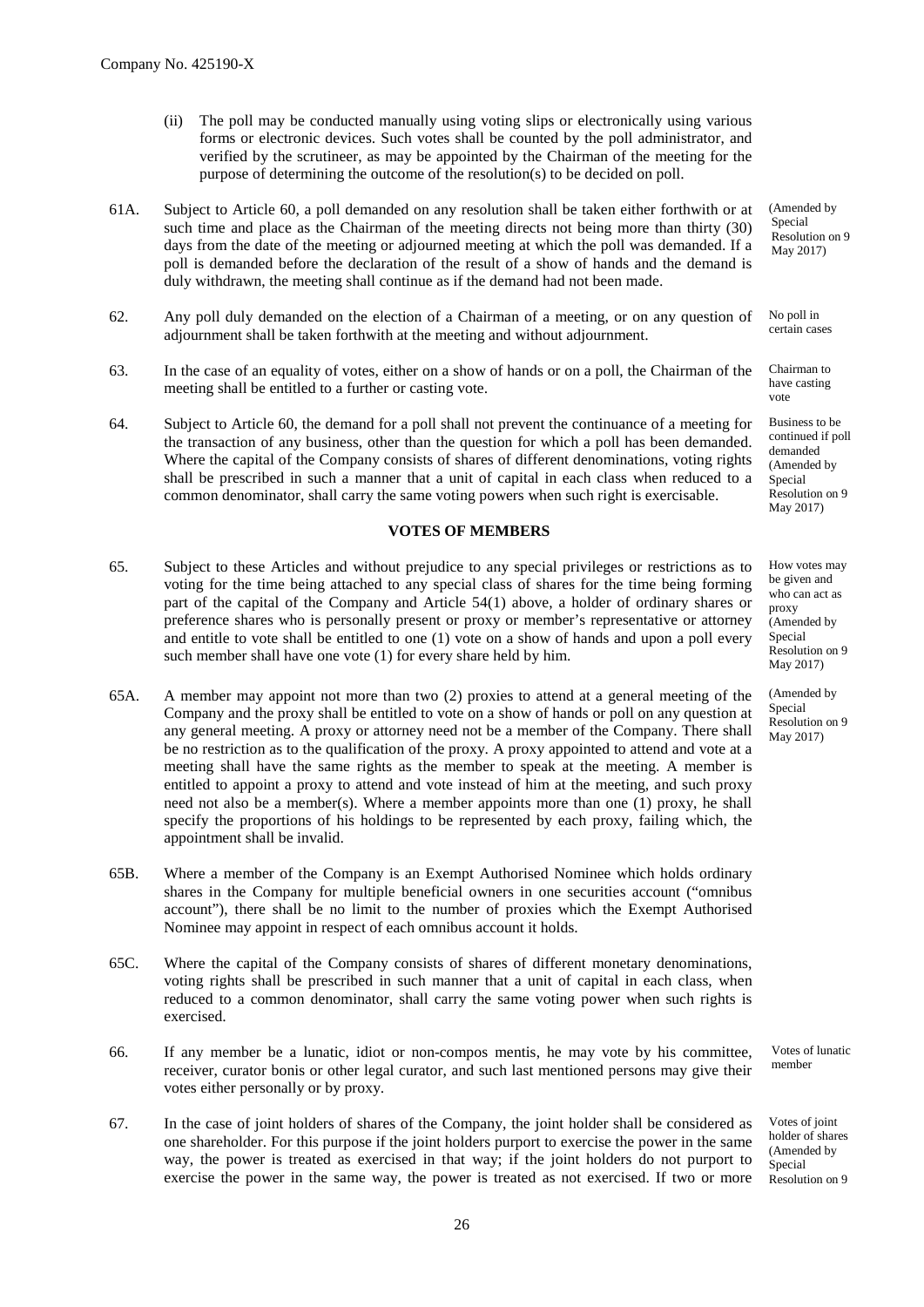(ii) The poll may be conducted manually using voting slips or electronically using various forms or electronic devices. Such votes shall be counted by the poll administrator, and verified by the scrutineer, as may be appointed by the Chairman of the meeting for the purpose of determining the outcome of the resolution(s) to be decided on poll.

61A. Subject to Article 60, a poll demanded on any resolution shall be taken either forthwith or at such time and place as the Chairman of the meeting directs not being more than thirty (30) days from the date of the meeting or adjourned meeting at which the poll was demanded. If a poll is demanded before the declaration of the result of a show of hands and the demand is duly withdrawn, the meeting shall continue as if the demand had not been made.

(Amended by Special Resolution on 9 May 2017)

62. Any poll duly demanded on the election of a Chairman of a meeting, or on any question of adjournment shall be taken forthwith at the meeting and without adjournment.

No poll in certain cases

63. In the case of an equality of votes, either on a show of hands or on a poll, the Chairman of the meeting shall be entitled to a further or casting vote.

Chairman to have casting vote

64. Subject to Article 60, the demand for a poll shall not prevent the continuance of a meeting for the transaction of any business, other than the question for which a poll has been demanded. Where the capital of the Company consists of shares of different denominations, voting rights shall be prescribed in such a manner that a unit of capital in each class when reduced to a common denominator, shall carry the same voting powers when such right is exercisable.

Business to be continued if poll demanded (Amended by Special Resolution on 9 May 2017)

**VOTES OF MEMBERS**

65. Subject to these Articles and without prejudice to any special privileges or restrictions as to voting for the time being attached to any special class of shares for the time being forming part of the capital of the Company and Article 54(1) above, a holder of ordinary shares or preference shares who is personally present or proxy or member's representative or attorney and entitle to vote shall be entitled to one (1) vote on a show of hands and upon a poll every such member shall have one vote (1) for every share held by him.

How votes may be given and who can act as proxy (Amended by Special Resolution on 9 May 2017)

65A. A member may appoint not more than two (2) proxies to attend at a general meeting of the Company and the proxy shall be entitled to vote on a show of hands or poll on any question at any general meeting. A proxy or attorney need not be a member of the Company. There shall be no restriction as to the qualification of the proxy. A proxy appointed to attend and vote at a meeting shall have the same rights as the member to speak at the meeting. A member is entitled to appoint a proxy to attend and vote instead of him at the meeting, and such proxy need not also be a member(s). Where a member appoints more than one (1) proxy, he shall specify the proportions of his holdings to be represented by each proxy, failing which, the appointment shall be invalid.

(Amended by Special Resolution on 9 May 2017)

65B. Where a member of the Company is an Exempt Authorised Nominee which holds ordinary shares in the Company for multiple beneficial owners in one securities account ("omnibus account"), there shall be no limit to the number of proxies which the Exempt Authorised Nominee may appoint in respect of each omnibus account it holds.

65C. Where the capital of the Company consists of shares of different monetary denominations, voting rights shall be prescribed in such manner that a unit of capital in each class, when reduced to a common denominator, shall carry the same voting power when such rights is exercised.

66. If any member be a lunatic, idiot or non-compos mentis, he may vote by his committee, receiver, curator bonis or other legal curator, and such last mentioned persons may give their votes either personally or by proxy.

Votes of lunatic member

67. In the case of joint holders of shares of the Company, the joint holder shall be considered as one shareholder. For this purpose if the joint holders purport to exercise the power in the same way, the power is treated as exercised in that way; if the joint holders do not purport to exercise the power in the same way, the power is treated as not exercised. If two or more

Votes of joint holder of shares (Amended by Special Resolution on 9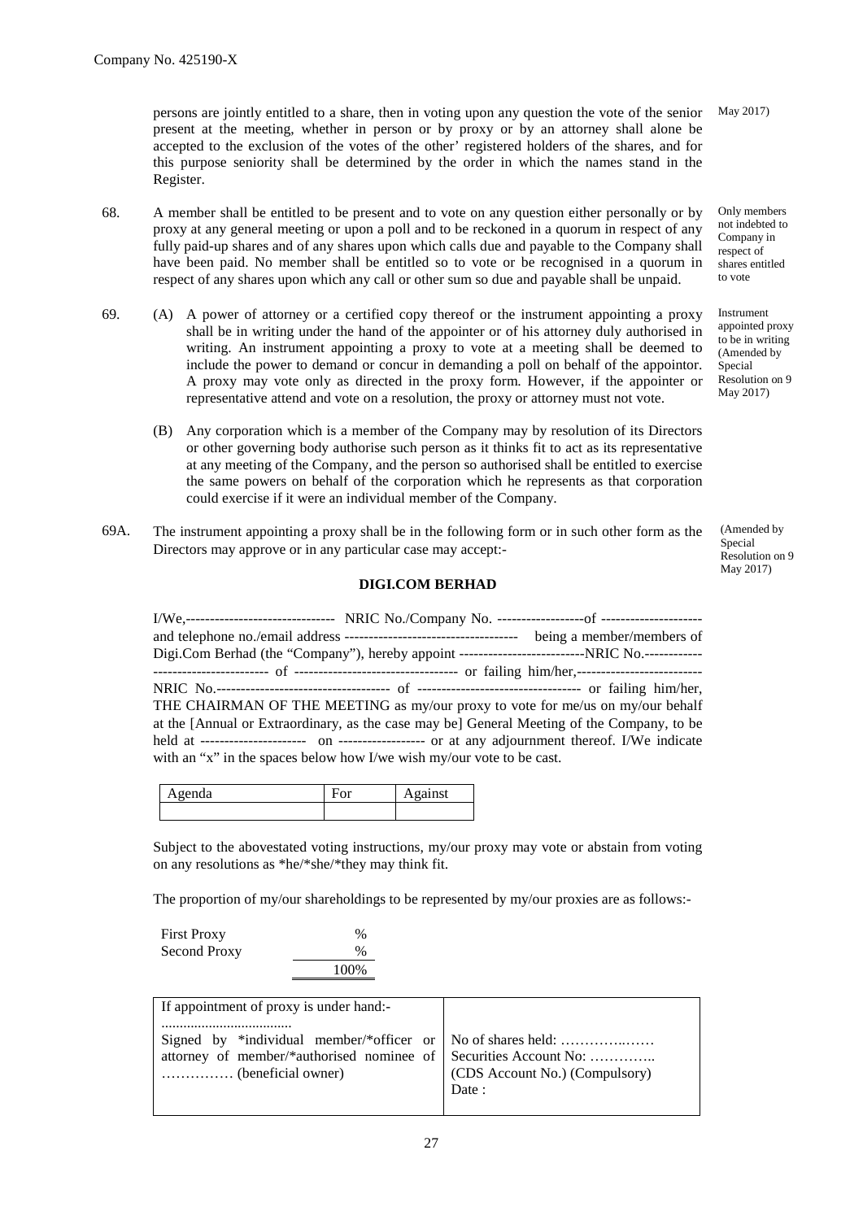persons are jointly entitled to a share, then in voting upon any question the vote of the senior present at the meeting, whether in person or by proxy or by an attorney shall alone be accepted to the exclusion of the votes of the other' registered holders of the shares, and for this purpose seniority shall be determined by the order in which the names stand in the Register.

May 2017)

68. A member shall be entitled to be present and to vote on any question either personally or by proxy at any general meeting or upon a poll and to be reckoned in a quorum in respect of any fully paid-up shares and of any shares upon which calls due and payable to the Company shall have been paid. No member shall be entitled so to vote or be recognised in a quorum in respect of any shares upon which any call or other sum so due and payable shall be unpaid.

Only members not indebted to Company in respect of shares entitled to vote

69. (A) A power of attorney or a certified copy thereof or the instrument appointing a proxy shall be in writing under the hand of the appointer or of his attorney duly authorised in writing. An instrument appointing a proxy to vote at a meeting shall be deemed to include the power to demand or concur in demanding a poll on behalf of the appointor. A proxy may vote only as directed in the proxy form. However, if the appointer or representative attend and vote on a resolution, the proxy or attorney must not vote.

Instrument appointed proxy to be in writing (Amended by Special Resolution on 9 May 2017)

(B) Any corporation which is a member of the Company may by resolution of its Directors or other governing body authorise such person as it thinks fit to act as its representative at any meeting of the Company, and the person so authorised shall be entitled to exercise the same powers on behalf of the corporation which he represents as that corporation could exercise if it were an individual member of the Company.

69A. The instrument appointing a proxy shall be in the following form or in such other form as the Directors may approve or in any particular case may accept:-

(Amended by Special Resolution on 9 May 2017)

**DIGI.COM BERHAD**

I/We,------------------------------- NRIC No./Company No. ------------------of --------------------- and telephone no./email address ------------------------------------ being a member/members of Digi.Com Berhad (the "Company"), hereby appoint --------------------------NRIC No.------------ ------------------------ of ---------------------------------- or failing him/her,-------------------------- NRIC No.------------------------------------ of ---------------------------------- or failing him/her, THE CHAIRMAN OF THE MEETING as my/our proxy to vote for me/us on my/our behalf at the [Annual or Extraordinary, as the case may be] General Meeting of the Company, to be held at ---------------------- on ------------------ or at any adjournment thereof. I/We indicate with an "x" in the spaces below how I/we wish my/our vote to be cast.

| Agenda | For | Against |
|---|---|---|
| | | |

Subject to the abovestated voting instructions, my/our proxy may vote or abstain from voting on any resolutions as *he/*she/*they may think fit.

The proportion of my/our shareholdings to be represented by my/our proxies are as follows:-

| | |
|---|---|
| First Proxy | % |
| Second Proxy | % |
| | 100% |

| If appointment of proxy is under hand:- | |
|---|---|
| .................................... Signed by *individual member/*officer or attorney of member/*authorised nominee of …………… (beneficial owner) | No of shares held: …………..…… Securities Account No: ………….. (CDS Account No.) (Compulsory) Date : |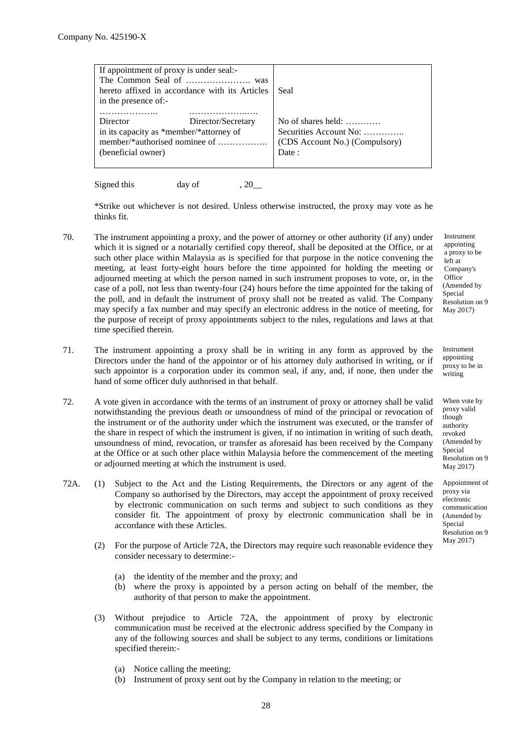Company No. 425190-X

| If appointment of proxy is under seal:- The Common Seal of …………………. was hereto affixed in accordance with its Articles in the presence of:- | Seal |
|---|---|
| ……………….. ………………..…. Director Director/Secretary in its capacity as *member/*attorney of member/*authorised nominee of …………….. (beneficial owner) | No of shares held: ………… Securities Account No: ………….. (CDS Account No.) (Compulsory) Date : |

Signed this day of , 20__

*Strike out whichever is not desired. Unless otherwise instructed, the proxy may vote as he thinks fit.

70. The instrument appointing a proxy, and the power of attorney or other authority (if any) under which it is signed or a notarially certified copy thereof, shall be deposited at the Office, or at such other place within Malaysia as is specified for that purpose in the notice convening the meeting, at least forty-eight hours before the time appointed for holding the meeting or adjourned meeting at which the person named in such instrument proposes to vote, or, in the case of a poll, not less than twenty-four (24) hours before the time appointed for the taking of the poll, and in default the instrument of proxy shall not be treated as valid. The Company may specify a fax number and may specify an electronic address in the notice of meeting, for the purpose of receipt of proxy appointments subject to the rules, regulations and laws at that time specified therein.

*Instrument appointing a proxy to be left at Company's Office (Amended by Special Resolution on 9 May 2017)*

71. The instrument appointing a proxy shall be in writing in any form as approved by the Directors under the hand of the appointor or of his attorney duly authorised in writing, or if such appointor is a corporation under its common seal, if any, and, if none, then under the hand of some officer duly authorised in that behalf.

*Instrument appointing proxy to be in writing*

72. A vote given in accordance with the terms of an instrument of proxy or attorney shall be valid notwithstanding the previous death or unsoundness of mind of the principal or revocation of the instrument or of the authority under which the instrument was executed, or the transfer of the share in respect of which the instrument is given, if no intimation in writing of such death, unsoundness of mind, revocation, or transfer as aforesaid has been received by the Company at the Office or at such other place within Malaysia before the commencement of the meeting or adjourned meeting at which the instrument is used.

*When vote by proxy valid though authority revoked (Amended by Special Resolution on 9 May 2017)*

72A. (1) Subject to the Act and the Listing Requirements, the Directors or any agent of the Company so authorised by the Directors, may accept the appointment of proxy received by electronic communication on such terms and subject to such conditions as they consider fit. The appointment of proxy by electronic communication shall be in accordance with these Articles.

*Appointment of proxy via electronic communication (Amended by Special Resolution on 9 May 2017)*

(2) For the purpose of Article 72A, the Directors may require such reasonable evidence they consider necessary to determine:-

(a) the identity of the member and the proxy; and
(b) where the proxy is appointed by a person acting on behalf of the member, the authority of that person to make the appointment.

(3) Without prejudice to Article 72A, the appointment of proxy by electronic communication must be received at the electronic address specified by the Company in any of the following sources and shall be subject to any terms, conditions or limitations specified therein:-

(a) Notice calling the meeting;
(b) Instrument of proxy sent out by the Company in relation to the meeting; or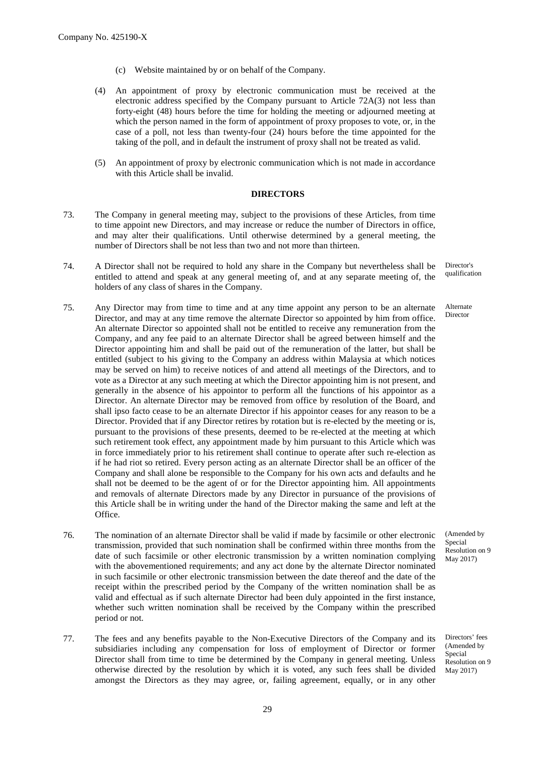(c) Website maintained by or on behalf of the Company.

(4) An appointment of proxy by electronic communication must be received at the electronic address specified by the Company pursuant to Article 72A(3) not less than forty-eight (48) hours before the time for holding the meeting or adjourned meeting at which the person named in the form of appointment of proxy proposes to vote, or, in the case of a poll, not less than twenty-four (24) hours before the time appointed for the taking of the poll, and in default the instrument of proxy shall not be treated as valid.

(5) An appointment of proxy by electronic communication which is not made in accordance with this Article shall be invalid.

**DIRECTORS**

73. The Company in general meeting may, subject to the provisions of these Articles, from time to time appoint new Directors, and may increase or reduce the number of Directors in office, and may alter their qualifications. Until otherwise determined by a general meeting, the number of Directors shall be not less than two and not more than thirteen.

74. *Director's qualification* — A Director shall not be required to hold any share in the Company but nevertheless shall be entitled to attend and speak at any general meeting of, and at any separate meeting of, the holders of any class of shares in the Company.

75. *Alternate Director* — Any Director may from time to time and at any time appoint any person to be an alternate Director, and may at any time remove the alternate Director so appointed by him from office. An alternate Director so appointed shall not be entitled to receive any remuneration from the Company, and any fee paid to an alternate Director shall be agreed between himself and the Director appointing him and shall be paid out of the remuneration of the latter, but shall be entitled (subject to his giving to the Company an address within Malaysia at which notices may be served on him) to receive notices of and attend all meetings of the Directors, and to vote as a Director at any such meeting at which the Director appointing him is not present, and generally in the absence of his appointor to perform all the functions of his appointor as a Director. An alternate Director may be removed from office by resolution of the Board, and shall ipso facto cease to be an alternate Director if his appointor ceases for any reason to be a Director. Provided that if any Director retires by rotation but is re-elected by the meeting or is, pursuant to the provisions of these presents, deemed to be re-elected at the meeting at which such retirement took effect, any appointment made by him pursuant to this Article which was in force immediately prior to his retirement shall continue to operate after such re-election as if he had riot so retired. Every person acting as an alternate Director shall be an officer of the Company and shall alone be responsible to the Company for his own acts and defaults and he shall not be deemed to be the agent of or for the Director appointing him. All appointments and removals of alternate Directors made by any Director in pursuance of the provisions of this Article shall be in writing under the hand of the Director making the same and left at the Office.

76. *(Amended by Special Resolution on 9 May 2017)* — The nomination of an alternate Director shall be valid if made by facsimile or other electronic transmission, provided that such nomination shall be confirmed within three months from the date of such facsimile or other electronic transmission by a written nomination complying with the abovementioned requirements; and any act done by the alternate Director nominated in such facsimile or other electronic transmission between the date thereof and the date of the receipt within the prescribed period by the Company of the written nomination shall be as valid and effectual as if such alternate Director had been duly appointed in the first instance, whether such written nomination shall be received by the Company within the prescribed period or not.

77. *Directors' fees (Amended by Special Resolution on 9 May 2017)* — The fees and any benefits payable to the Non-Executive Directors of the Company and its subsidiaries including any compensation for loss of employment of Director or former Director shall from time to time be determined by the Company in general meeting. Unless otherwise directed by the resolution by which it is voted, any such fees shall be divided amongst the Directors as they may agree, or, failing agreement, equally, or in any other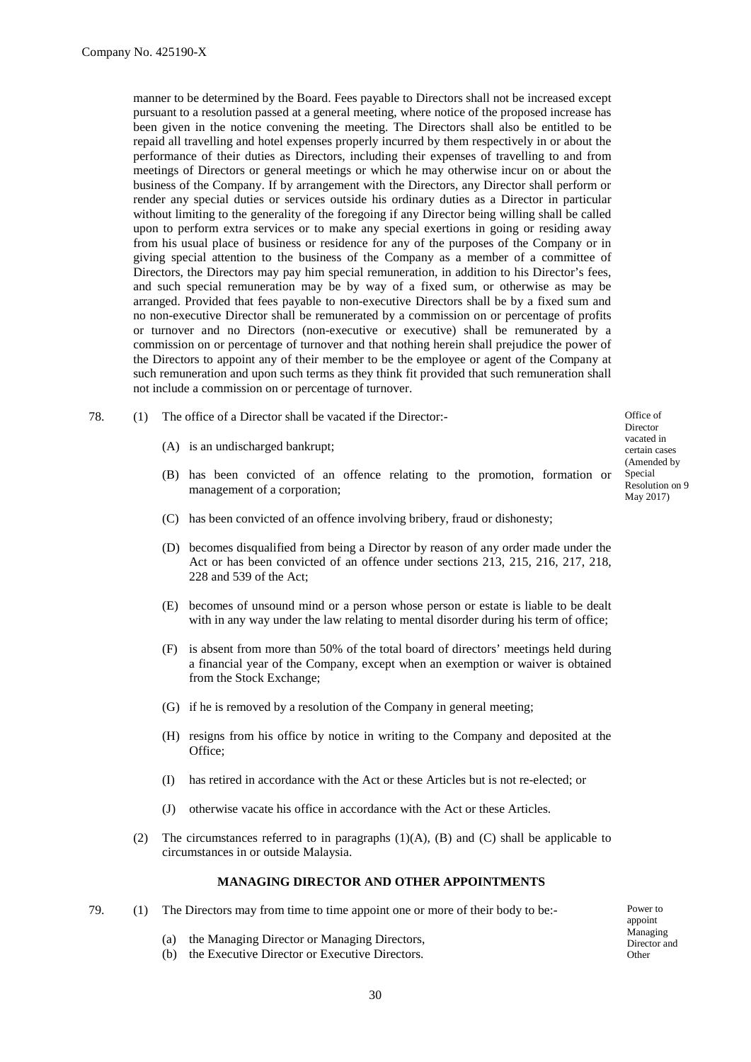manner to be determined by the Board. Fees payable to Directors shall not be increased except pursuant to a resolution passed at a general meeting, where notice of the proposed increase has been given in the notice convening the meeting. The Directors shall also be entitled to be repaid all travelling and hotel expenses properly incurred by them respectively in or about the performance of their duties as Directors, including their expenses of travelling to and from meetings of Directors or general meetings or which he may otherwise incur on or about the business of the Company. If by arrangement with the Directors, any Director shall perform or render any special duties or services outside his ordinary duties as a Director in particular without limiting to the generality of the foregoing if any Director being willing shall be called upon to perform extra services or to make any special exertions in going or residing away from his usual place of business or residence for any of the purposes of the Company or in giving special attention to the business of the Company as a member of a committee of Directors, the Directors may pay him special remuneration, in addition to his Director's fees, and such special remuneration may be by way of a fixed sum, or otherwise as may be arranged. Provided that fees payable to non-executive Directors shall be by a fixed sum and no non-executive Director shall be remunerated by a commission on or percentage of profits or turnover and no Directors (non-executive or executive) shall be remunerated by a commission on or percentage of turnover and that nothing herein shall prejudice the power of the Directors to appoint any of their member to be the employee or agent of the Company at such remuneration and upon such terms as they think fit provided that such remuneration shall not include a commission on or percentage of turnover.

78. (1) The office of a Director shall be vacated if the Director:-

*Office of Director vacated in certain cases (Amended by Special Resolution on 9 May 2017)*

- (A) is an undischarged bankrupt;
- (B) has been convicted of an offence relating to the promotion, formation or management of a corporation;
- (C) has been convicted of an offence involving bribery, fraud or dishonesty;
- (D) becomes disqualified from being a Director by reason of any order made under the Act or has been convicted of an offence under sections 213, 215, 216, 217, 218, 228 and 539 of the Act;
- (E) becomes of unsound mind or a person whose person or estate is liable to be dealt with in any way under the law relating to mental disorder during his term of office;
- (F) is absent from more than 50% of the total board of directors' meetings held during a financial year of the Company, except when an exemption or waiver is obtained from the Stock Exchange;
- (G) if he is removed by a resolution of the Company in general meeting;
- (H) resigns from his office by notice in writing to the Company and deposited at the Office;
- (I) has retired in accordance with the Act or these Articles but is not re-elected; or
- (J) otherwise vacate his office in accordance with the Act or these Articles.

(2) The circumstances referred to in paragraphs (1)(A), (B) and (C) shall be applicable to circumstances in or outside Malaysia.

## MANAGING DIRECTOR AND OTHER APPOINTMENTS

79. (1) The Directors may from time to time appoint one or more of their body to be:-

*Power to appoint Managing Director and Other*

- (a) the Managing Director or Managing Directors,
- (b) the Executive Director or Executive Directors.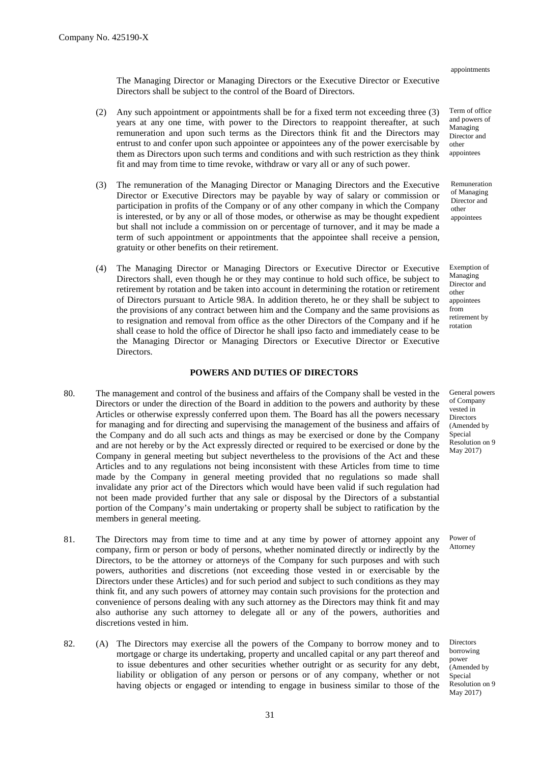Company No. 425190-X

The Managing Director or Managing Directors or the Executive Director or Executive Directors shall be subject to the control of the Board of Directors.

*appointments*

(2) Any such appointment or appointments shall be for a fixed term not exceeding three (3) years at any one time, with power to the Directors to reappoint thereafter, at such remuneration and upon such terms as the Directors think fit and the Directors may entrust to and confer upon such appointee or appointees any of the power exercisable by them as Directors upon such terms and conditions and with such restriction as they think fit and may from time to time revoke, withdraw or vary all or any of such power.

*Term of office and powers of Managing Director and other appointees*

(3) The remuneration of the Managing Director or Managing Directors and the Executive Director or Executive Directors may be payable by way of salary or commission or participation in profits of the Company or of any other company in which the Company is interested, or by any or all of those modes, or otherwise as may be thought expedient but shall not include a commission on or percentage of turnover, and it may be made a term of such appointment or appointments that the appointee shall receive a pension, gratuity or other benefits on their retirement.

*Remuneration of Managing Director and other appointees*

(4) The Managing Director or Managing Directors or Executive Director or Executive Directors shall, even though he or they may continue to hold such office, be subject to retirement by rotation and be taken into account in determining the rotation or retirement of Directors pursuant to Article 98A. In addition thereto, he or they shall be subject to the provisions of any contract between him and the Company and the same provisions as to resignation and removal from office as the other Directors of the Company and if he shall cease to hold the office of Director he shall ipso facto and immediately cease to be the Managing Director or Managing Directors or Executive Director or Executive Directors.

*Exemption of Managing Director and other appointees from retirement by rotation*

**POWERS AND DUTIES OF DIRECTORS**

80. The management and control of the business and affairs of the Company shall be vested in the Directors or under the direction of the Board in addition to the powers and authority by these Articles or otherwise expressly conferred upon them. The Board has all the powers necessary for managing and for directing and supervising the management of the business and affairs of the Company and do all such acts and things as may be exercised or done by the Company and are not hereby or by the Act expressly directed or required to be exercised or done by the Company in general meeting but subject nevertheless to the provisions of the Act and these Articles and to any regulations not being inconsistent with these Articles from time to time made by the Company in general meeting provided that no regulations so made shall invalidate any prior act of the Directors which would have been valid if such regulation had not been made provided further that any sale or disposal by the Directors of a substantial portion of the Company's main undertaking or property shall be subject to ratification by the members in general meeting.

*General powers of Company vested in Directors (Amended by Special Resolution on 9 May 2017)*

81. The Directors may from time to time and at any time by power of attorney appoint any company, firm or person or body of persons, whether nominated directly or indirectly by the Directors, to be the attorney or attorneys of the Company for such purposes and with such powers, authorities and discretions (not exceeding those vested in or exercisable by the Directors under these Articles) and for such period and subject to such conditions as they may think fit, and any such powers of attorney may contain such provisions for the protection and convenience of persons dealing with any such attorney as the Directors may think fit and may also authorise any such attorney to delegate all or any of the powers, authorities and discretions vested in him.

*Power of Attorney*

82. (A) The Directors may exercise all the powers of the Company to borrow money and to mortgage or charge its undertaking, property and uncalled capital or any part thereof and to issue debentures and other securities whether outright or as security for any debt, liability or obligation of any person or persons or of any company, whether or not having objects or engaged or intending to engage in business similar to those of the

*Directors borrowing power (Amended by Special Resolution on 9 May 2017)*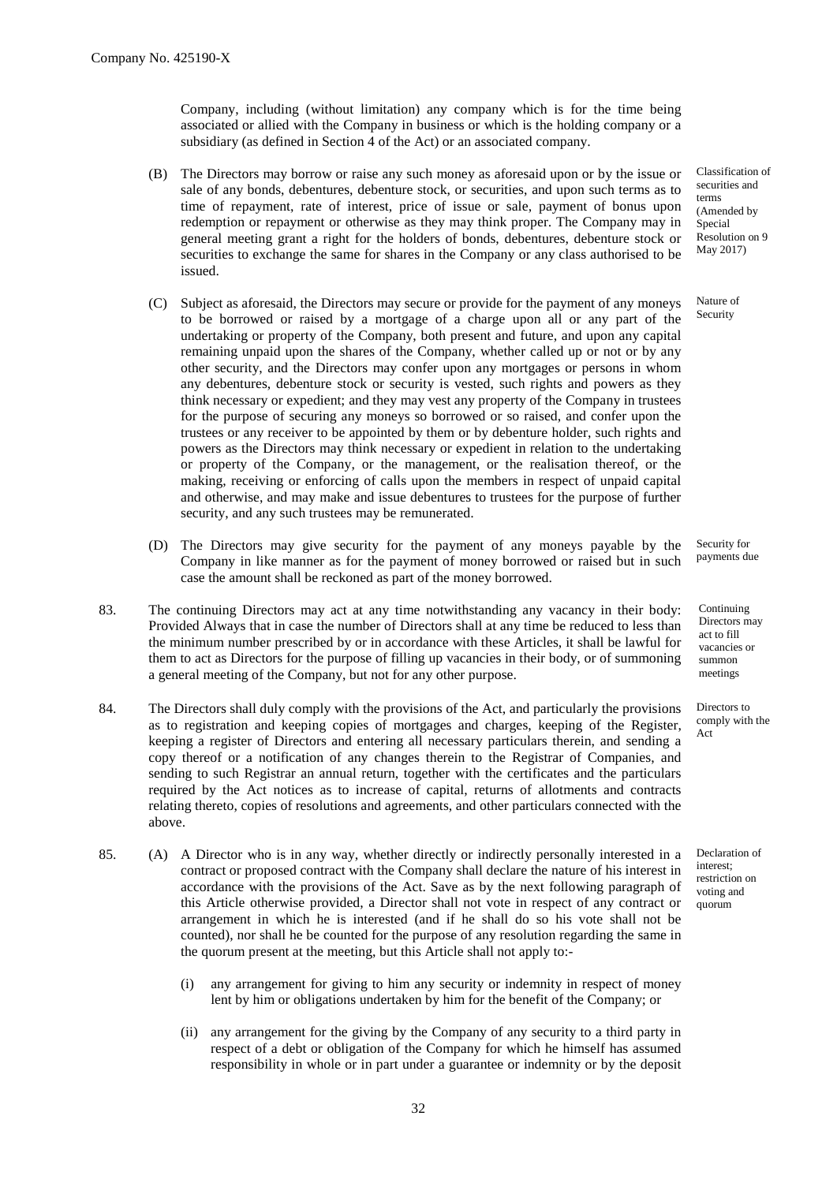Company, including (without limitation) any company which is for the time being associated or allied with the Company in business or which is the holding company or a subsidiary (as defined in Section 4 of the Act) or an associated company.

(B) The Directors may borrow or raise any such money as aforesaid upon or by the issue or sale of any bonds, debentures, debenture stock, or securities, and upon such terms as to time of repayment, rate of interest, price of issue or sale, payment of bonus upon redemption or repayment or otherwise as they may think proper. The Company may in general meeting grant a right for the holders of bonds, debentures, debenture stock or securities to exchange the same for shares in the Company or any class authorised to be issued.

Classification of securities and terms (Amended by Special Resolution on 9 May 2017)

(C) Subject as aforesaid, the Directors may secure or provide for the payment of any moneys to be borrowed or raised by a mortgage of a charge upon all or any part of the undertaking or property of the Company, both present and future, and upon any capital remaining unpaid upon the shares of the Company, whether called up or not or by any other security, and the Directors may confer upon any mortgages or persons in whom any debentures, debenture stock or security is vested, such rights and powers as they think necessary or expedient; and they may vest any property of the Company in trustees for the purpose of securing any moneys so borrowed or so raised, and confer upon the trustees or any receiver to be appointed by them or by debenture holder, such rights and powers as the Directors may think necessary or expedient in relation to the undertaking or property of the Company, or the management, or the realisation thereof, or the making, receiving or enforcing of calls upon the members in respect of unpaid capital and otherwise, and may make and issue debentures to trustees for the purpose of further security, and any such trustees may be remunerated.

Nature of Security

(D) The Directors may give security for the payment of any moneys payable by the Company in like manner as for the payment of money borrowed or raised but in such case the amount shall be reckoned as part of the money borrowed.

Security for payments due

83. The continuing Directors may act at any time notwithstanding any vacancy in their body: Provided Always that in case the number of Directors shall at any time be reduced to less than the minimum number prescribed by or in accordance with these Articles, it shall be lawful for them to act as Directors for the purpose of filling up vacancies in their body, or of summoning a general meeting of the Company, but not for any other purpose.

Continuing Directors may act to fill vacancies or summon meetings

84. The Directors shall duly comply with the provisions of the Act, and particularly the provisions as to registration and keeping copies of mortgages and charges, keeping of the Register, keeping a register of Directors and entering all necessary particulars therein, and sending a copy thereof or a notification of any changes therein to the Registrar of Companies, and sending to such Registrar an annual return, together with the certificates and the particulars required by the Act notices as to increase of capital, returns of allotments and contracts relating thereto, copies of resolutions and agreements, and other particulars connected with the above.

Directors to comply with the Act

85. (A) A Director who is in any way, whether directly or indirectly personally interested in a contract or proposed contract with the Company shall declare the nature of his interest in accordance with the provisions of the Act. Save as by the next following paragraph of this Article otherwise provided, a Director shall not vote in respect of any contract or arrangement in which he is interested (and if he shall do so his vote shall not be counted), nor shall he be counted for the purpose of any resolution regarding the same in the quorum present at the meeting, but this Article shall not apply to:-

Declaration of interest; restriction on voting and quorum

(i) any arrangement for giving to him any security or indemnity in respect of money lent by him or obligations undertaken by him for the benefit of the Company; or

(ii) any arrangement for the giving by the Company of any security to a third party in respect of a debt or obligation of the Company for which he himself has assumed responsibility in whole or in part under a guarantee or indemnity or by the deposit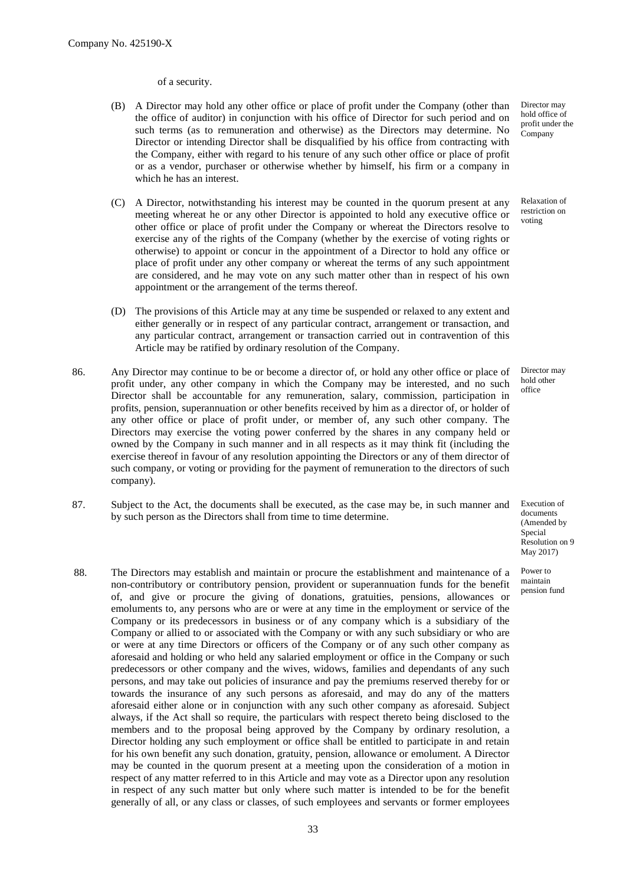of a security.

(B) A Director may hold any other office or place of profit under the Company (other than the office of auditor) in conjunction with his office of Director for such period and on such terms (as to remuneration and otherwise) as the Directors may determine. No Director or intending Director shall be disqualified by his office from contracting with the Company, either with regard to his tenure of any such other office or place of profit or as a vendor, purchaser or otherwise whether by himself, his firm or a company in which he has an interest.

*Director may hold office of profit under the Company*

(C) A Director, notwithstanding his interest may be counted in the quorum present at any meeting whereat he or any other Director is appointed to hold any executive office or other office or place of profit under the Company or whereat the Directors resolve to exercise any of the rights of the Company (whether by the exercise of voting rights or otherwise) to appoint or concur in the appointment of a Director to hold any office or place of profit under any other company or whereat the terms of any such appointment are considered, and he may vote on any such matter other than in respect of his own appointment or the arrangement of the terms thereof.

*Relaxation of restriction on voting*

(D) The provisions of this Article may at any time be suspended or relaxed to any extent and either generally or in respect of any particular contract, arrangement or transaction, and any particular contract, arrangement or transaction carried out in contravention of this Article may be ratified by ordinary resolution of the Company.

86. Any Director may continue to be or become a director of, or hold any other office or place of profit under, any other company in which the Company may be interested, and no such Director shall be accountable for any remuneration, salary, commission, participation in profits, pension, superannuation or other benefits received by him as a director of, or holder of any other office or place of profit under, or member of, any such other company. The Directors may exercise the voting power conferred by the shares in any company held or owned by the Company in such manner and in all respects as it may think fit (including the exercise thereof in favour of any resolution appointing the Directors or any of them director of such company, or voting or providing for the payment of remuneration to the directors of such company).

*Director may hold other office*

87. Subject to the Act, the documents shall be executed, as the case may be, in such manner and by such person as the Directors shall from time to time determine.

*Execution of documents (Amended by Special Resolution on 9 May 2017)*

88. The Directors may establish and maintain or procure the establishment and maintenance of a non-contributory or contributory pension, provident or superannuation funds for the benefit of, and give or procure the giving of donations, gratuities, pensions, allowances or emoluments to, any persons who are or were at any time in the employment or service of the Company or its predecessors in business or of any company which is a subsidiary of the Company or allied to or associated with the Company or with any such subsidiary or who are or were at any time Directors or officers of the Company or of any such other company as aforesaid and holding or who held any salaried employment or office in the Company or such predecessors or other company and the wives, widows, families and dependants of any such persons, and may take out policies of insurance and pay the premiums reserved thereby for or towards the insurance of any such persons as aforesaid, and may do any of the matters aforesaid either alone or in conjunction with any such other company as aforesaid. Subject always, if the Act shall so require, the particulars with respect thereto being disclosed to the members and to the proposal being approved by the Company by ordinary resolution, a Director holding any such employment or office shall be entitled to participate in and retain for his own benefit any such donation, gratuity, pension, allowance or emolument. A Director may be counted in the quorum present at a meeting upon the consideration of a motion in respect of any matter referred to in this Article and may vote as a Director upon any resolution in respect of any such matter but only where such matter is intended to be for the benefit generally of all, or any class or classes, of such employees and servants or former employees

*Power to maintain pension fund*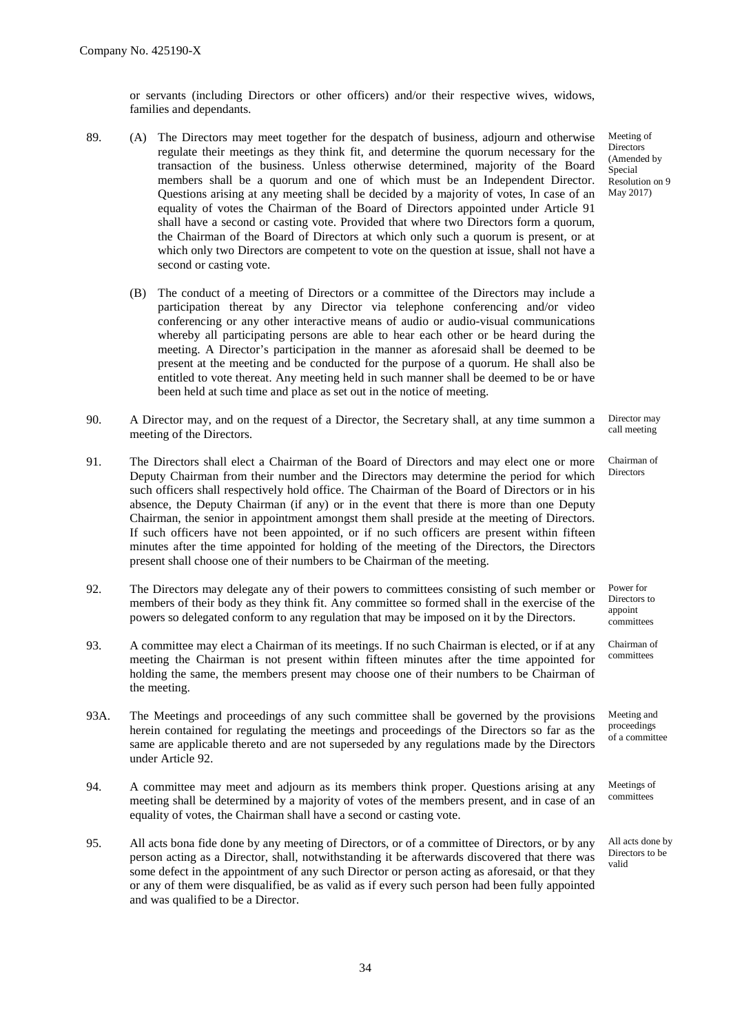or servants (including Directors or other officers) and/or their respective wives, widows, families and dependants.

89. (A) The Directors may meet together for the despatch of business, adjourn and otherwise regulate their meetings as they think fit, and determine the quorum necessary for the transaction of the business. Unless otherwise determined, majority of the Board members shall be a quorum and one of which must be an Independent Director. Questions arising at any meeting shall be decided by a majority of votes, In case of an equality of votes the Chairman of the Board of Directors appointed under Article 91 shall have a second or casting vote. Provided that where two Directors form a quorum, the Chairman of the Board of Directors at which only such a quorum is present, or at which only two Directors are competent to vote on the question at issue, shall not have a second or casting vote.

*Meeting of Directors (Amended by Special Resolution on 9 May 2017)*

(B) The conduct of a meeting of Directors or a committee of the Directors may include a participation thereat by any Director via telephone conferencing and/or video conferencing or any other interactive means of audio or audio-visual communications whereby all participating persons are able to hear each other or be heard during the meeting. A Director's participation in the manner as aforesaid shall be deemed to be present at the meeting and be conducted for the purpose of a quorum. He shall also be entitled to vote thereat. Any meeting held in such manner shall be deemed to be or have been held at such time and place as set out in the notice of meeting.

90. A Director may, and on the request of a Director, the Secretary shall, at any time summon a meeting of the Directors.

*Director may call meeting*

91. The Directors shall elect a Chairman of the Board of Directors and may elect one or more Deputy Chairman from their number and the Directors may determine the period for which such officers shall respectively hold office. The Chairman of the Board of Directors or in his absence, the Deputy Chairman (if any) or in the event that there is more than one Deputy Chairman, the senior in appointment amongst them shall preside at the meeting of Directors. If such officers have not been appointed, or if no such officers are present within fifteen minutes after the time appointed for holding of the meeting of the Directors, the Directors present shall choose one of their numbers to be Chairman of the meeting.

*Chairman of Directors*

92. The Directors may delegate any of their powers to committees consisting of such member or members of their body as they think fit. Any committee so formed shall in the exercise of the powers so delegated conform to any regulation that may be imposed on it by the Directors.

*Power for Directors to appoint committees*

93. A committee may elect a Chairman of its meetings. If no such Chairman is elected, or if at any meeting the Chairman is not present within fifteen minutes after the time appointed for holding the same, the members present may choose one of their numbers to be Chairman of the meeting.

*Chairman of committees*

93A. The Meetings and proceedings of any such committee shall be governed by the provisions herein contained for regulating the meetings and proceedings of the Directors so far as the same are applicable thereto and are not superseded by any regulations made by the Directors under Article 92.

*Meeting and proceedings of a committee*

94. A committee may meet and adjourn as its members think proper. Questions arising at any meeting shall be determined by a majority of votes of the members present, and in case of an equality of votes, the Chairman shall have a second or casting vote.

*Meetings of committees*

95. All acts bona fide done by any meeting of Directors, or of a committee of Directors, or by any person acting as a Director, shall, notwithstanding it be afterwards discovered that there was some defect in the appointment of any such Director or person acting as aforesaid, or that they or any of them were disqualified, be as valid as if every such person had been fully appointed and was qualified to be a Director.

*All acts done by Directors to be valid*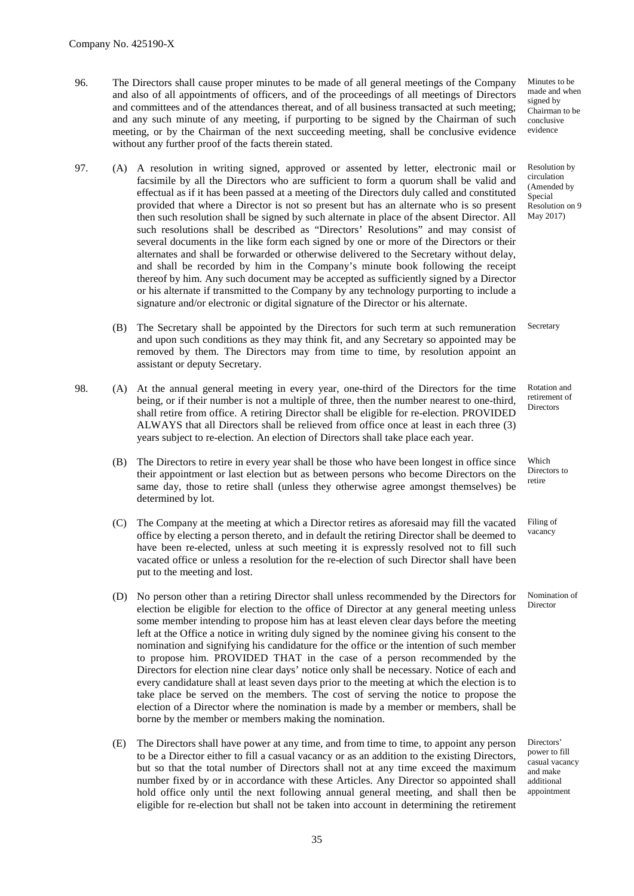Company No. 425190-X

96. The Directors shall cause proper minutes to be made of all general meetings of the Company and also of all appointments of officers, and of the proceedings of all meetings of Directors and committees and of the attendances thereat, and of all business transacted at such meeting; and any such minute of any meeting, if purporting to be signed by the Chairman of such meeting, or by the Chairman of the next succeeding meeting, shall be conclusive evidence without any further proof of the facts therein stated.

*Minutes to be made and when signed by Chairman to be conclusive evidence*

97. (A) A resolution in writing signed, approved or assented by letter, electronic mail or facsimile by all the Directors who are sufficient to form a quorum shall be valid and effectual as if it has been passed at a meeting of the Directors duly called and constituted provided that where a Director is not so present but has an alternate who is so present then such resolution shall be signed by such alternate in place of the absent Director. All such resolutions shall be described as "Directors' Resolutions" and may consist of several documents in the like form each signed by one or more of the Directors or their alternates and shall be forwarded or otherwise delivered to the Secretary without delay, and shall be recorded by him in the Company's minute book following the receipt thereof by him. Any such document may be accepted as sufficiently signed by a Director or his alternate if transmitted to the Company by any technology purporting to include a signature and/or electronic or digital signature of the Director or his alternate.

*Resolution by circulation (Amended by Special Resolution on 9 May 2017)*

(B) The Secretary shall be appointed by the Directors for such term at such remuneration and upon such conditions as they may think fit, and any Secretary so appointed may be removed by them. The Directors may from time to time, by resolution appoint an assistant or deputy Secretary.

*Secretary*

98. (A) At the annual general meeting in every year, one-third of the Directors for the time being, or if their number is not a multiple of three, then the number nearest to one-third, shall retire from office. A retiring Director shall be eligible for re-election. PROVIDED ALWAYS that all Directors shall be relieved from office once at least in each three (3) years subject to re-election. An election of Directors shall take place each year.

*Rotation and retirement of Directors*

(B) The Directors to retire in every year shall be those who have been longest in office since their appointment or last election but as between persons who become Directors on the same day, those to retire shall (unless they otherwise agree amongst themselves) be determined by lot.

*Which Directors to retire*

(C) The Company at the meeting at which a Director retires as aforesaid may fill the vacated office by electing a person thereto, and in default the retiring Director shall be deemed to have been re-elected, unless at such meeting it is expressly resolved not to fill such vacated office or unless a resolution for the re-election of such Director shall have been put to the meeting and lost.

*Filing of vacancy*

(D) No person other than a retiring Director shall unless recommended by the Directors for election be eligible for election to the office of Director at any general meeting unless some member intending to propose him has at least eleven clear days before the meeting left at the Office a notice in writing duly signed by the nominee giving his consent to the nomination and signifying his candidature for the office or the intention of such member to propose him. PROVIDED THAT in the case of a person recommended by the Directors for election nine clear days' notice only shall be necessary. Notice of each and every candidature shall at least seven days prior to the meeting at which the election is to take place be served on the members. The cost of serving the notice to propose the election of a Director where the nomination is made by a member or members, shall be borne by the member or members making the nomination.

*Nomination of Director*

(E) The Directors shall have power at any time, and from time to time, to appoint any person to be a Director either to fill a casual vacancy or as an addition to the existing Directors, but so that the total number of Directors shall not at any time exceed the maximum number fixed by or in accordance with these Articles. Any Director so appointed shall hold office only until the next following annual general meeting, and shall then be eligible for re-election but shall not be taken into account in determining the retirement

*Directors' power to fill casual vacancy and make additional appointment*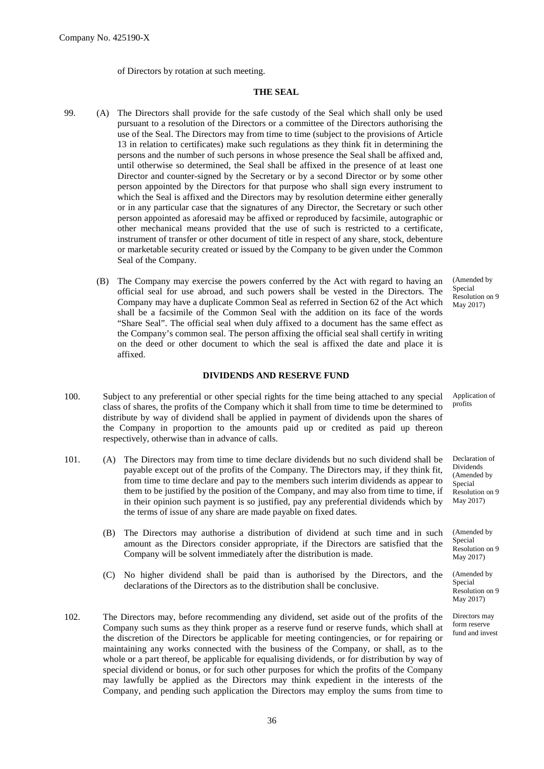of Directors by rotation at such meeting.

## THE SEAL

99. (A) The Directors shall provide for the safe custody of the Seal which shall only be used pursuant to a resolution of the Directors or a committee of the Directors authorising the use of the Seal. The Directors may from time to time (subject to the provisions of Article 13 in relation to certificates) make such regulations as they think fit in determining the persons and the number of such persons in whose presence the Seal shall be affixed and, until otherwise so determined, the Seal shall be affixed in the presence of at least one Director and counter-signed by the Secretary or by a second Director or by some other person appointed by the Directors for that purpose who shall sign every instrument to which the Seal is affixed and the Directors may by resolution determine either generally or in any particular case that the signatures of any Director, the Secretary or such other person appointed as aforesaid may be affixed or reproduced by facsimile, autographic or other mechanical means provided that the use of such is restricted to a certificate, instrument of transfer or other document of title in respect of any share, stock, debenture or marketable security created or issued by the Company to be given under the Common Seal of the Company.

(B) The Company may exercise the powers conferred by the Act with regard to having an official seal for use abroad, and such powers shall be vested in the Directors. The Company may have a duplicate Common Seal as referred in Section 62 of the Act which shall be a facsimile of the Common Seal with the addition on its face of the words "Share Seal". The official seal when duly affixed to a document has the same effect as the Company's common seal. The person affixing the official seal shall certify in writing on the deed or other document to which the seal is affixed the date and place it is affixed. (Amended by Special Resolution on 9 May 2017)

## DIVIDENDS AND RESERVE FUND

100. *Application of profits* — Subject to any preferential or other special rights for the time being attached to any special class of shares, the profits of the Company which it shall from time to time be determined to distribute by way of dividend shall be applied in payment of dividends upon the shares of the Company in proportion to the amounts paid up or credited as paid up thereon respectively, otherwise than in advance of calls.

101. *Declaration of Dividends (Amended by Special Resolution on 9 May 2017)*

(A) The Directors may from time to time declare dividends but no such dividend shall be payable except out of the profits of the Company. The Directors may, if they think fit, from time to time declare and pay to the members such interim dividends as appear to them to be justified by the position of the Company, and may also from time to time, if in their opinion such payment is so justified, pay any preferential dividends which by the terms of issue of any share are made payable on fixed dates.

(B) The Directors may authorise a distribution of dividend at such time and in such amount as the Directors consider appropriate, if the Directors are satisfied that the Company will be solvent immediately after the distribution is made. (Amended by Special Resolution on 9 May 2017)

(C) No higher dividend shall be paid than is authorised by the Directors, and the declarations of the Directors as to the distribution shall be conclusive. (Amended by Special Resolution on 9 May 2017)

102. *Directors may form reserve fund and invest* — The Directors may, before recommending any dividend, set aside out of the profits of the Company such sums as they think proper as a reserve fund or reserve funds, which shall at the discretion of the Directors be applicable for meeting contingencies, or for repairing or maintaining any works connected with the business of the Company, or shall, as to the whole or a part thereof, be applicable for equalising dividends, or for distribution by way of special dividend or bonus, or for such other purposes for which the profits of the Company may lawfully be applied as the Directors may think expedient in the interests of the Company, and pending such application the Directors may employ the sums from time to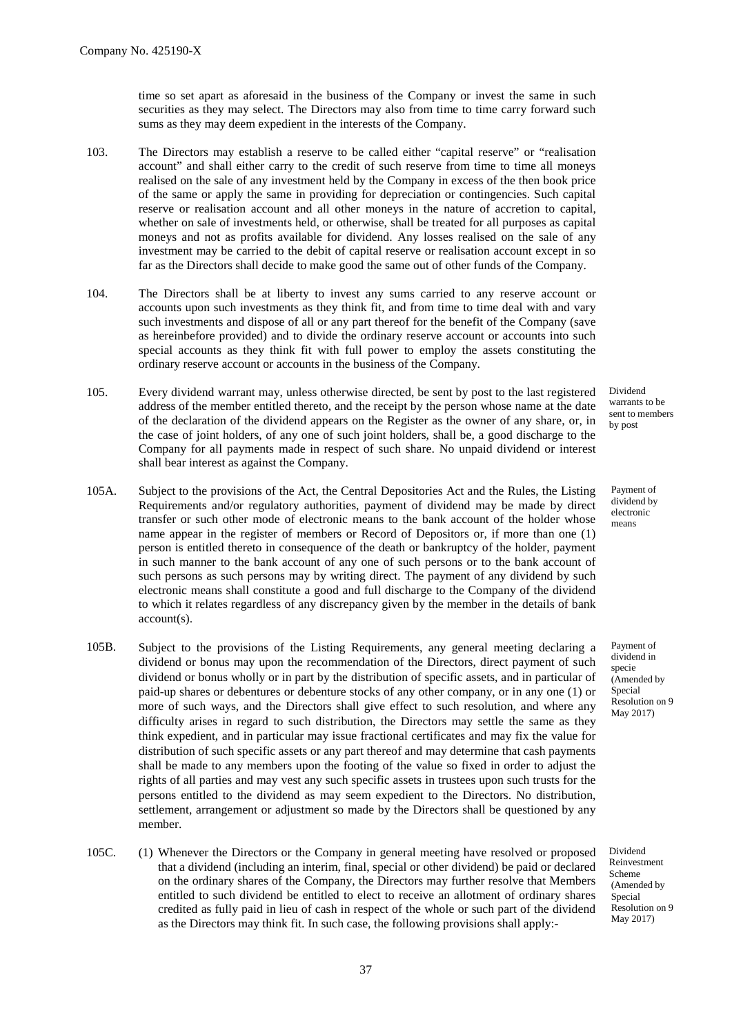Company No. 425190-X

time so set apart as aforesaid in the business of the Company or invest the same in such securities as they may select. The Directors may also from time to time carry forward such sums as they may deem expedient in the interests of the Company.

103. The Directors may establish a reserve to be called either "capital reserve" or "realisation account" and shall either carry to the credit of such reserve from time to time all moneys realised on the sale of any investment held by the Company in excess of the then book price of the same or apply the same in providing for depreciation or contingencies. Such capital reserve or realisation account and all other moneys in the nature of accretion to capital, whether on sale of investments held, or otherwise, shall be treated for all purposes as capital moneys and not as profits available for dividend. Any losses realised on the sale of any investment may be carried to the debit of capital reserve or realisation account except in so far as the Directors shall decide to make good the same out of other funds of the Company.

104. The Directors shall be at liberty to invest any sums carried to any reserve account or accounts upon such investments as they think fit, and from time to time deal with and vary such investments and dispose of all or any part thereof for the benefit of the Company (save as hereinbefore provided) and to divide the ordinary reserve account or accounts into such special accounts as they think fit with full power to employ the assets constituting the ordinary reserve account or accounts in the business of the Company.

*Dividend warrants to be sent to members by post*

105. Every dividend warrant may, unless otherwise directed, be sent by post to the last registered address of the member entitled thereto, and the receipt by the person whose name at the date of the declaration of the dividend appears on the Register as the owner of any share, or, in the case of joint holders, of any one of such joint holders, shall be, a good discharge to the Company for all payments made in respect of such share. No unpaid dividend or interest shall bear interest as against the Company.

*Payment of dividend by electronic means*

105A. Subject to the provisions of the Act, the Central Depositories Act and the Rules, the Listing Requirements and/or regulatory authorities, payment of dividend may be made by direct transfer or such other mode of electronic means to the bank account of the holder whose name appear in the register of members or Record of Depositors or, if more than one (1) person is entitled thereto in consequence of the death or bankruptcy of the holder, payment in such manner to the bank account of any one of such persons or to the bank account of such persons as such persons may by writing direct. The payment of any dividend by such electronic means shall constitute a good and full discharge to the Company of the dividend to which it relates regardless of any discrepancy given by the member in the details of bank account(s).

*Payment of dividend in specie (Amended by Special Resolution on 9 May 2017)*

105B. Subject to the provisions of the Listing Requirements, any general meeting declaring a dividend or bonus may upon the recommendation of the Directors, direct payment of such dividend or bonus wholly or in part by the distribution of specific assets, and in particular of paid-up shares or debentures or debenture stocks of any other company, or in any one (1) or more of such ways, and the Directors shall give effect to such resolution, and where any difficulty arises in regard to such distribution, the Directors may settle the same as they think expedient, and in particular may issue fractional certificates and may fix the value for distribution of such specific assets or any part thereof and may determine that cash payments shall be made to any members upon the footing of the value so fixed in order to adjust the rights of all parties and may vest any such specific assets in trustees upon such trusts for the persons entitled to the dividend as may seem expedient to the Directors. No distribution, settlement, arrangement or adjustment so made by the Directors shall be questioned by any member.

*Dividend Reinvestment Scheme (Amended by Special Resolution on 9 May 2017)*

105C. (1) Whenever the Directors or the Company in general meeting have resolved or proposed that a dividend (including an interim, final, special or other dividend) be paid or declared on the ordinary shares of the Company, the Directors may further resolve that Members entitled to such dividend be entitled to elect to receive an allotment of ordinary shares credited as fully paid in lieu of cash in respect of the whole or such part of the dividend as the Directors may think fit. In such case, the following provisions shall apply:-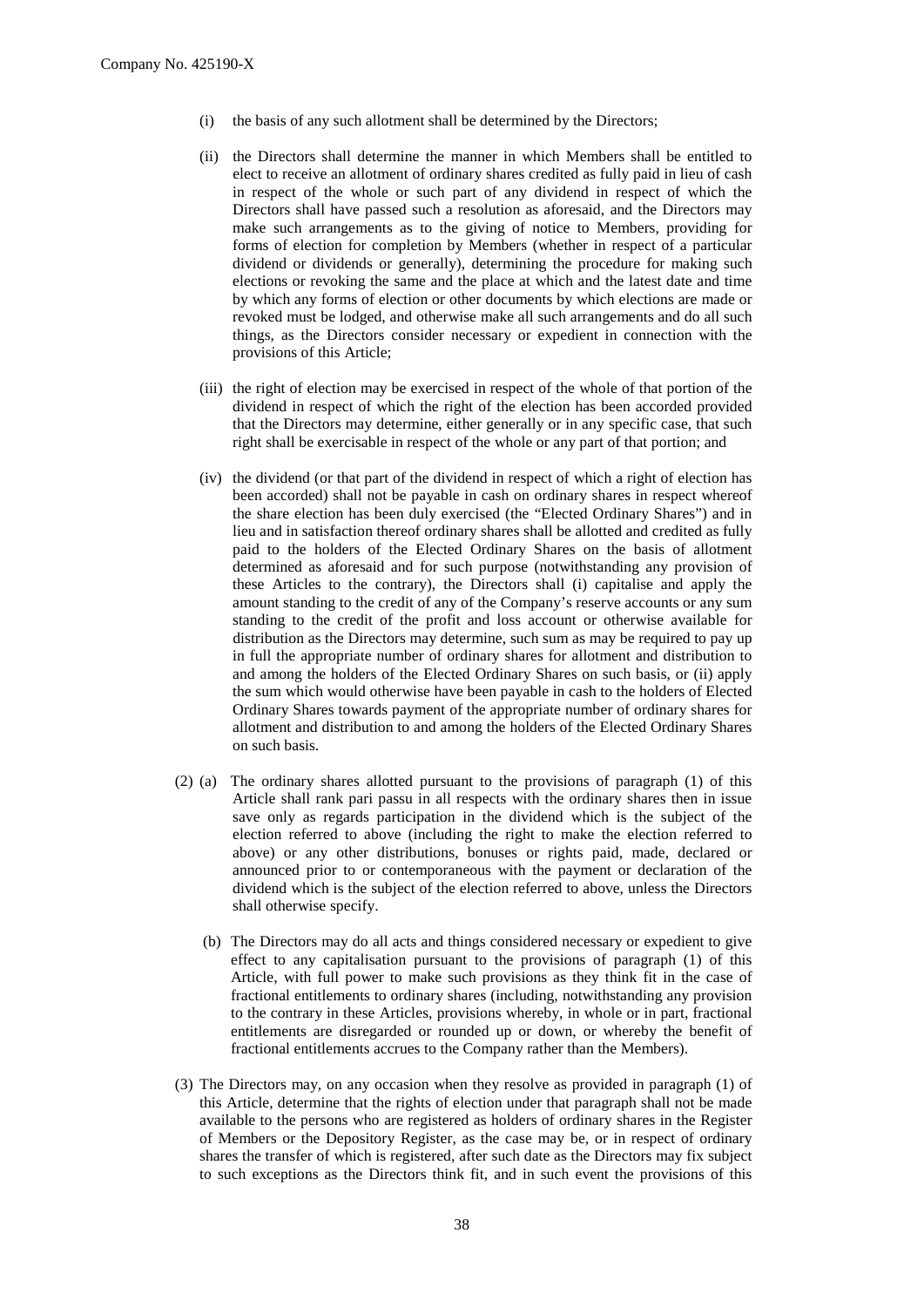(i) the basis of any such allotment shall be determined by the Directors;

(ii) the Directors shall determine the manner in which Members shall be entitled to elect to receive an allotment of ordinary shares credited as fully paid in lieu of cash in respect of the whole or such part of any dividend in respect of which the Directors shall have passed such a resolution as aforesaid, and the Directors may make such arrangements as to the giving of notice to Members, providing for forms of election for completion by Members (whether in respect of a particular dividend or dividends or generally), determining the procedure for making such elections or revoking the same and the place at which and the latest date and time by which any forms of election or other documents by which elections are made or revoked must be lodged, and otherwise make all such arrangements and do all such things, as the Directors consider necessary or expedient in connection with the provisions of this Article;

(iii) the right of election may be exercised in respect of the whole of that portion of the dividend in respect of which the right of the election has been accorded provided that the Directors may determine, either generally or in any specific case, that such right shall be exercisable in respect of the whole or any part of that portion; and

(iv) the dividend (or that part of the dividend in respect of which a right of election has been accorded) shall not be payable in cash on ordinary shares in respect whereof the share election has been duly exercised (the "Elected Ordinary Shares") and in lieu and in satisfaction thereof ordinary shares shall be allotted and credited as fully paid to the holders of the Elected Ordinary Shares on the basis of allotment determined as aforesaid and for such purpose (notwithstanding any provision of these Articles to the contrary), the Directors shall (i) capitalise and apply the amount standing to the credit of any of the Company's reserve accounts or any sum standing to the credit of the profit and loss account or otherwise available for distribution as the Directors may determine, such sum as may be required to pay up in full the appropriate number of ordinary shares for allotment and distribution to and among the holders of the Elected Ordinary Shares on such basis, or (ii) apply the sum which would otherwise have been payable in cash to the holders of Elected Ordinary Shares towards payment of the appropriate number of ordinary shares for allotment and distribution to and among the holders of the Elected Ordinary Shares on such basis.

(2) (a) The ordinary shares allotted pursuant to the provisions of paragraph (1) of this Article shall rank pari passu in all respects with the ordinary shares then in issue save only as regards participation in the dividend which is the subject of the election referred to above (including the right to make the election referred to above) or any other distributions, bonuses or rights paid, made, declared or announced prior to or contemporaneous with the payment or declaration of the dividend which is the subject of the election referred to above, unless the Directors shall otherwise specify.

(b) The Directors may do all acts and things considered necessary or expedient to give effect to any capitalisation pursuant to the provisions of paragraph (1) of this Article, with full power to make such provisions as they think fit in the case of fractional entitlements to ordinary shares (including, notwithstanding any provision to the contrary in these Articles, provisions whereby, in whole or in part, fractional entitlements are disregarded or rounded up or down, or whereby the benefit of fractional entitlements accrues to the Company rather than the Members).

(3) The Directors may, on any occasion when they resolve as provided in paragraph (1) of this Article, determine that the rights of election under that paragraph shall not be made available to the persons who are registered as holders of ordinary shares in the Register of Members or the Depository Register, as the case may be, or in respect of ordinary shares the transfer of which is registered, after such date as the Directors may fix subject to such exceptions as the Directors think fit, and in such event the provisions of this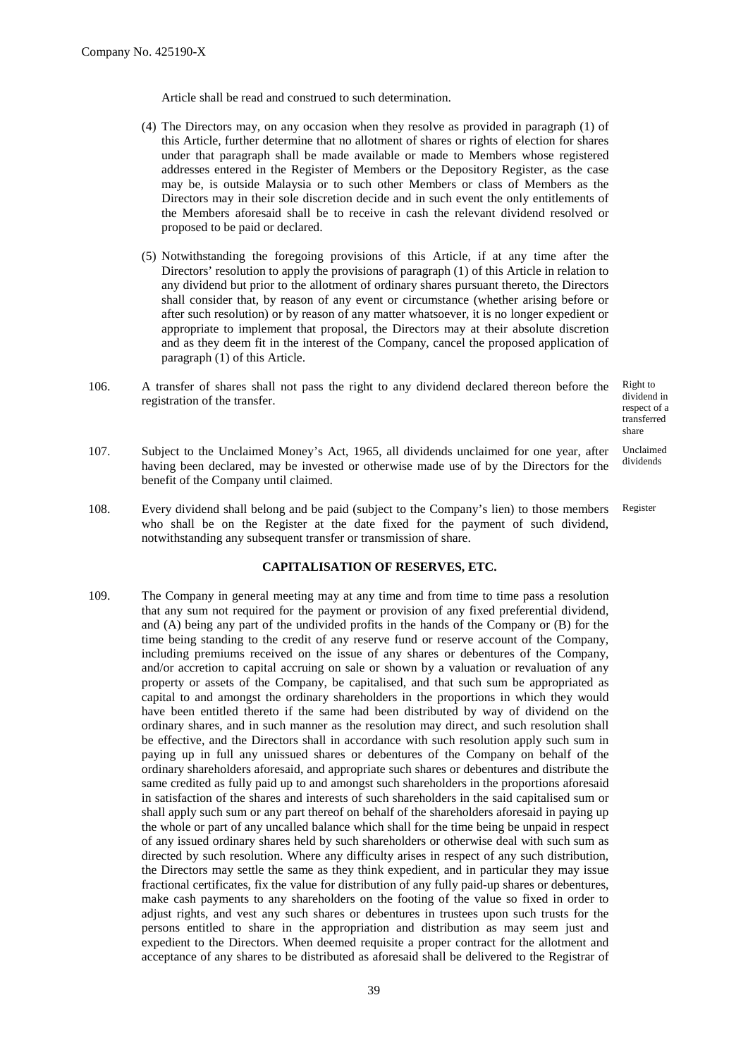Article shall be read and construed to such determination.

(4) The Directors may, on any occasion when they resolve as provided in paragraph (1) of this Article, further determine that no allotment of shares or rights of election for shares under that paragraph shall be made available or made to Members whose registered addresses entered in the Register of Members or the Depository Register, as the case may be, is outside Malaysia or to such other Members or class of Members as the Directors may in their sole discretion decide and in such event the only entitlements of the Members aforesaid shall be to receive in cash the relevant dividend resolved or proposed to be paid or declared.

(5) Notwithstanding the foregoing provisions of this Article, if at any time after the Directors' resolution to apply the provisions of paragraph (1) of this Article in relation to any dividend but prior to the allotment of ordinary shares pursuant thereto, the Directors shall consider that, by reason of any event or circumstance (whether arising before or after such resolution) or by reason of any matter whatsoever, it is no longer expedient or appropriate to implement that proposal, the Directors may at their absolute discretion and as they deem fit in the interest of the Company, cancel the proposed application of paragraph (1) of this Article.

106. A transfer of shares shall not pass the right to any dividend declared thereon before the registration of the transfer. *(Right to dividend in respect of a transferred share)*

107. Subject to the Unclaimed Money's Act, 1965, all dividends unclaimed for one year, after having been declared, may be invested or otherwise made use of by the Directors for the benefit of the Company until claimed. *(Unclaimed dividends)*

108. Every dividend shall belong and be paid (subject to the Company's lien) to those members who shall be on the Register at the date fixed for the payment of such dividend, notwithstanding any subsequent transfer or transmission of share. *(Register)*

## CAPITALISATION OF RESERVES, ETC.

109. The Company in general meeting may at any time and from time to time pass a resolution that any sum not required for the payment or provision of any fixed preferential dividend, and (A) being any part of the undivided profits in the hands of the Company or (B) for the time being standing to the credit of any reserve fund or reserve account of the Company, including premiums received on the issue of any shares or debentures of the Company, and/or accretion to capital accruing on sale or shown by a valuation or revaluation of any property or assets of the Company, be capitalised, and that such sum be appropriated as capital to and amongst the ordinary shareholders in the proportions in which they would have been entitled thereto if the same had been distributed by way of dividend on the ordinary shares, and in such manner as the resolution may direct, and such resolution shall be effective, and the Directors shall in accordance with such resolution apply such sum in paying up in full any unissued shares or debentures of the Company on behalf of the ordinary shareholders aforesaid, and appropriate such shares or debentures and distribute the same credited as fully paid up to and amongst such shareholders in the proportions aforesaid in satisfaction of the shares and interests of such shareholders in the said capitalised sum or shall apply such sum or any part thereof on behalf of the shareholders aforesaid in paying up the whole or part of any uncalled balance which shall for the time being be unpaid in respect of any issued ordinary shares held by such shareholders or otherwise deal with such sum as directed by such resolution. Where any difficulty arises in respect of any such distribution, the Directors may settle the same as they think expedient, and in particular they may issue fractional certificates, fix the value for distribution of any fully paid-up shares or debentures, make cash payments to any shareholders on the footing of the value so fixed in order to adjust rights, and vest any such shares or debentures in trustees upon such trusts for the persons entitled to share in the appropriation and distribution as may seem just and expedient to the Directors. When deemed requisite a proper contract for the allotment and acceptance of any shares to be distributed as aforesaid shall be delivered to the Registrar of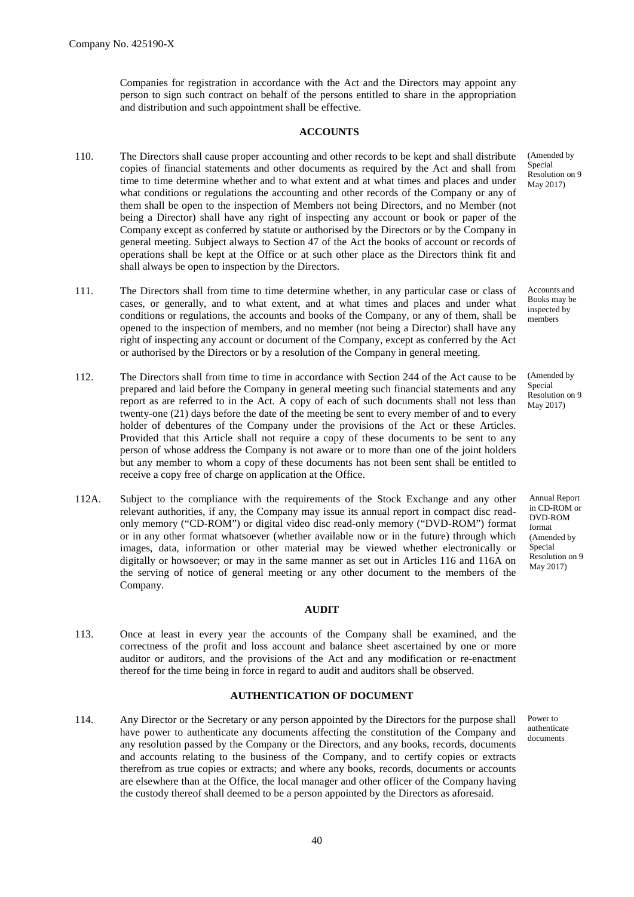Companies for registration in accordance with the Act and the Directors may appoint any person to sign such contract on behalf of the persons entitled to share in the appropriation and distribution and such appointment shall be effective.

## ACCOUNTS

110. The Directors shall cause proper accounting and other records to be kept and shall distribute copies of financial statements and other documents as required by the Act and shall from time to time determine whether and to what extent and at what times and places and under what conditions or regulations the accounting and other records of the Company or any of them shall be open to the inspection of Members not being Directors, and no Member (not being a Director) shall have any right of inspecting any account or book or paper of the Company except as conferred by statute or authorised by the Directors or by the Company in general meeting. Subject always to Section 47 of the Act the books of account or records of operations shall be kept at the Office or at such other place as the Directors think fit and shall always be open to inspection by the Directors. (Amended by Special Resolution on 9 May 2017)

111. The Directors shall from time to time determine whether, in any particular case or class of cases, or generally, and to what extent, and at what times and places and under what conditions or regulations, the accounts and books of the Company, or any of them, shall be opened to the inspection of members, and no member (not being a Director) shall have any right of inspecting any account or document of the Company, except as conferred by the Act or authorised by the Directors or by a resolution of the Company in general meeting. (Accounts and Books may be inspected by members)

112. The Directors shall from time to time in accordance with Section 244 of the Act cause to be prepared and laid before the Company in general meeting such financial statements and any report as are referred to in the Act. A copy of each of such documents shall not less than twenty-one (21) days before the date of the meeting be sent to every member of and to every holder of debentures of the Company under the provisions of the Act or these Articles. Provided that this Article shall not require a copy of these documents to be sent to any person of whose address the Company is not aware or to more than one of the joint holders but any member to whom a copy of these documents has not been sent shall be entitled to receive a copy free of charge on application at the Office. (Amended by Special Resolution on 9 May 2017)

112A. Subject to the compliance with the requirements of the Stock Exchange and any other relevant authorities, if any, the Company may issue its annual report in compact disc read-only memory ("CD-ROM") or digital video disc read-only memory ("DVD-ROM") format or in any other format whatsoever (whether available now or in the future) through which images, data, information or other material may be viewed whether electronically or digitally or howsoever; or may in the same manner as set out in Articles 116 and 116A on the serving of notice of general meeting or any other document to the members of the Company. (Annual Report in CD-ROM or DVD-ROM format (Amended by Special Resolution on 9 May 2017))

## AUDIT

113. Once at least in every year the accounts of the Company shall be examined, and the correctness of the profit and loss account and balance sheet ascertained by one or more auditor or auditors, and the provisions of the Act and any modification or re-enactment thereof for the time being in force in regard to audit and auditors shall be observed.

## AUTHENTICATION OF DOCUMENT

114. Any Director or the Secretary or any person appointed by the Directors for the purpose shall have power to authenticate any documents affecting the constitution of the Company and any resolution passed by the Company or the Directors, and any books, records, documents and accounts relating to the business of the Company, and to certify copies or extracts therefrom as true copies or extracts; and where any books, records, documents or accounts are elsewhere than at the Office, the local manager and other officer of the Company having the custody thereof shall deemed to be a person appointed by the Directors as aforesaid. (Power to authenticate documents)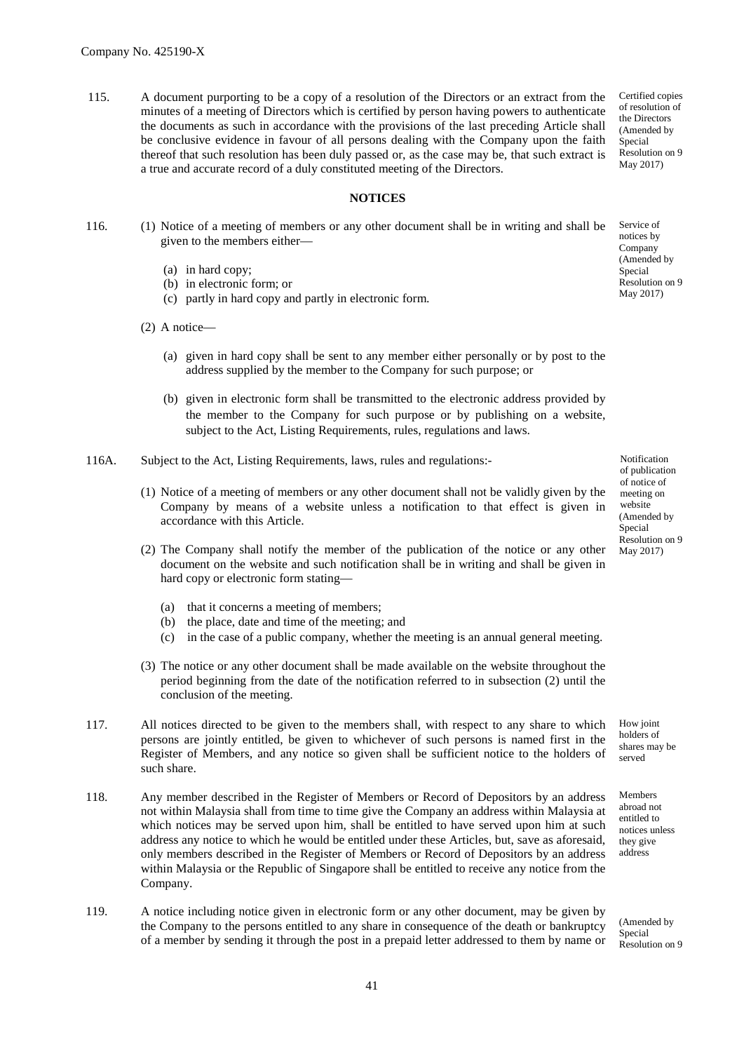Company No. 425190-X

115. A document purporting to be a copy of a resolution of the Directors or an extract from the minutes of a meeting of Directors which is certified by person having powers to authenticate the documents as such in accordance with the provisions of the last preceding Article shall be conclusive evidence in favour of all persons dealing with the Company upon the faith thereof that such resolution has been duly passed or, as the case may be, that such extract is a true and accurate record of a duly constituted meeting of the Directors.

*Certified copies of resolution of the Directors (Amended by Special Resolution on 9 May 2017)*

## NOTICES

116. (1) Notice of a meeting of members or any other document shall be in writing and shall be given to the members either—

*Service of notices by Company (Amended by Special Resolution on 9 May 2017)*

(a) in hard copy;
(b) in electronic form; or
(c) partly in hard copy and partly in electronic form.

(2) A notice—

(a) given in hard copy shall be sent to any member either personally or by post to the address supplied by the member to the Company for such purpose; or

(b) given in electronic form shall be transmitted to the electronic address provided by the member to the Company for such purpose or by publishing on a website, subject to the Act, Listing Requirements, rules, regulations and laws.

116A. Subject to the Act, Listing Requirements, laws, rules and regulations:-

*Notification of publication of notice of meeting on website (Amended by Special Resolution on 9 May 2017)*

(1) Notice of a meeting of members or any other document shall not be validly given by the Company by means of a website unless a notification to that effect is given in accordance with this Article.

(2) The Company shall notify the member of the publication of the notice or any other document on the website and such notification shall be in writing and shall be given in hard copy or electronic form stating—

(a) that it concerns a meeting of members;
(b) the place, date and time of the meeting; and
(c) in the case of a public company, whether the meeting is an annual general meeting.

(3) The notice or any other document shall be made available on the website throughout the period beginning from the date of the notification referred to in subsection (2) until the conclusion of the meeting.

117. All notices directed to be given to the members shall, with respect to any share to which persons are jointly entitled, be given to whichever of such persons is named first in the Register of Members, and any notice so given shall be sufficient notice to the holders of such share.

*How joint holders of shares may be served*

118. Any member described in the Register of Members or Record of Depositors by an address not within Malaysia shall from time to time give the Company an address within Malaysia at which notices may be served upon him, shall be entitled to have served upon him at such address any notice to which he would be entitled under these Articles, but, save as aforesaid, only members described in the Register of Members or Record of Depositors by an address within Malaysia or the Republic of Singapore shall be entitled to receive any notice from the Company.

*Members abroad not entitled to notices unless they give address*

119. A notice including notice given in electronic form or any other document, may be given by the Company to the persons entitled to any share in consequence of the death or bankruptcy of a member by sending it through the post in a prepaid letter addressed to them by name or

*(Amended by Special Resolution on 9*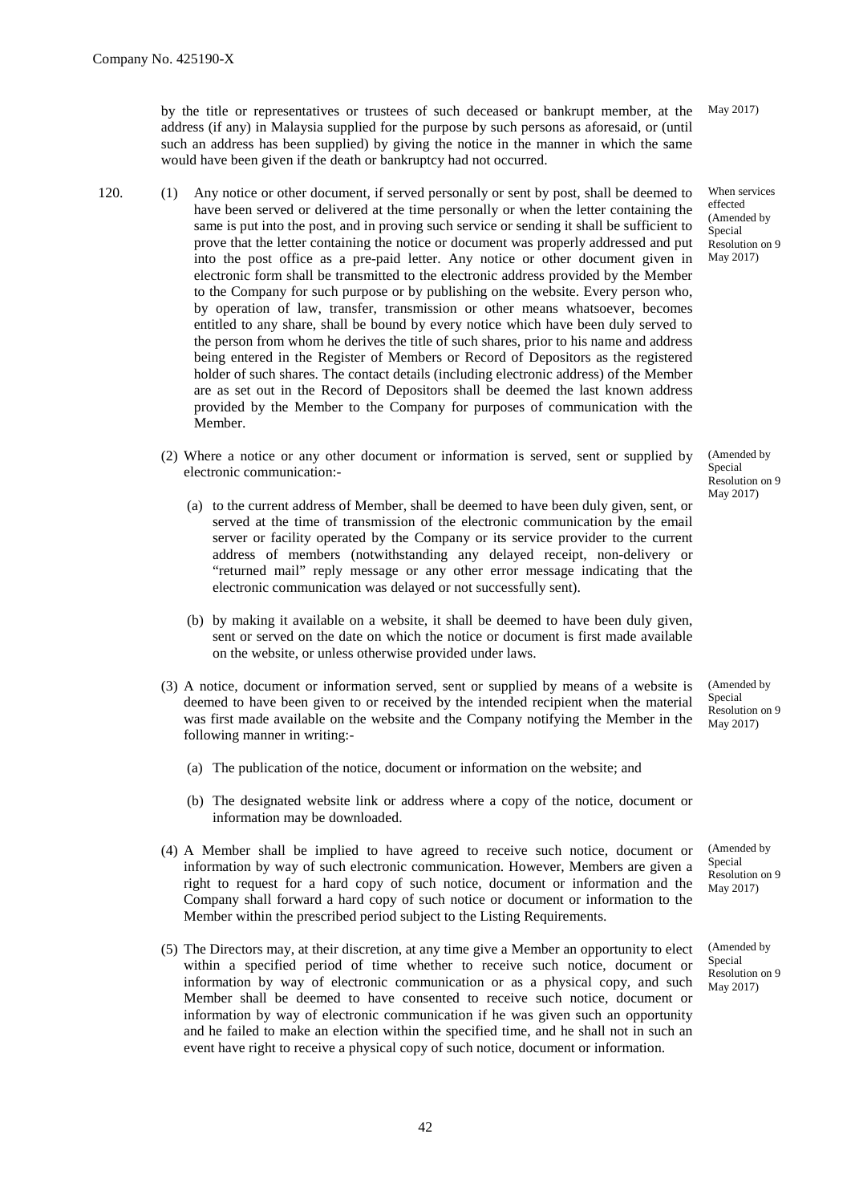by the title or representatives or trustees of such deceased or bankrupt member, at the address (if any) in Malaysia supplied for the purpose by such persons as aforesaid, or (until such an address has been supplied) by giving the notice in the manner in which the same would have been given if the death or bankruptcy had not occurred. May 2017)

120. (1) Any notice or other document, if served personally or sent by post, shall be deemed to have been served or delivered at the time personally or when the letter containing the same is put into the post, and in proving such service or sending it shall be sufficient to prove that the letter containing the notice or document was properly addressed and put into the post office as a pre-paid letter. Any notice or other document given in electronic form shall be transmitted to the electronic address provided by the Member to the Company for such purpose or by publishing on the website. Every person who, by operation of law, transfer, transmission or other means whatsoever, becomes entitled to any share, shall be bound by every notice which have been duly served to the person from whom he derives the title of such shares, prior to his name and address being entered in the Register of Members or Record of Depositors as the registered holder of such shares. The contact details (including electronic address) of the Member are as set out in the Record of Depositors shall be deemed the last known address provided by the Member to the Company for purposes of communication with the Member.

When services effected (Amended by Special Resolution on 9 May 2017)

(2) Where a notice or any other document or information is served, sent or supplied by electronic communication:-

(Amended by Special Resolution on 9 May 2017)

(a) to the current address of Member, shall be deemed to have been duly given, sent, or served at the time of transmission of the electronic communication by the email server or facility operated by the Company or its service provider to the current address of members (notwithstanding any delayed receipt, non-delivery or "returned mail" reply message or any other error message indicating that the electronic communication was delayed or not successfully sent).

(b) by making it available on a website, it shall be deemed to have been duly given, sent or served on the date on which the notice or document is first made available on the website, or unless otherwise provided under laws.

(3) A notice, document or information served, sent or supplied by means of a website is deemed to have been given to or received by the intended recipient when the material was first made available on the website and the Company notifying the Member in the following manner in writing:-

(Amended by Special Resolution on 9 May 2017)

(a) The publication of the notice, document or information on the website; and

(b) The designated website link or address where a copy of the notice, document or information may be downloaded.

(4) A Member shall be implied to have agreed to receive such notice, document or information by way of such electronic communication. However, Members are given a right to request for a hard copy of such notice, document or information and the Company shall forward a hard copy of such notice or document or information to the Member within the prescribed period subject to the Listing Requirements.

(Amended by Special Resolution on 9 May 2017)

(5) The Directors may, at their discretion, at any time give a Member an opportunity to elect within a specified period of time whether to receive such notice, document or information by way of electronic communication or as a physical copy, and such Member shall be deemed to have consented to receive such notice, document or information by way of electronic communication if he was given such an opportunity and he failed to make an election within the specified time, and he shall not in such an event have right to receive a physical copy of such notice, document or information.

(Amended by Special Resolution on 9 May 2017)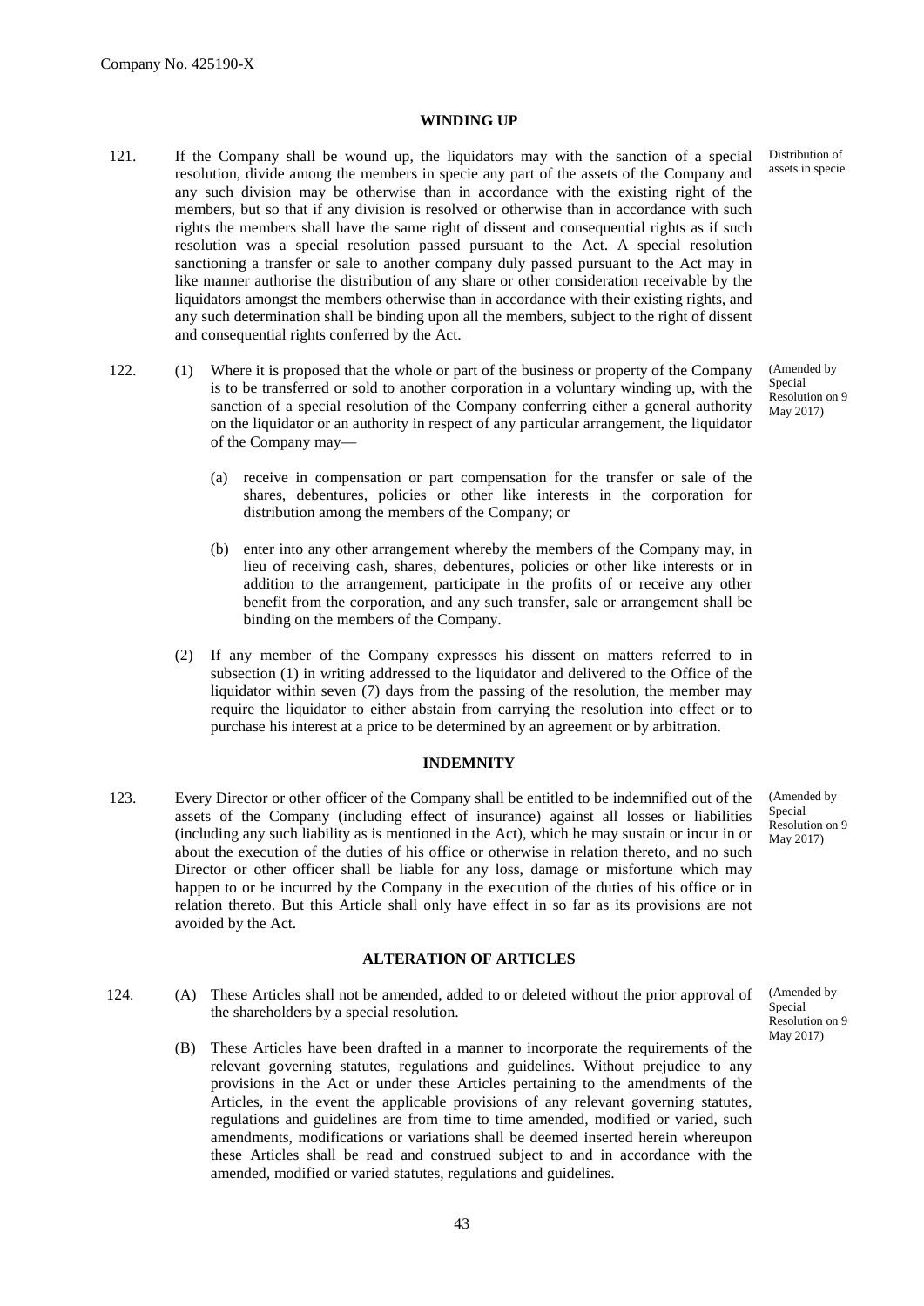## WINDING UP

121. If the Company shall be wound up, the liquidators may with the sanction of a special resolution, divide among the members in specie any part of the assets of the Company and any such division may be otherwise than in accordance with the existing right of the members, but so that if any division is resolved or otherwise than in accordance with such rights the members shall have the same right of dissent and consequential rights as if such resolution was a special resolution passed pursuant to the Act. A special resolution sanctioning a transfer or sale to another company duly passed pursuant to the Act may in like manner authorise the distribution of any share or other consideration receivable by the liquidators amongst the members otherwise than in accordance with their existing rights, and any such determination shall be binding upon all the members, subject to the right of dissent and consequential rights conferred by the Act.

*Distribution of assets in specie*

122. (1) Where it is proposed that the whole or part of the business or property of the Company is to be transferred or sold to another corporation in a voluntary winding up, with the sanction of a special resolution of the Company conferring either a general authority on the liquidator or an authority in respect of any particular arrangement, the liquidator of the Company may—

*(Amended by Special Resolution on 9 May 2017)*

(a) receive in compensation or part compensation for the transfer or sale of the shares, debentures, policies or other like interests in the corporation for distribution among the members of the Company; or

(b) enter into any other arrangement whereby the members of the Company may, in lieu of receiving cash, shares, debentures, policies or other like interests or in addition to the arrangement, participate in the profits of or receive any other benefit from the corporation, and any such transfer, sale or arrangement shall be binding on the members of the Company.

(2) If any member of the Company expresses his dissent on matters referred to in subsection (1) in writing addressed to the liquidator and delivered to the Office of the liquidator within seven (7) days from the passing of the resolution, the member may require the liquidator to either abstain from carrying the resolution into effect or to purchase his interest at a price to be determined by an agreement or by arbitration.

## INDEMNITY

123. Every Director or other officer of the Company shall be entitled to be indemnified out of the assets of the Company (including effect of insurance) against all losses or liabilities (including any such liability as is mentioned in the Act), which he may sustain or incur in or about the execution of the duties of his office or otherwise in relation thereto, and no such Director or other officer shall be liable for any loss, damage or misfortune which may happen to or be incurred by the Company in the execution of the duties of his office or in relation thereto. But this Article shall only have effect in so far as its provisions are not avoided by the Act.

*(Amended by Special Resolution on 9 May 2017)*

## ALTERATION OF ARTICLES

124. (A) These Articles shall not be amended, added to or deleted without the prior approval of the shareholders by a special resolution.

*(Amended by Special Resolution on 9 May 2017)*

(B) These Articles have been drafted in a manner to incorporate the requirements of the relevant governing statutes, regulations and guidelines. Without prejudice to any provisions in the Act or under these Articles pertaining to the amendments of the Articles, in the event the applicable provisions of any relevant governing statutes, regulations and guidelines are from time to time amended, modified or varied, such amendments, modifications or variations shall be deemed inserted herein whereupon these Articles shall be read and construed subject to and in accordance with the amended, modified or varied statutes, regulations and guidelines.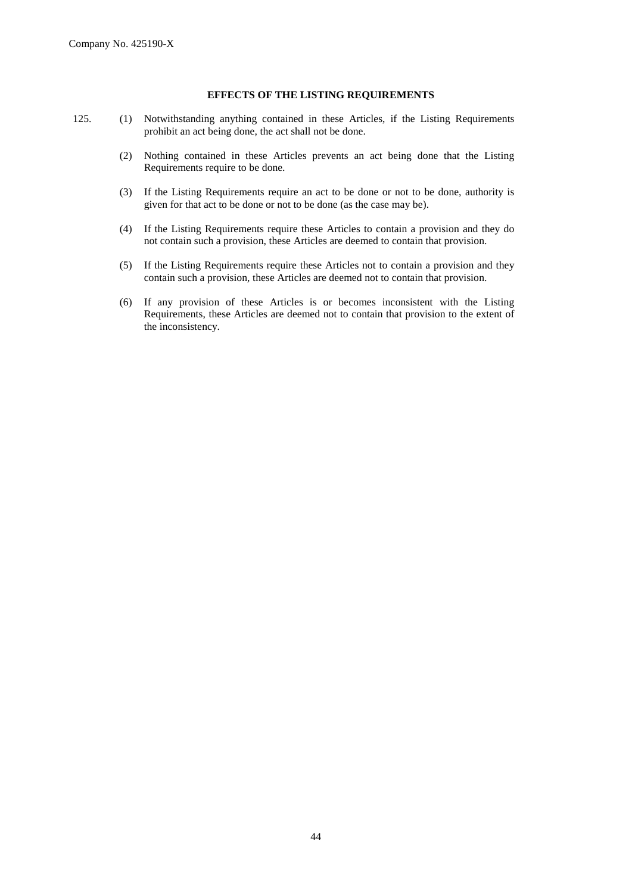## EFFECTS OF THE LISTING REQUIREMENTS

125. (1) Notwithstanding anything contained in these Articles, if the Listing Requirements prohibit an act being done, the act shall not be done.

(2) Nothing contained in these Articles prevents an act being done that the Listing Requirements require to be done.

(3) If the Listing Requirements require an act to be done or not to be done, authority is given for that act to be done or not to be done (as the case may be).

(4) If the Listing Requirements require these Articles to contain a provision and they do not contain such a provision, these Articles are deemed to contain that provision.

(5) If the Listing Requirements require these Articles not to contain a provision and they contain such a provision, these Articles are deemed not to contain that provision.

(6) If any provision of these Articles is or becomes inconsistent with the Listing Requirements, these Articles are deemed not to contain that provision to the extent of the inconsistency.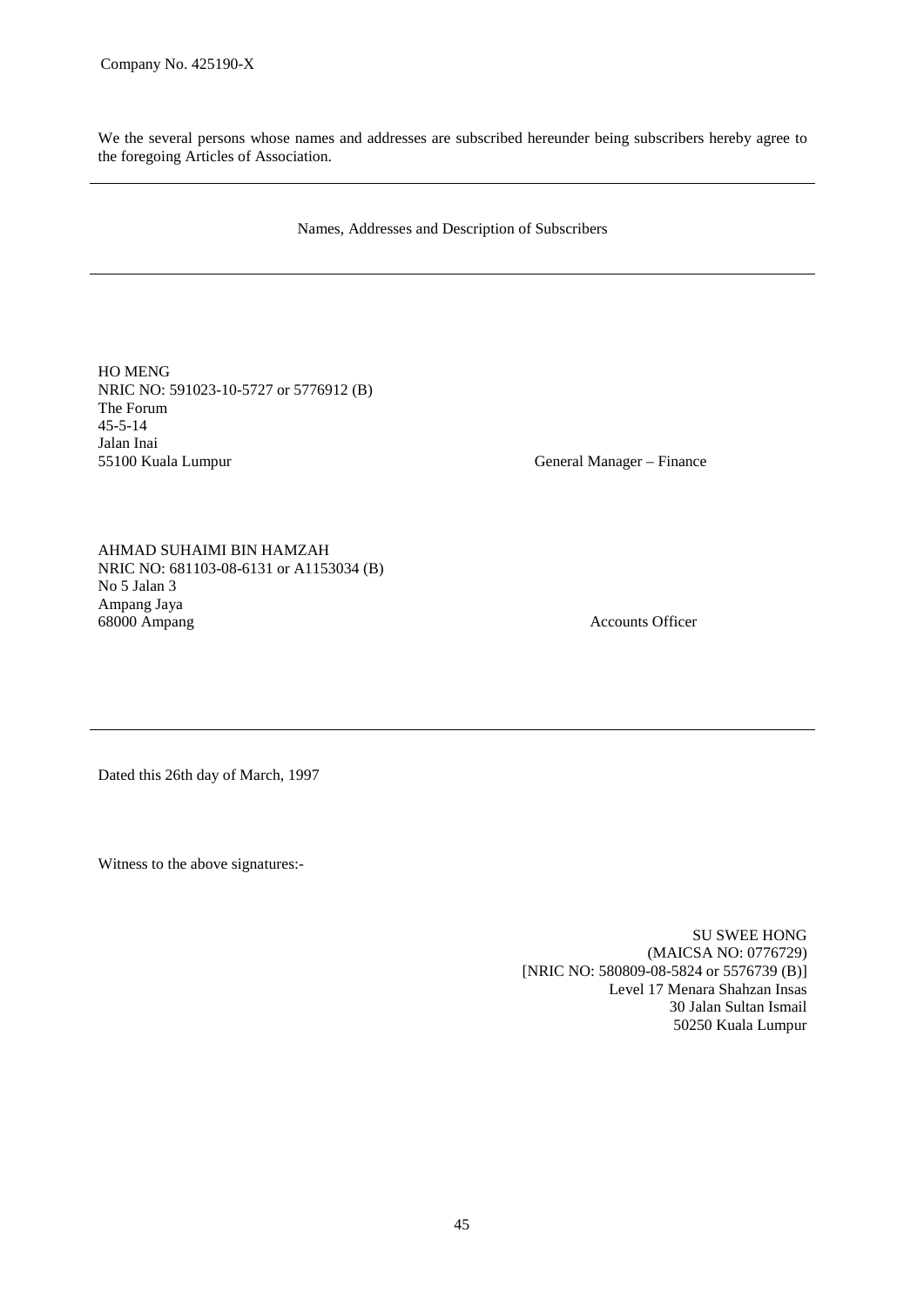Company No. 425190-X

We the several persons whose names and addresses are subscribed hereunder being subscribers hereby agree to the foregoing Articles of Association.

---

Names, Addresses and Description of Subscribers

---

HO MENG
NRIC NO: 591023-10-5727 or 5776912 (B)
The Forum
45-5-14
Jalan Inai
55100 Kuala Lumpur — General Manager – Finance

AHMAD SUHAIMI BIN HAMZAH
NRIC NO: 681103-08-6131 or A1153034 (B)
No 5 Jalan 3
Ampang Jaya
68000 Ampang — Accounts Officer

---

Dated this 26th day of March, 1997

Witness to the above signatures:-

SU SWEE HONG
(MAICSA NO: 0776729)
[NRIC NO: 580809-08-5824 or 5576739 (B)]
Level 17 Menara Shahzan Insas
30 Jalan Sultan Ismail
50250 Kuala Lumpur